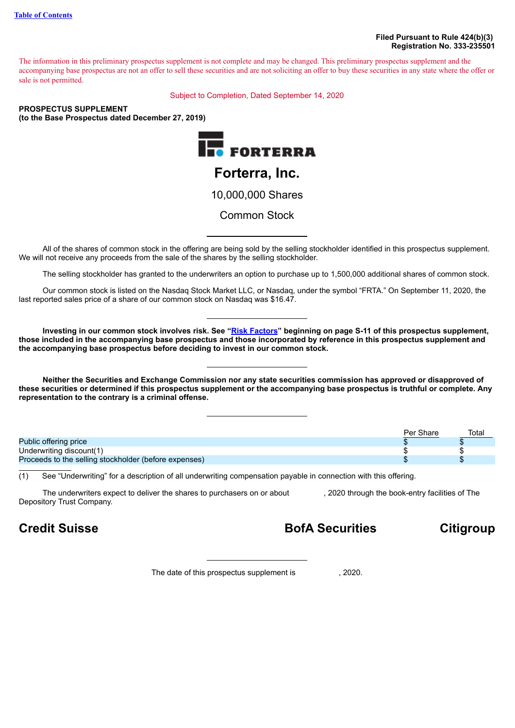Table of Contents

**Filed Pursuant to Rule 424(b)(3)**
**Registration No. 333-235501**

The information in this preliminary prospectus supplement is not complete and may be changed. This preliminary prospectus supplement and the accompanying base prospectus are not an offer to sell these securities and are not soliciting an offer to buy these securities in any state where the offer or sale is not permitted.

Subject to Completion, Dated September 14, 2020

**PROSPECTUS SUPPLEMENT**
**(to the Base Prospectus dated December 27, 2019)**

FORTERRA

# Forterra, Inc.

10,000,000 Shares

Common Stock

All of the shares of common stock in the offering are being sold by the selling stockholder identified in this prospectus supplement. We will not receive any proceeds from the sale of the shares by the selling stockholder.

The selling stockholder has granted to the underwriters an option to purchase up to 1,500,000 additional shares of common stock.

Our common stock is listed on the Nasdaq Stock Market LLC, or Nasdaq, under the symbol "FRTA." On September 11, 2020, the last reported sales price of a share of our common stock on Nasdaq was $16.47.

**Investing in our common stock involves risk. See "Risk Factors" beginning on page S-11 of this prospectus supplement, those included in the accompanying base prospectus and those incorporated by reference in this prospectus supplement and the accompanying base prospectus before deciding to invest in our common stock.**

**Neither the Securities and Exchange Commission nor any state securities commission has approved or disapproved of these securities or determined if this prospectus supplement or the accompanying base prospectus is truthful or complete. Any representation to the contrary is a criminal offense.**

| | Per Share | Total |
|---|---|---|
| Public offering price | $ | $ |
| Underwriting discount(1) | $ | $ |
| Proceeds to the selling stockholder (before expenses) | $ | $ |

(1) See "Underwriting" for a description of all underwriting compensation payable in connection with this offering.

The underwriters expect to deliver the shares to purchasers on or about , 2020 through the book-entry facilities of The Depository Trust Company.

**Credit Suisse** **BofA Securities** **Citigroup**

The date of this prospectus supplement is , 2020.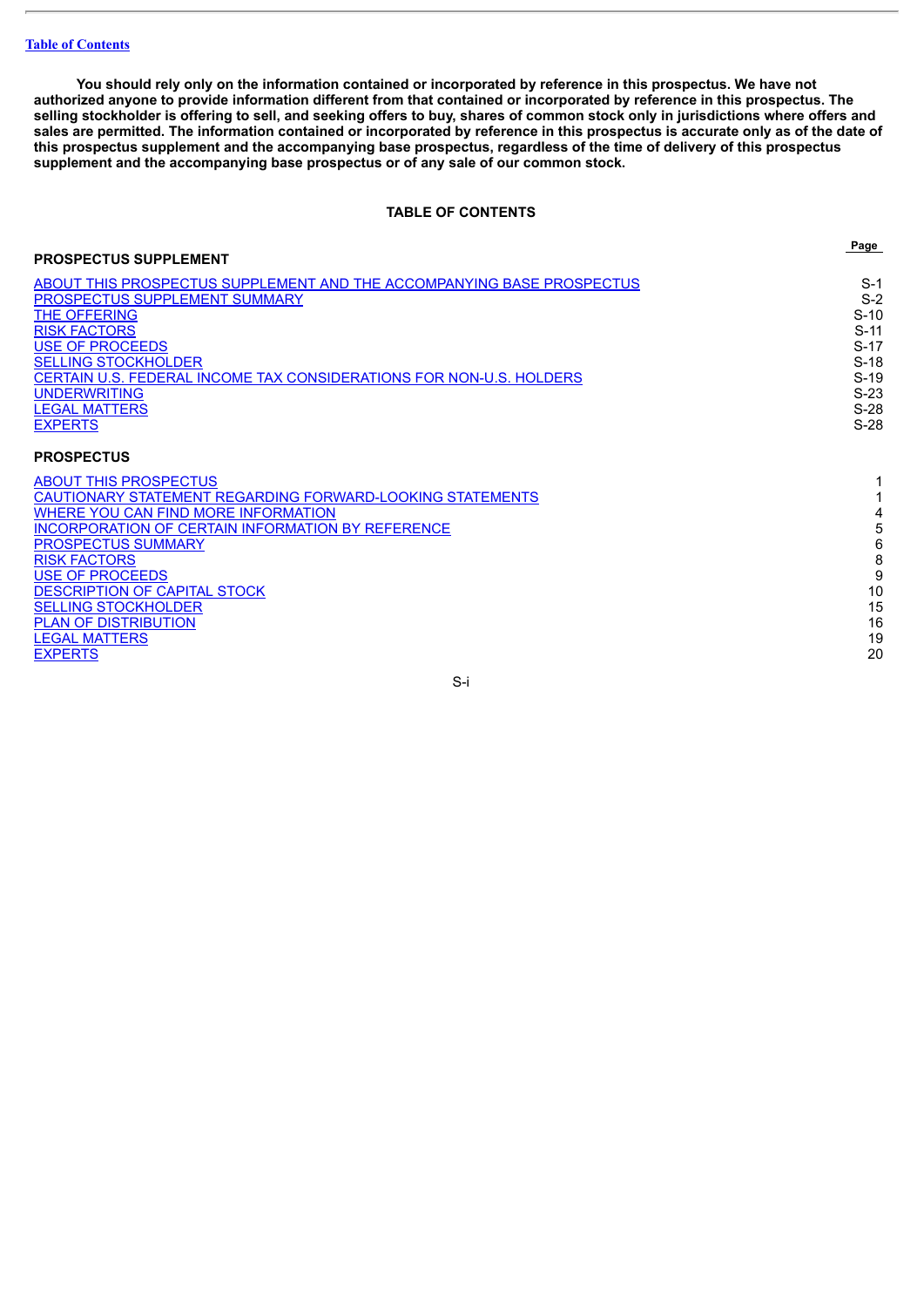Table of Contents

**You should rely only on the information contained or incorporated by reference in this prospectus. We have not authorized anyone to provide information different from that contained or incorporated by reference in this prospectus. The selling stockholder is offering to sell, and seeking offers to buy, shares of common stock only in jurisdictions where offers and sales are permitted. The information contained or incorporated by reference in this prospectus is accurate only as of the date of this prospectus supplement and the accompanying base prospectus, regardless of the time of delivery of this prospectus supplement and the accompanying base prospectus or of any sale of our common stock.**

## TABLE OF CONTENTS

| PROSPECTUS SUPPLEMENT | Page |
|---|---|
| ABOUT THIS PROSPECTUS SUPPLEMENT AND THE ACCOMPANYING BASE PROSPECTUS | S-1 |
| PROSPECTUS SUPPLEMENT SUMMARY | S-2 |
| THE OFFERING | S-10 |
| RISK FACTORS | S-11 |
| USE OF PROCEEDS | S-17 |
| SELLING STOCKHOLDER | S-18 |
| CERTAIN U.S. FEDERAL INCOME TAX CONSIDERATIONS FOR NON-U.S. HOLDERS | S-19 |
| UNDERWRITING | S-23 |
| LEGAL MATTERS | S-28 |
| EXPERTS | S-28 |

| PROSPECTUS | |
|---|---|
| ABOUT THIS PROSPECTUS | 1 |
| CAUTIONARY STATEMENT REGARDING FORWARD-LOOKING STATEMENTS | 1 |
| WHERE YOU CAN FIND MORE INFORMATION | 4 |
| INCORPORATION OF CERTAIN INFORMATION BY REFERENCE | 5 |
| PROSPECTUS SUMMARY | 6 |
| RISK FACTORS | 8 |
| USE OF PROCEEDS | 9 |
| DESCRIPTION OF CAPITAL STOCK | 10 |
| SELLING STOCKHOLDER | 15 |
| PLAN OF DISTRIBUTION | 16 |
| LEGAL MATTERS | 19 |
| EXPERTS | 20 |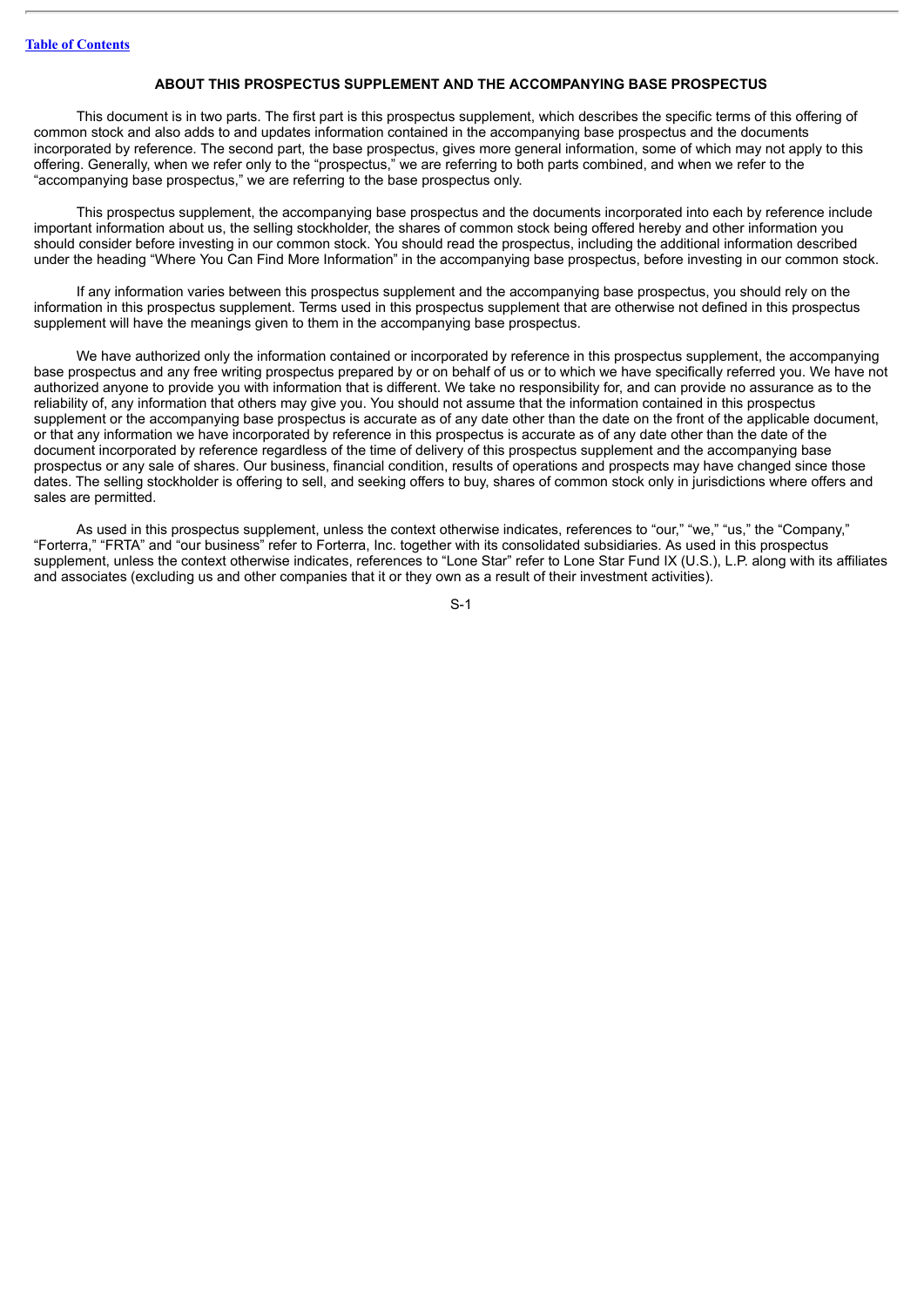## ABOUT THIS PROSPECTUS SUPPLEMENT AND THE ACCOMPANYING BASE PROSPECTUS

This document is in two parts. The first part is this prospectus supplement, which describes the specific terms of this offering of common stock and also adds to and updates information contained in the accompanying base prospectus and the documents incorporated by reference. The second part, the base prospectus, gives more general information, some of which may not apply to this offering. Generally, when we refer only to the "prospectus," we are referring to both parts combined, and when we refer to the "accompanying base prospectus," we are referring to the base prospectus only.

This prospectus supplement, the accompanying base prospectus and the documents incorporated into each by reference include important information about us, the selling stockholder, the shares of common stock being offered hereby and other information you should consider before investing in our common stock. You should read the prospectus, including the additional information described under the heading "Where You Can Find More Information" in the accompanying base prospectus, before investing in our common stock.

If any information varies between this prospectus supplement and the accompanying base prospectus, you should rely on the information in this prospectus supplement. Terms used in this prospectus supplement that are otherwise not defined in this prospectus supplement will have the meanings given to them in the accompanying base prospectus.

We have authorized only the information contained or incorporated by reference in this prospectus supplement, the accompanying base prospectus and any free writing prospectus prepared by or on behalf of us or to which we have specifically referred you. We have not authorized anyone to provide you with information that is different. We take no responsibility for, and can provide no assurance as to the reliability of, any information that others may give you. You should not assume that the information contained in this prospectus supplement or the accompanying base prospectus is accurate as of any date other than the date on the front of the applicable document, or that any information we have incorporated by reference in this prospectus is accurate as of any date other than the date of the document incorporated by reference regardless of the time of delivery of this prospectus supplement and the accompanying base prospectus or any sale of shares. Our business, financial condition, results of operations and prospects may have changed since those dates. The selling stockholder is offering to sell, and seeking offers to buy, shares of common stock only in jurisdictions where offers and sales are permitted.

As used in this prospectus supplement, unless the context otherwise indicates, references to "our," "we," "us," the "Company," "Forterra," "FRTA" and "our business" refer to Forterra, Inc. together with its consolidated subsidiaries. As used in this prospectus supplement, unless the context otherwise indicates, references to "Lone Star" refer to Lone Star Fund IX (U.S.), L.P. along with its affiliates and associates (excluding us and other companies that it or they own as a result of their investment activities).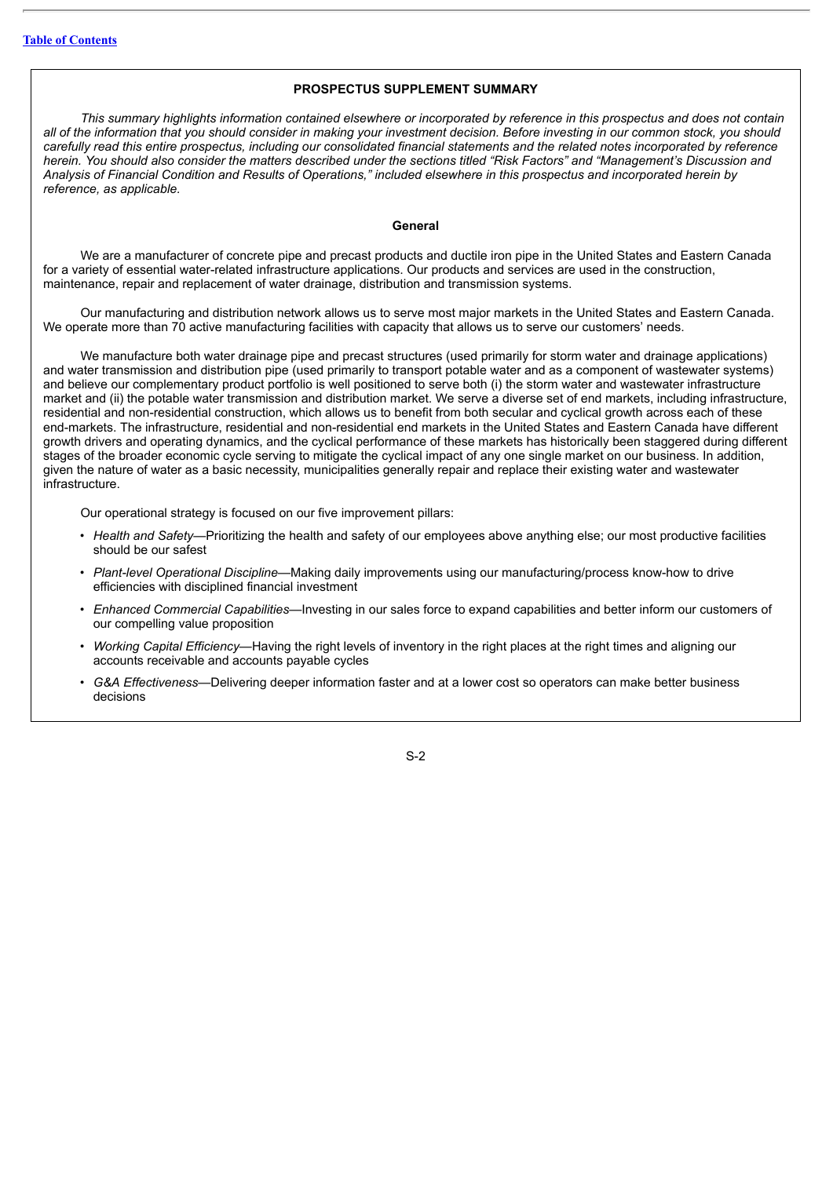## PROSPECTUS SUPPLEMENT SUMMARY

*This summary highlights information contained elsewhere or incorporated by reference in this prospectus and does not contain all of the information that you should consider in making your investment decision. Before investing in our common stock, you should carefully read this entire prospectus, including our consolidated financial statements and the related notes incorporated by reference herein. You should also consider the matters described under the sections titled "Risk Factors" and "Management's Discussion and Analysis of Financial Condition and Results of Operations," included elsewhere in this prospectus and incorporated herein by reference, as applicable.*

### General

We are a manufacturer of concrete pipe and precast products and ductile iron pipe in the United States and Eastern Canada for a variety of essential water-related infrastructure applications. Our products and services are used in the construction, maintenance, repair and replacement of water drainage, distribution and transmission systems.

Our manufacturing and distribution network allows us to serve most major markets in the United States and Eastern Canada. We operate more than 70 active manufacturing facilities with capacity that allows us to serve our customers' needs.

We manufacture both water drainage pipe and precast structures (used primarily for storm water and drainage applications) and water transmission and distribution pipe (used primarily to transport potable water and as a component of wastewater systems) and believe our complementary product portfolio is well positioned to serve both (i) the storm water and wastewater infrastructure market and (ii) the potable water transmission and distribution market. We serve a diverse set of end markets, including infrastructure, residential and non-residential construction, which allows us to benefit from both secular and cyclical growth across each of these end-markets. The infrastructure, residential and non-residential end markets in the United States and Eastern Canada have different growth drivers and operating dynamics, and the cyclical performance of these markets has historically been staggered during different stages of the broader economic cycle serving to mitigate the cyclical impact of any one single market on our business. In addition, given the nature of water as a basic necessity, municipalities generally repair and replace their existing water and wastewater infrastructure.

Our operational strategy is focused on our five improvement pillars:

- *Health and Safety*—Prioritizing the health and safety of our employees above anything else; our most productive facilities should be our safest
- *Plant-level Operational Discipline*—Making daily improvements using our manufacturing/process know-how to drive efficiencies with disciplined financial investment
- *Enhanced Commercial Capabilities*—Investing in our sales force to expand capabilities and better inform our customers of our compelling value proposition
- *Working Capital Efficiency*—Having the right levels of inventory in the right places at the right times and aligning our accounts receivable and accounts payable cycles
- *G&A Effectiveness*—Delivering deeper information faster and at a lower cost so operators can make better business decisions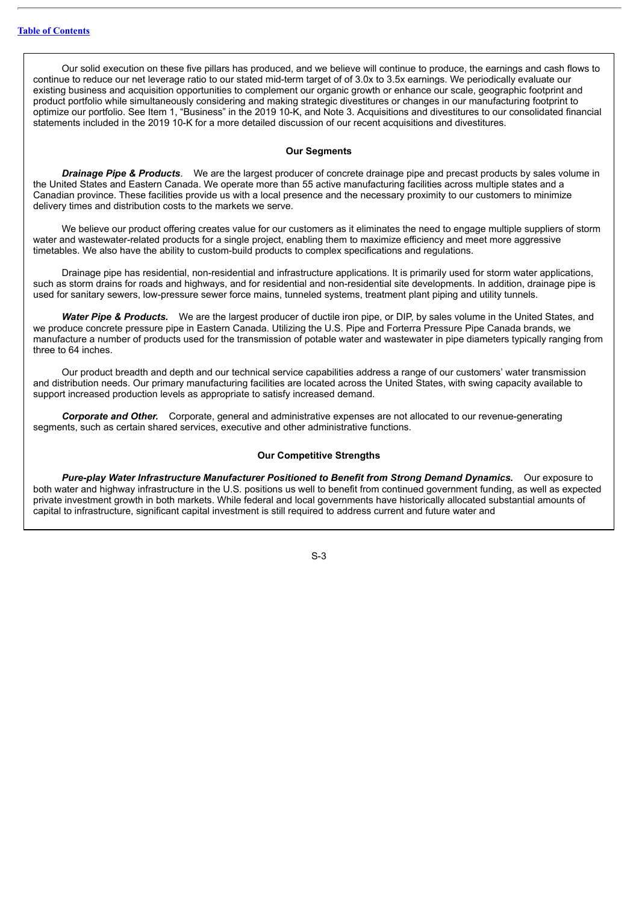Our solid execution on these five pillars has produced, and we believe will continue to produce, the earnings and cash flows to continue to reduce our net leverage ratio to our stated mid-term target of of 3.0x to 3.5x earnings. We periodically evaluate our existing business and acquisition opportunities to complement our organic growth or enhance our scale, geographic footprint and product portfolio while simultaneously considering and making strategic divestitures or changes in our manufacturing footprint to optimize our portfolio. See Item 1, "Business" in the 2019 10-K, and Note 3. Acquisitions and divestitures to our consolidated financial statements included in the 2019 10-K for a more detailed discussion of our recent acquisitions and divestitures.

## Our Segments

***Drainage Pipe & Products***. We are the largest producer of concrete drainage pipe and precast products by sales volume in the United States and Eastern Canada. We operate more than 55 active manufacturing facilities across multiple states and a Canadian province. These facilities provide us with a local presence and the necessary proximity to our customers to minimize delivery times and distribution costs to the markets we serve.

We believe our product offering creates value for our customers as it eliminates the need to engage multiple suppliers of storm water and wastewater-related products for a single project, enabling them to maximize efficiency and meet more aggressive timetables. We also have the ability to custom-build products to complex specifications and regulations.

Drainage pipe has residential, non-residential and infrastructure applications. It is primarily used for storm water applications, such as storm drains for roads and highways, and for residential and non-residential site developments. In addition, drainage pipe is used for sanitary sewers, low-pressure sewer force mains, tunneled systems, treatment plant piping and utility tunnels.

***Water Pipe & Products.*** We are the largest producer of ductile iron pipe, or DIP, by sales volume in the United States, and we produce concrete pressure pipe in Eastern Canada. Utilizing the U.S. Pipe and Forterra Pressure Pipe Canada brands, we manufacture a number of products used for the transmission of potable water and wastewater in pipe diameters typically ranging from three to 64 inches.

Our product breadth and depth and our technical service capabilities address a range of our customers' water transmission and distribution needs. Our primary manufacturing facilities are located across the United States, with swing capacity available to support increased production levels as appropriate to satisfy increased demand.

***Corporate and Other.*** Corporate, general and administrative expenses are not allocated to our revenue-generating segments, such as certain shared services, executive and other administrative functions.

## Our Competitive Strengths

***Pure-play Water Infrastructure Manufacturer Positioned to Benefit from Strong Demand Dynamics.*** Our exposure to both water and highway infrastructure in the U.S. positions us well to benefit from continued government funding, as well as expected private investment growth in both markets. While federal and local governments have historically allocated substantial amounts of capital to infrastructure, significant capital investment is still required to address current and future water and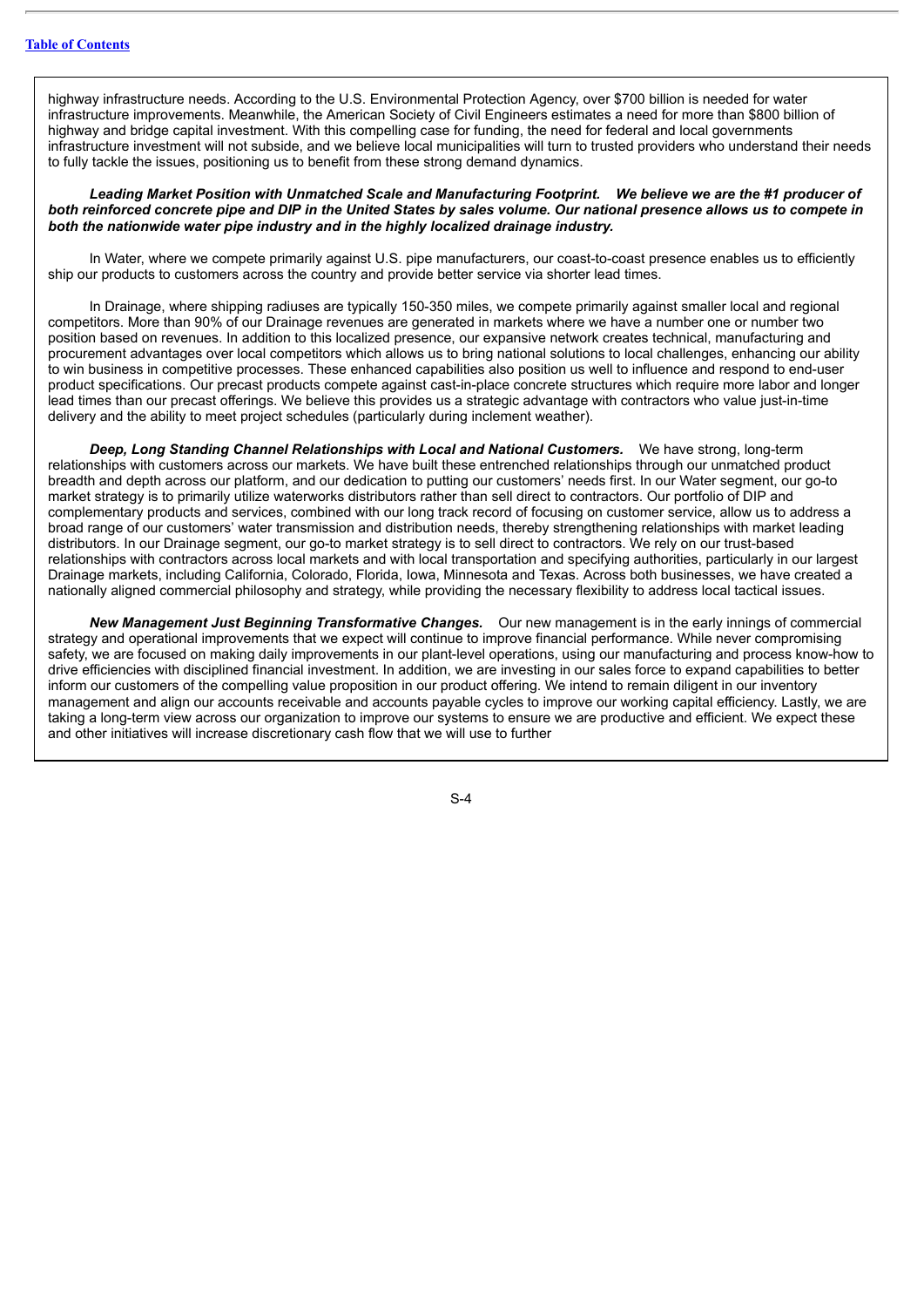highway infrastructure needs. According to the U.S. Environmental Protection Agency, over $700 billion is needed for water infrastructure improvements. Meanwhile, the American Society of Civil Engineers estimates a need for more than $800 billion of highway and bridge capital investment. With this compelling case for funding, the need for federal and local governments infrastructure investment will not subside, and we believe local municipalities will turn to trusted providers who understand their needs to fully tackle the issues, positioning us to benefit from these strong demand dynamics.

***Leading Market Position with Unmatched Scale and Manufacturing Footprint.*** ***We believe we are the #1 producer of both reinforced concrete pipe and DIP in the United States by sales volume. Our national presence allows us to compete in both the nationwide water pipe industry and in the highly localized drainage industry.***

In Water, where we compete primarily against U.S. pipe manufacturers, our coast-to-coast presence enables us to efficiently ship our products to customers across the country and provide better service via shorter lead times.

In Drainage, where shipping radiuses are typically 150-350 miles, we compete primarily against smaller local and regional competitors. More than 90% of our Drainage revenues are generated in markets where we have a number one or number two position based on revenues. In addition to this localized presence, our expansive network creates technical, manufacturing and procurement advantages over local competitors which allows us to bring national solutions to local challenges, enhancing our ability to win business in competitive processes. These enhanced capabilities also position us well to influence and respond to end-user product specifications. Our precast products compete against cast-in-place concrete structures which require more labor and longer lead times than our precast offerings. We believe this provides us a strategic advantage with contractors who value just-in-time delivery and the ability to meet project schedules (particularly during inclement weather).

***Deep, Long Standing Channel Relationships with Local and National Customers.*** We have strong, long-term relationships with customers across our markets. We have built these entrenched relationships through our unmatched product breadth and depth across our platform, and our dedication to putting our customers' needs first. In our Water segment, our go-to market strategy is to primarily utilize waterworks distributors rather than sell direct to contractors. Our portfolio of DIP and complementary products and services, combined with our long track record of focusing on customer service, allow us to address a broad range of our customers' water transmission and distribution needs, thereby strengthening relationships with market leading distributors. In our Drainage segment, our go-to market strategy is to sell direct to contractors. We rely on our trust-based relationships with contractors across local markets and with local transportation and specifying authorities, particularly in our largest Drainage markets, including California, Colorado, Florida, Iowa, Minnesota and Texas. Across both businesses, we have created a nationally aligned commercial philosophy and strategy, while providing the necessary flexibility to address local tactical issues.

***New Management Just Beginning Transformative Changes.*** Our new management is in the early innings of commercial strategy and operational improvements that we expect will continue to improve financial performance. While never compromising safety, we are focused on making daily improvements in our plant-level operations, using our manufacturing and process know-how to drive efficiencies with disciplined financial investment. In addition, we are investing in our sales force to expand capabilities to better inform our customers of the compelling value proposition in our product offering. We intend to remain diligent in our inventory management and align our accounts receivable and accounts payable cycles to improve our working capital efficiency. Lastly, we are taking a long-term view across our organization to improve our systems to ensure we are productive and efficient. We expect these and other initiatives will increase discretionary cash flow that we will use to further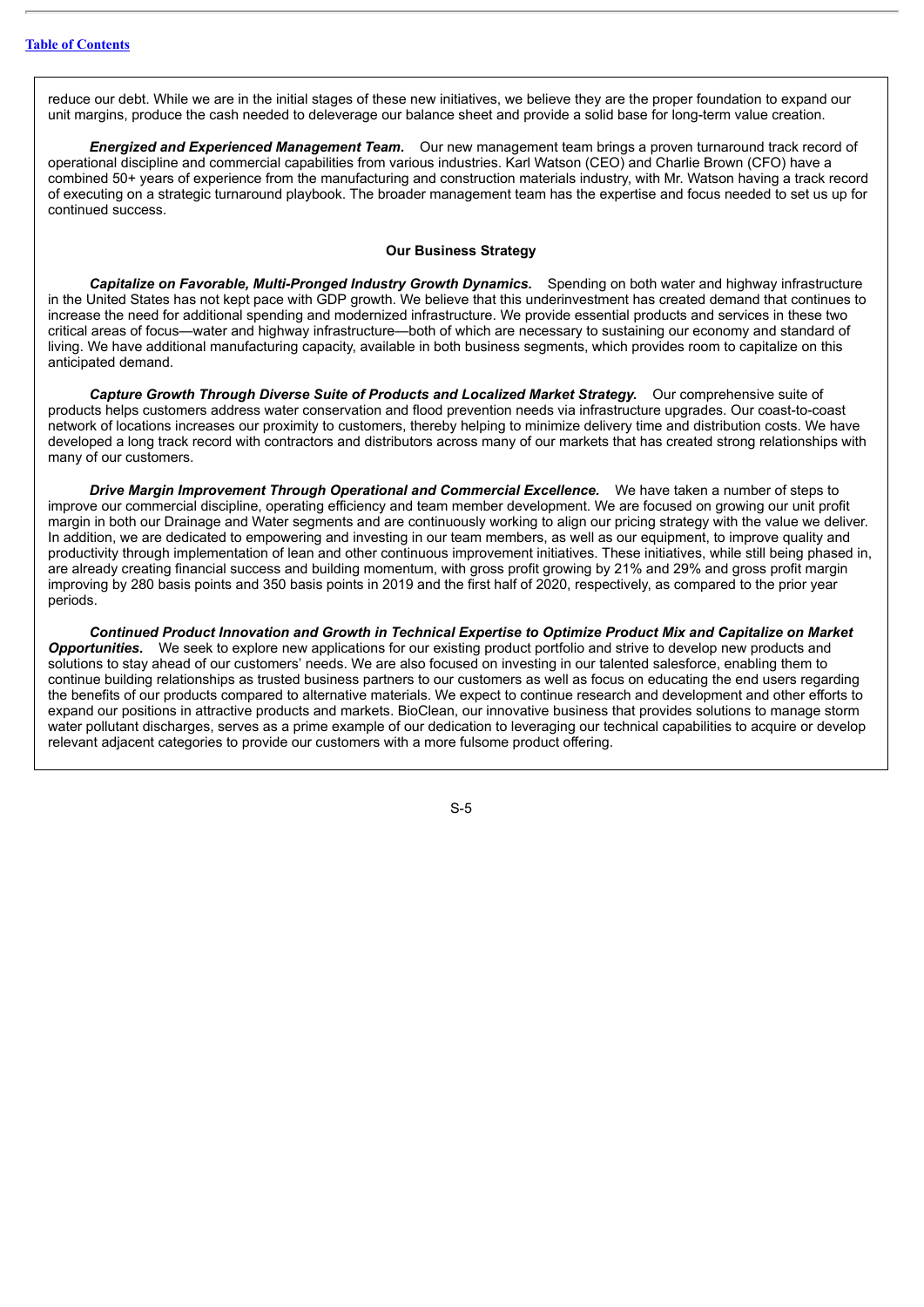reduce our debt. While we are in the initial stages of these new initiatives, we believe they are the proper foundation to expand our unit margins, produce the cash needed to deleverage our balance sheet and provide a solid base for long-term value creation.

***Energized and Experienced Management Team.*** Our new management team brings a proven turnaround track record of operational discipline and commercial capabilities from various industries. Karl Watson (CEO) and Charlie Brown (CFO) have a combined 50+ years of experience from the manufacturing and construction materials industry, with Mr. Watson having a track record of executing on a strategic turnaround playbook. The broader management team has the expertise and focus needed to set us up for continued success.

**Our Business Strategy**

***Capitalize on Favorable, Multi-Pronged Industry Growth Dynamics.*** Spending on both water and highway infrastructure in the United States has not kept pace with GDP growth. We believe that this underinvestment has created demand that continues to increase the need for additional spending and modernized infrastructure. We provide essential products and services in these two critical areas of focus—water and highway infrastructure—both of which are necessary to sustaining our economy and standard of living. We have additional manufacturing capacity, available in both business segments, which provides room to capitalize on this anticipated demand.

***Capture Growth Through Diverse Suite of Products and Localized Market Strategy.*** Our comprehensive suite of products helps customers address water conservation and flood prevention needs via infrastructure upgrades. Our coast-to-coast network of locations increases our proximity to customers, thereby helping to minimize delivery time and distribution costs. We have developed a long track record with contractors and distributors across many of our markets that has created strong relationships with many of our customers.

***Drive Margin Improvement Through Operational and Commercial Excellence.*** We have taken a number of steps to improve our commercial discipline, operating efficiency and team member development. We are focused on growing our unit profit margin in both our Drainage and Water segments and are continuously working to align our pricing strategy with the value we deliver. In addition, we are dedicated to empowering and investing in our team members, as well as our equipment, to improve quality and productivity through implementation of lean and other continuous improvement initiatives. These initiatives, while still being phased in, are already creating financial success and building momentum, with gross profit growing by 21% and 29% and gross profit margin improving by 280 basis points and 350 basis points in 2019 and the first half of 2020, respectively, as compared to the prior year periods.

***Continued Product Innovation and Growth in Technical Expertise to Optimize Product Mix and Capitalize on Market Opportunities.*** We seek to explore new applications for our existing product portfolio and strive to develop new products and solutions to stay ahead of our customers' needs. We are also focused on investing in our talented salesforce, enabling them to continue building relationships as trusted business partners to our customers as well as focus on educating the end users regarding the benefits of our products compared to alternative materials. We expect to continue research and development and other efforts to expand our positions in attractive products and markets. BioClean, our innovative business that provides solutions to manage storm water pollutant discharges, serves as a prime example of our dedication to leveraging our technical capabilities to acquire or develop relevant adjacent categories to provide our customers with a more fulsome product offering.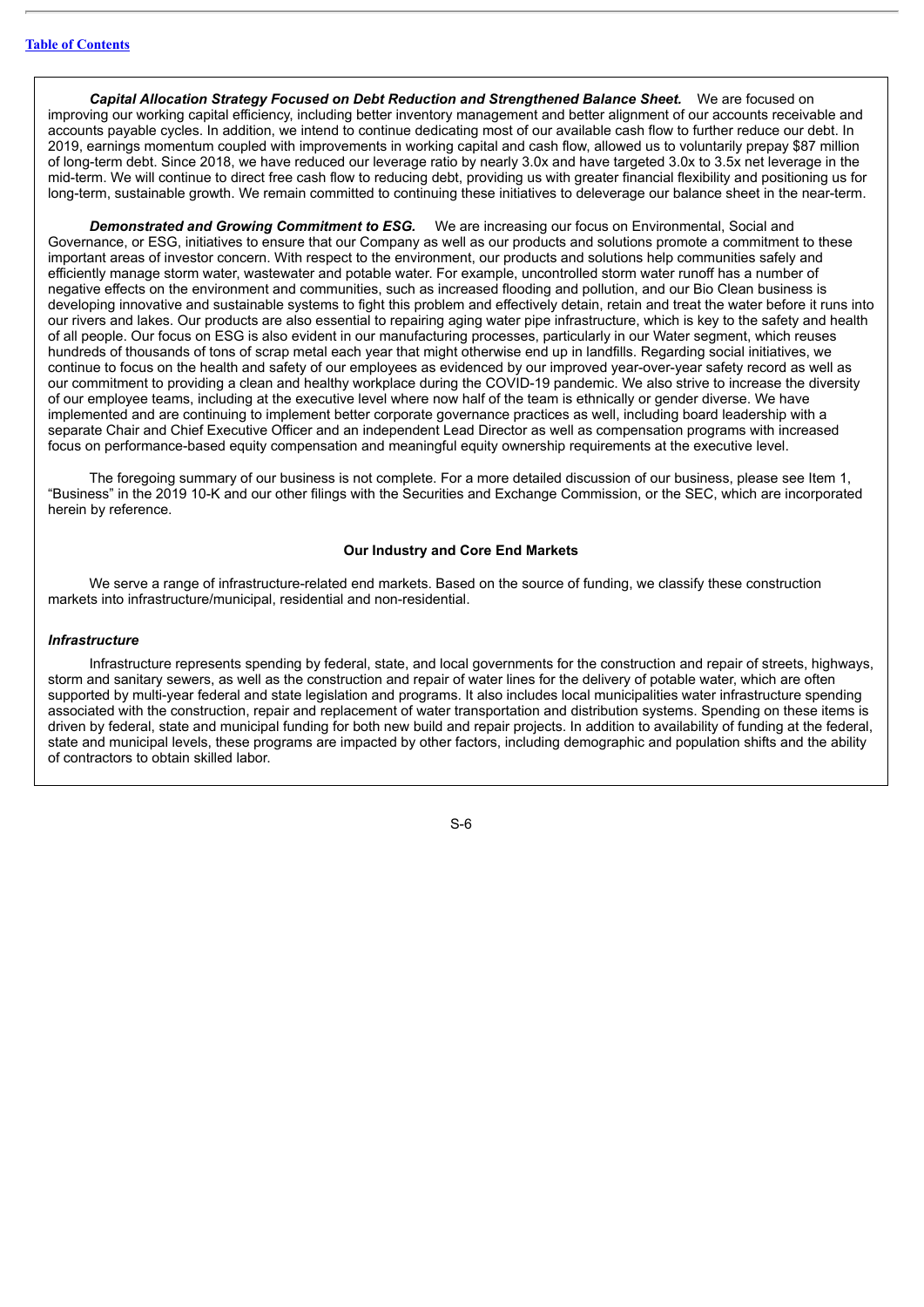***Capital Allocation Strategy Focused on Debt Reduction and Strengthened Balance Sheet.*** We are focused on improving our working capital efficiency, including better inventory management and better alignment of our accounts receivable and accounts payable cycles. In addition, we intend to continue dedicating most of our available cash flow to further reduce our debt. In 2019, earnings momentum coupled with improvements in working capital and cash flow, allowed us to voluntarily prepay $87 million of long-term debt. Since 2018, we have reduced our leverage ratio by nearly 3.0x and have targeted 3.0x to 3.5x net leverage in the mid-term. We will continue to direct free cash flow to reducing debt, providing us with greater financial flexibility and positioning us for long-term, sustainable growth. We remain committed to continuing these initiatives to deleverage our balance sheet in the near-term.

***Demonstrated and Growing Commitment to ESG.*** We are increasing our focus on Environmental, Social and Governance, or ESG, initiatives to ensure that our Company as well as our products and solutions promote a commitment to these important areas of investor concern. With respect to the environment, our products and solutions help communities safely and efficiently manage storm water, wastewater and potable water. For example, uncontrolled storm water runoff has a number of negative effects on the environment and communities, such as increased flooding and pollution, and our Bio Clean business is developing innovative and sustainable systems to fight this problem and effectively detain, retain and treat the water before it runs into our rivers and lakes. Our products are also essential to repairing aging water pipe infrastructure, which is key to the safety and health of all people. Our focus on ESG is also evident in our manufacturing processes, particularly in our Water segment, which reuses hundreds of thousands of tons of scrap metal each year that might otherwise end up in landfills. Regarding social initiatives, we continue to focus on the health and safety of our employees as evidenced by our improved year-over-year safety record as well as our commitment to providing a clean and healthy workplace during the COVID-19 pandemic. We also strive to increase the diversity of our employee teams, including at the executive level where now half of the team is ethnically or gender diverse. We have implemented and are continuing to implement better corporate governance practices as well, including board leadership with a separate Chair and Chief Executive Officer and an independent Lead Director as well as compensation programs with increased focus on performance-based equity compensation and meaningful equity ownership requirements at the executive level.

The foregoing summary of our business is not complete. For a more detailed discussion of our business, please see Item 1, "Business" in the 2019 10-K and our other filings with the Securities and Exchange Commission, or the SEC, which are incorporated herein by reference.

## Our Industry and Core End Markets

We serve a range of infrastructure-related end markets. Based on the source of funding, we classify these construction markets into infrastructure/municipal, residential and non-residential.

### *Infrastructure*

Infrastructure represents spending by federal, state, and local governments for the construction and repair of streets, highways, storm and sanitary sewers, as well as the construction and repair of water lines for the delivery of potable water, which are often supported by multi-year federal and state legislation and programs. It also includes local municipalities water infrastructure spending associated with the construction, repair and replacement of water transportation and distribution systems. Spending on these items is driven by federal, state and municipal funding for both new build and repair projects. In addition to availability of funding at the federal, state and municipal levels, these programs are impacted by other factors, including demographic and population shifts and the ability of contractors to obtain skilled labor.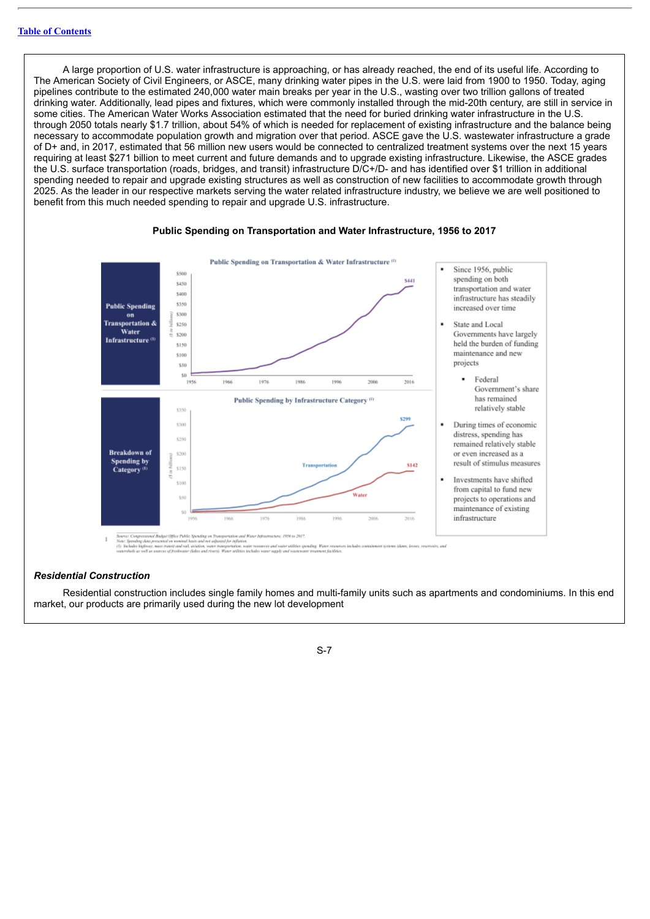A large proportion of U.S. water infrastructure is approaching, or has already reached, the end of its useful life. According to The American Society of Civil Engineers, or ASCE, many drinking water pipes in the U.S. were laid from 1900 to 1950. Today, aging pipelines contribute to the estimated 240,000 water main breaks per year in the U.S., wasting over two trillion gallons of treated drinking water. Additionally, lead pipes and fixtures, which were commonly installed through the mid-20th century, are still in service in some cities. The American Water Works Association estimated that the need for buried drinking water infrastructure in the U.S. through 2050 totals nearly $1.7 trillion, about 54% of which is needed for replacement of existing infrastructure and the balance being necessary to accommodate population growth and migration over that period. ASCE gave the U.S. wastewater infrastructure a grade of D+ and, in 2017, estimated that 56 million new users would be connected to centralized treatment systems over the next 15 years requiring at least $271 billion to meet current and future demands and to upgrade existing infrastructure. Likewise, the ASCE grades the U.S. surface transportation (roads, bridges, and transit) infrastructure D/C+/D- and has identified over $1 trillion in additional spending needed to repair and upgrade existing structures as well as construction of new facilities to accommodate growth through 2025. As the leader in our respective markets serving the water related infrastructure industry, we believe we are well positioned to benefit from this much needed spending to repair and upgrade U.S. infrastructure.

**Public Spending on Transportation and Water Infrastructure, 1956 to 2017**

**Public Spending on Transportation & Water Infrastructure** [(1)]

**Breakdown of Spending by Category** [(1)]

- Since 1956, public spending on both transportation and water infrastructure has steadily increased over time
- State and Local Governments have largely held the burden of funding maintenance and new projects
  - Federal Government's share has remained relatively stable
- During times of economic distress, spending has remained relatively stable or even increased as a result of stimulus measures
- Investments have shifted from capital to fund new projects to operations and maintenance of existing infrastructure

Source: Congressional Budget Office Public Spending on Transportation and Water Infrastructure, 1956 to 2017.
Note: Spending data presented on nominal basis and not adjusted for inflation.
(1) Includes highway, mass transit and rail, aviation, water transportation, water resources and water utilities spending. Water resources includes containment systems (dams, levees, reservoirs, and watersheds) as well as sources of freshwater (lakes and rivers). Water utilities includes water supply and wastewater treatment facilities.

### *Residential Construction*

Residential construction includes single family homes and multi-family units such as apartments and condominiums. In this end market, our products are primarily used during the new lot development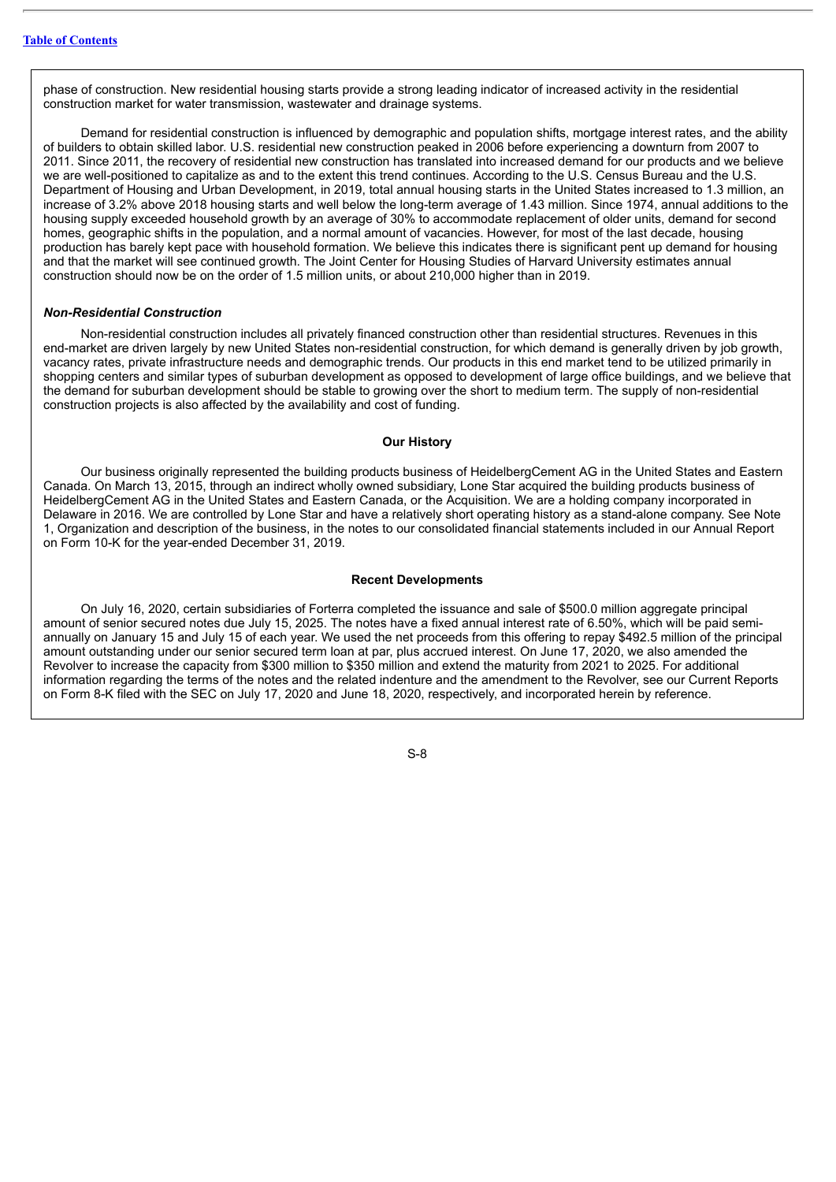phase of construction. New residential housing starts provide a strong leading indicator of increased activity in the residential construction market for water transmission, wastewater and drainage systems.

Demand for residential construction is influenced by demographic and population shifts, mortgage interest rates, and the ability of builders to obtain skilled labor. U.S. residential new construction peaked in 2006 before experiencing a downturn from 2007 to 2011. Since 2011, the recovery of residential new construction has translated into increased demand for our products and we believe we are well-positioned to capitalize as and to the extent this trend continues. According to the U.S. Census Bureau and the U.S. Department of Housing and Urban Development, in 2019, total annual housing starts in the United States increased to 1.3 million, an increase of 3.2% above 2018 housing starts and well below the long-term average of 1.43 million. Since 1974, annual additions to the housing supply exceeded household growth by an average of 30% to accommodate replacement of older units, demand for second homes, geographic shifts in the population, and a normal amount of vacancies. However, for most of the last decade, housing production has barely kept pace with household formation. We believe this indicates there is significant pent up demand for housing and that the market will see continued growth. The Joint Center for Housing Studies of Harvard University estimates annual construction should now be on the order of 1.5 million units, or about 210,000 higher than in 2019.

***Non-Residential Construction***

Non-residential construction includes all privately financed construction other than residential structures. Revenues in this end-market are driven largely by new United States non-residential construction, for which demand is generally driven by job growth, vacancy rates, private infrastructure needs and demographic trends. Our products in this end market tend to be utilized primarily in shopping centers and similar types of suburban development as opposed to development of large office buildings, and we believe that the demand for suburban development should be stable to growing over the short to medium term. The supply of non-residential construction projects is also affected by the availability and cost of funding.

## Our History

Our business originally represented the building products business of HeidelbergCement AG in the United States and Eastern Canada. On March 13, 2015, through an indirect wholly owned subsidiary, Lone Star acquired the building products business of HeidelbergCement AG in the United States and Eastern Canada, or the Acquisition. We are a holding company incorporated in Delaware in 2016. We are controlled by Lone Star and have a relatively short operating history as a stand-alone company. See Note 1, Organization and description of the business, in the notes to our consolidated financial statements included in our Annual Report on Form 10-K for the year-ended December 31, 2019.

## Recent Developments

On July 16, 2020, certain subsidiaries of Forterra completed the issuance and sale of $500.0 million aggregate principal amount of senior secured notes due July 15, 2025. The notes have a fixed annual interest rate of 6.50%, which will be paid semi-annually on January 15 and July 15 of each year. We used the net proceeds from this offering to repay $492.5 million of the principal amount outstanding under our senior secured term loan at par, plus accrued interest. On June 17, 2020, we also amended the Revolver to increase the capacity from $300 million to $350 million and extend the maturity from 2021 to 2025. For additional information regarding the terms of the notes and the related indenture and the amendment to the Revolver, see our Current Reports on Form 8-K filed with the SEC on July 17, 2020 and June 18, 2020, respectively, and incorporated herein by reference.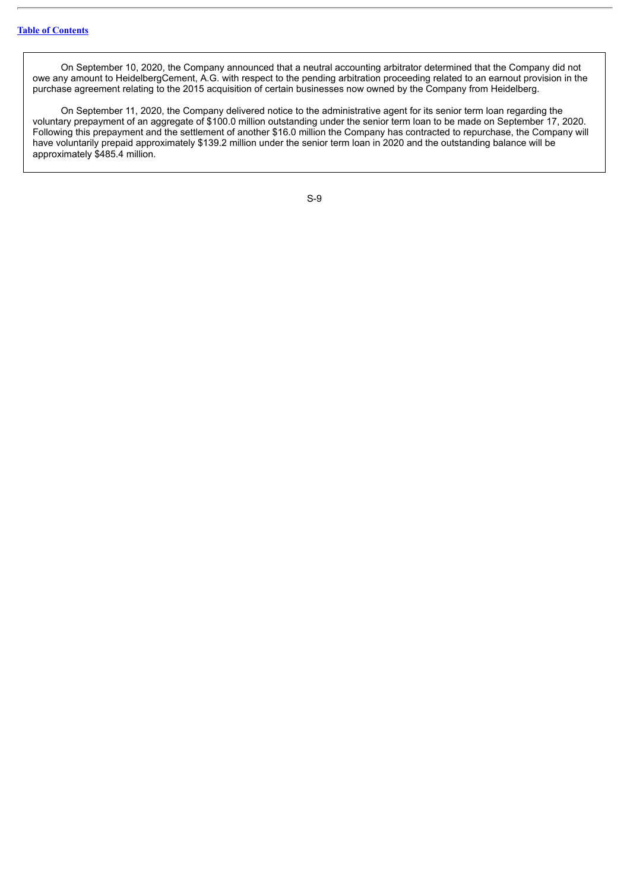On September 10, 2020, the Company announced that a neutral accounting arbitrator determined that the Company did not owe any amount to HeidelbergCement, A.G. with respect to the pending arbitration proceeding related to an earnout provision in the purchase agreement relating to the 2015 acquisition of certain businesses now owned by the Company from Heidelberg.

On September 11, 2020, the Company delivered notice to the administrative agent for its senior term loan regarding the voluntary prepayment of an aggregate of $100.0 million outstanding under the senior term loan to be made on September 17, 2020. Following this prepayment and the settlement of another $16.0 million the Company has contracted to repurchase, the Company will have voluntarily prepaid approximately $139.2 million under the senior term loan in 2020 and the outstanding balance will be approximately $485.4 million.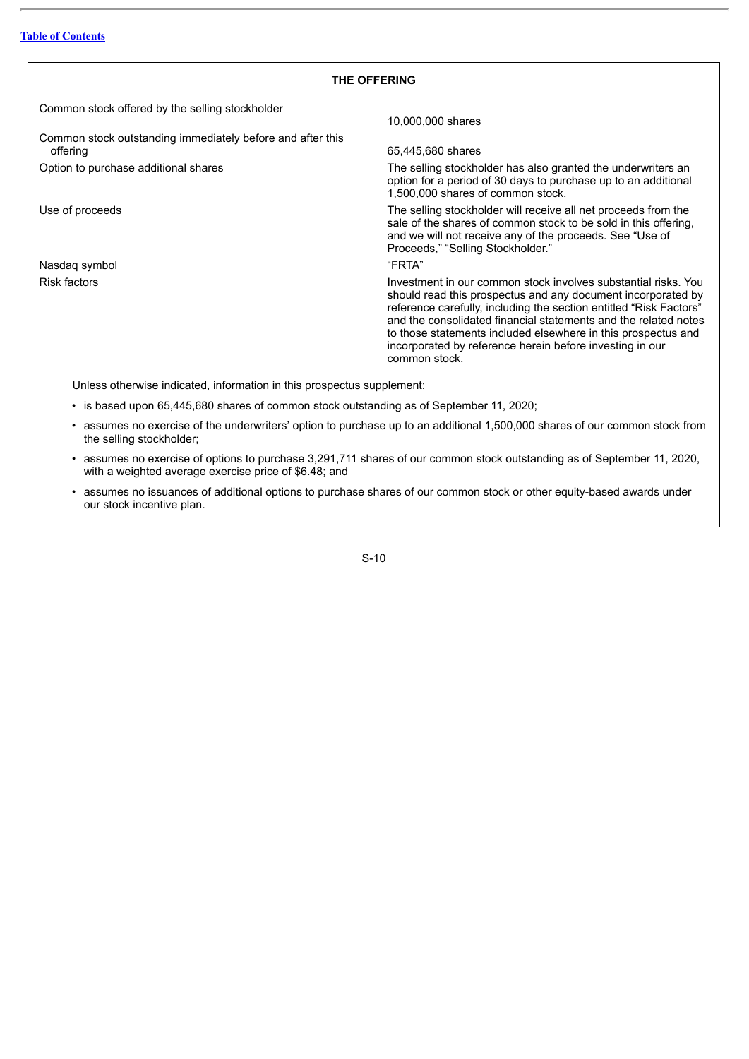## THE OFFERING

| | |
|---|---|
| Common stock offered by the selling stockholder | 10,000,000 shares |
| Common stock outstanding immediately before and after this offering | 65,445,680 shares |
| Option to purchase additional shares | The selling stockholder has also granted the underwriters an option for a period of 30 days to purchase up to an additional 1,500,000 shares of common stock. |
| Use of proceeds | The selling stockholder will receive all net proceeds from the sale of the shares of common stock to be sold in this offering, and we will not receive any of the proceeds. See "Use of Proceeds," "Selling Stockholder." |
| Nasdaq symbol | "FRTA" |
| Risk factors | Investment in our common stock involves substantial risks. You should read this prospectus and any document incorporated by reference carefully, including the section entitled "Risk Factors" and the consolidated financial statements and the related notes to those statements included elsewhere in this prospectus and incorporated by reference herein before investing in our common stock. |

Unless otherwise indicated, information in this prospectus supplement:

- is based upon 65,445,680 shares of common stock outstanding as of September 11, 2020;
- assumes no exercise of the underwriters' option to purchase up to an additional 1,500,000 shares of our common stock from the selling stockholder;
- assumes no exercise of options to purchase 3,291,711 shares of our common stock outstanding as of September 11, 2020, with a weighted average exercise price of $6.48; and
- assumes no issuances of additional options to purchase shares of our common stock or other equity-based awards under our stock incentive plan.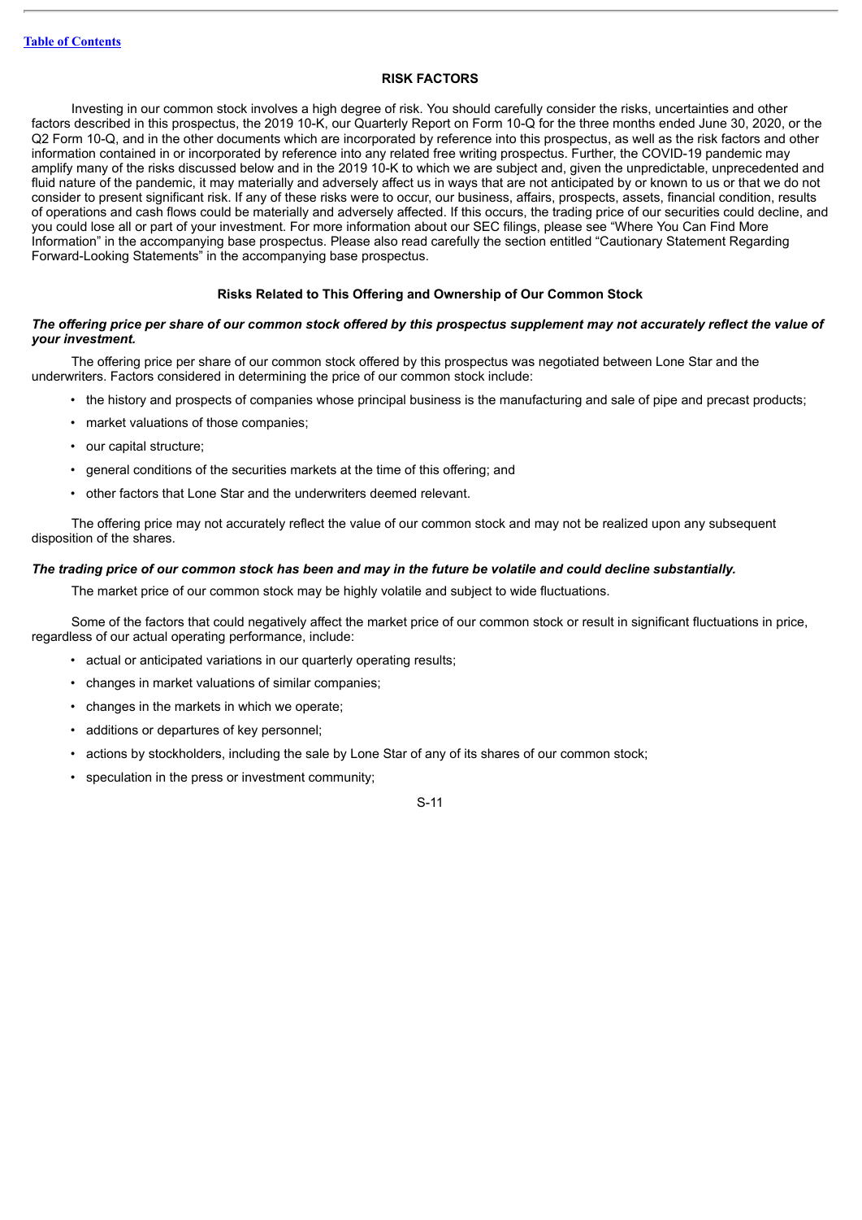## RISK FACTORS

Investing in our common stock involves a high degree of risk. You should carefully consider the risks, uncertainties and other factors described in this prospectus, the 2019 10-K, our Quarterly Report on Form 10-Q for the three months ended June 30, 2020, or the Q2 Form 10-Q, and in the other documents which are incorporated by reference into this prospectus, as well as the risk factors and other information contained in or incorporated by reference into any related free writing prospectus. Further, the COVID-19 pandemic may amplify many of the risks discussed below and in the 2019 10-K to which we are subject and, given the unpredictable, unprecedented and fluid nature of the pandemic, it may materially and adversely affect us in ways that are not anticipated by or known to us or that we do not consider to present significant risk. If any of these risks were to occur, our business, affairs, prospects, assets, financial condition, results of operations and cash flows could be materially and adversely affected. If this occurs, the trading price of our securities could decline, and you could lose all or part of your investment. For more information about our SEC filings, please see "Where You Can Find More Information" in the accompanying base prospectus. Please also read carefully the section entitled "Cautionary Statement Regarding Forward-Looking Statements" in the accompanying base prospectus.

### Risks Related to This Offering and Ownership of Our Common Stock

***The offering price per share of our common stock offered by this prospectus supplement may not accurately reflect the value of your investment.***

The offering price per share of our common stock offered by this prospectus was negotiated between Lone Star and the underwriters. Factors considered in determining the price of our common stock include:

- the history and prospects of companies whose principal business is the manufacturing and sale of pipe and precast products;
- market valuations of those companies;
- our capital structure;
- general conditions of the securities markets at the time of this offering; and
- other factors that Lone Star and the underwriters deemed relevant.

The offering price may not accurately reflect the value of our common stock and may not be realized upon any subsequent disposition of the shares.

***The trading price of our common stock has been and may in the future be volatile and could decline substantially.***

The market price of our common stock may be highly volatile and subject to wide fluctuations.

Some of the factors that could negatively affect the market price of our common stock or result in significant fluctuations in price, regardless of our actual operating performance, include:

- actual or anticipated variations in our quarterly operating results;
- changes in market valuations of similar companies;
- changes in the markets in which we operate;
- additions or departures of key personnel;
- actions by stockholders, including the sale by Lone Star of any of its shares of our common stock;
- speculation in the press or investment community;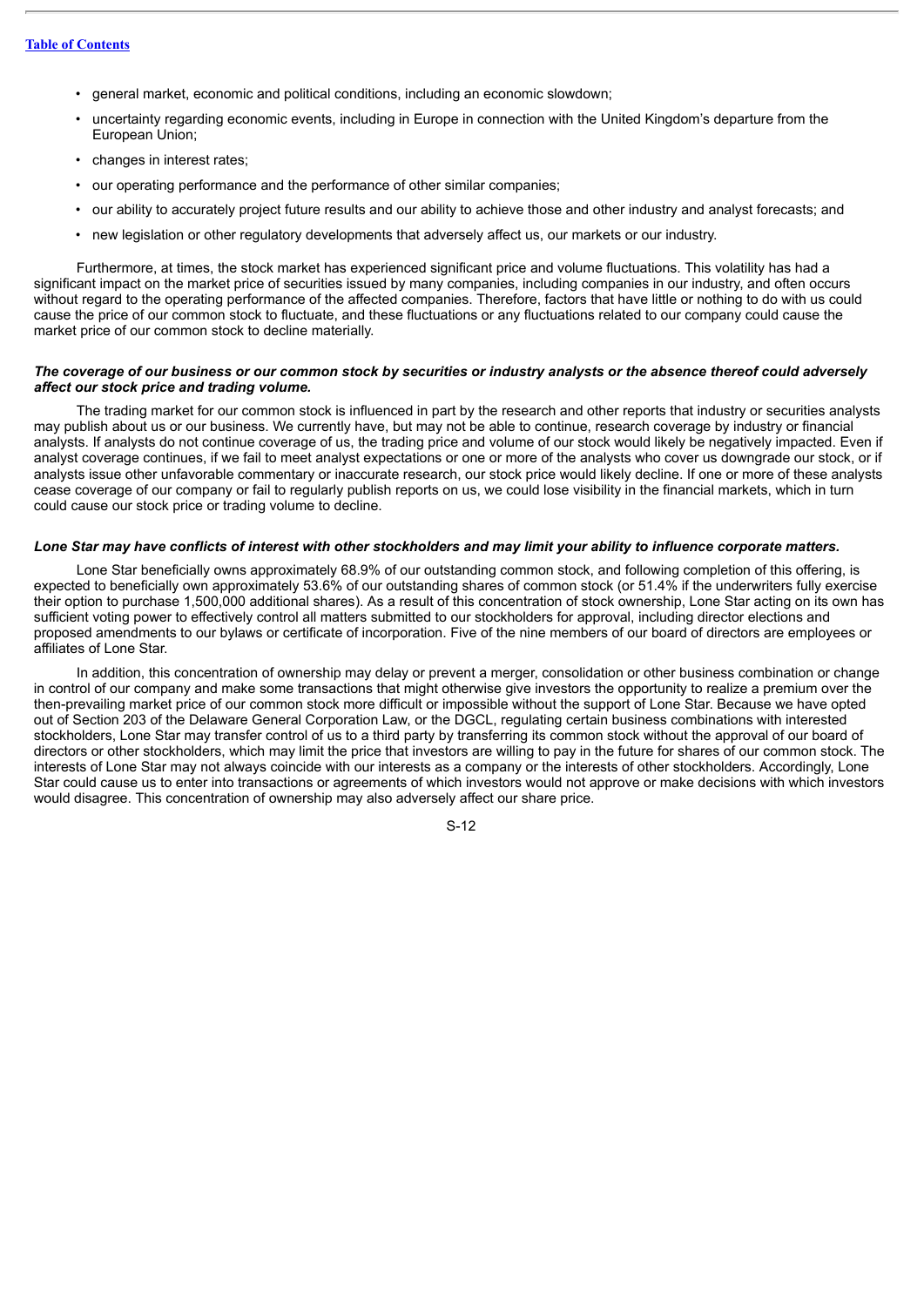- general market, economic and political conditions, including an economic slowdown;
- uncertainty regarding economic events, including in Europe in connection with the United Kingdom's departure from the European Union;
- changes in interest rates;
- our operating performance and the performance of other similar companies;
- our ability to accurately project future results and our ability to achieve those and other industry and analyst forecasts; and
- new legislation or other regulatory developments that adversely affect us, our markets or our industry.

Furthermore, at times, the stock market has experienced significant price and volume fluctuations. This volatility has had a significant impact on the market price of securities issued by many companies, including companies in our industry, and often occurs without regard to the operating performance of the affected companies. Therefore, factors that have little or nothing to do with us could cause the price of our common stock to fluctuate, and these fluctuations or any fluctuations related to our company could cause the market price of our common stock to decline materially.

***The coverage of our business or our common stock by securities or industry analysts or the absence thereof could adversely affect our stock price and trading volume.***

The trading market for our common stock is influenced in part by the research and other reports that industry or securities analysts may publish about us or our business. We currently have, but may not be able to continue, research coverage by industry or financial analysts. If analysts do not continue coverage of us, the trading price and volume of our stock would likely be negatively impacted. Even if analyst coverage continues, if we fail to meet analyst expectations or one or more of the analysts who cover us downgrade our stock, or if analysts issue other unfavorable commentary or inaccurate research, our stock price would likely decline. If one or more of these analysts cease coverage of our company or fail to regularly publish reports on us, we could lose visibility in the financial markets, which in turn could cause our stock price or trading volume to decline.

***Lone Star may have conflicts of interest with other stockholders and may limit your ability to influence corporate matters.***

Lone Star beneficially owns approximately 68.9% of our outstanding common stock, and following completion of this offering, is expected to beneficially own approximately 53.6% of our outstanding shares of common stock (or 51.4% if the underwriters fully exercise their option to purchase 1,500,000 additional shares). As a result of this concentration of stock ownership, Lone Star acting on its own has sufficient voting power to effectively control all matters submitted to our stockholders for approval, including director elections and proposed amendments to our bylaws or certificate of incorporation. Five of the nine members of our board of directors are employees or affiliates of Lone Star.

In addition, this concentration of ownership may delay or prevent a merger, consolidation or other business combination or change in control of our company and make some transactions that might otherwise give investors the opportunity to realize a premium over the then-prevailing market price of our common stock more difficult or impossible without the support of Lone Star. Because we have opted out of Section 203 of the Delaware General Corporation Law, or the DGCL, regulating certain business combinations with interested stockholders, Lone Star may transfer control of us to a third party by transferring its common stock without the approval of our board of directors or other stockholders, which may limit the price that investors are willing to pay in the future for shares of our common stock. The interests of Lone Star may not always coincide with our interests as a company or the interests of other stockholders. Accordingly, Lone Star could cause us to enter into transactions or agreements of which investors would not approve or make decisions with which investors would disagree. This concentration of ownership may also adversely affect our share price.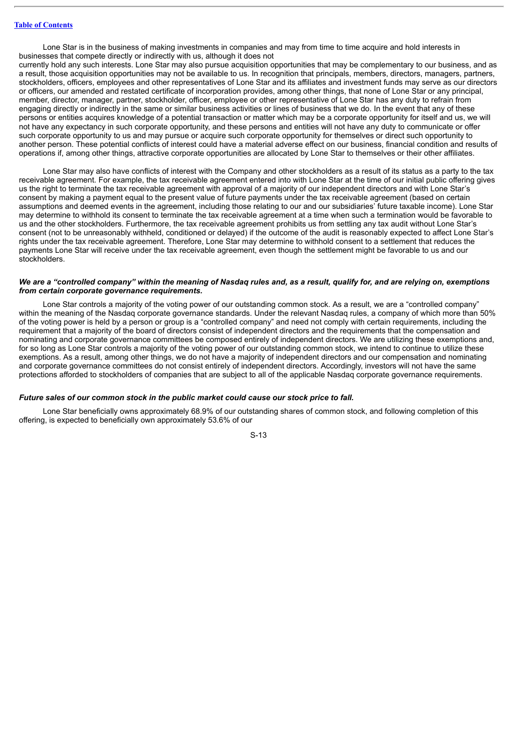Lone Star is in the business of making investments in companies and may from time to time acquire and hold interests in businesses that compete directly or indirectly with us, although it does not currently hold any such interests. Lone Star may also pursue acquisition opportunities that may be complementary to our business, and as a result, those acquisition opportunities may not be available to us. In recognition that principals, members, directors, managers, partners, stockholders, officers, employees and other representatives of Lone Star and its affiliates and investment funds may serve as our directors or officers, our amended and restated certificate of incorporation provides, among other things, that none of Lone Star or any principal, member, director, manager, partner, stockholder, officer, employee or other representative of Lone Star has any duty to refrain from engaging directly or indirectly in the same or similar business activities or lines of business that we do. In the event that any of these persons or entities acquires knowledge of a potential transaction or matter which may be a corporate opportunity for itself and us, we will not have any expectancy in such corporate opportunity, and these persons and entities will not have any duty to communicate or offer such corporate opportunity to us and may pursue or acquire such corporate opportunity for themselves or direct such opportunity to another person. These potential conflicts of interest could have a material adverse effect on our business, financial condition and results of operations if, among other things, attractive corporate opportunities are allocated by Lone Star to themselves or their other affiliates.

Lone Star may also have conflicts of interest with the Company and other stockholders as a result of its status as a party to the tax receivable agreement. For example, the tax receivable agreement entered into with Lone Star at the time of our initial public offering gives us the right to terminate the tax receivable agreement with approval of a majority of our independent directors and with Lone Star's consent by making a payment equal to the present value of future payments under the tax receivable agreement (based on certain assumptions and deemed events in the agreement, including those relating to our and our subsidiaries' future taxable income). Lone Star may determine to withhold its consent to terminate the tax receivable agreement at a time when such a termination would be favorable to us and the other stockholders. Furthermore, the tax receivable agreement prohibits us from settling any tax audit without Lone Star's consent (not to be unreasonably withheld, conditioned or delayed) if the outcome of the audit is reasonably expected to affect Lone Star's rights under the tax receivable agreement. Therefore, Lone Star may determine to withhold consent to a settlement that reduces the payments Lone Star will receive under the tax receivable agreement, even though the settlement might be favorable to us and our stockholders.

***We are a "controlled company" within the meaning of Nasdaq rules and, as a result, qualify for, and are relying on, exemptions from certain corporate governance requirements.***

Lone Star controls a majority of the voting power of our outstanding common stock. As a result, we are a "controlled company" within the meaning of the Nasdaq corporate governance standards. Under the relevant Nasdaq rules, a company of which more than 50% of the voting power is held by a person or group is a "controlled company" and need not comply with certain requirements, including the requirement that a majority of the board of directors consist of independent directors and the requirements that the compensation and nominating and corporate governance committees be composed entirely of independent directors. We are utilizing these exemptions and, for so long as Lone Star controls a majority of the voting power of our outstanding common stock, we intend to continue to utilize these exemptions. As a result, among other things, we do not have a majority of independent directors and our compensation and nominating and corporate governance committees do not consist entirely of independent directors. Accordingly, investors will not have the same protections afforded to stockholders of companies that are subject to all of the applicable Nasdaq corporate governance requirements.

***Future sales of our common stock in the public market could cause our stock price to fall.***

Lone Star beneficially owns approximately 68.9% of our outstanding shares of common stock, and following completion of this offering, is expected to beneficially own approximately 53.6% of our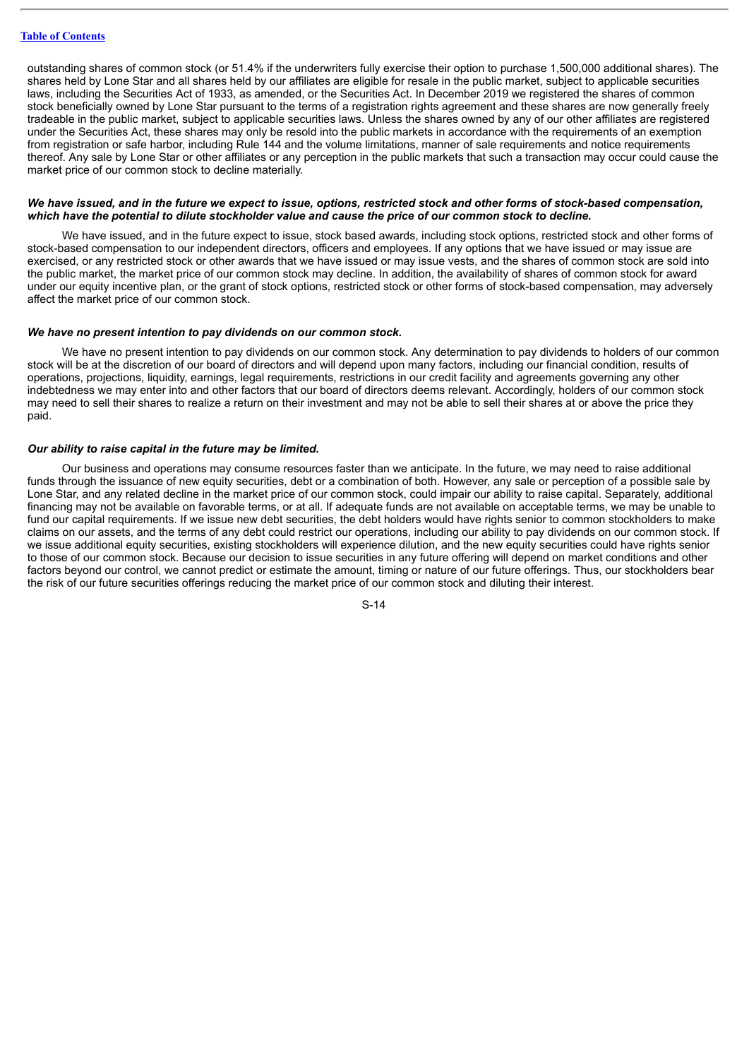outstanding shares of common stock (or 51.4% if the underwriters fully exercise their option to purchase 1,500,000 additional shares). The shares held by Lone Star and all shares held by our affiliates are eligible for resale in the public market, subject to applicable securities laws, including the Securities Act of 1933, as amended, or the Securities Act. In December 2019 we registered the shares of common stock beneficially owned by Lone Star pursuant to the terms of a registration rights agreement and these shares are now generally freely tradeable in the public market, subject to applicable securities laws. Unless the shares owned by any of our other affiliates are registered under the Securities Act, these shares may only be resold into the public markets in accordance with the requirements of an exemption from registration or safe harbor, including Rule 144 and the volume limitations, manner of sale requirements and notice requirements thereof. Any sale by Lone Star or other affiliates or any perception in the public markets that such a transaction may occur could cause the market price of our common stock to decline materially.

***We have issued, and in the future we expect to issue, options, restricted stock and other forms of stock-based compensation, which have the potential to dilute stockholder value and cause the price of our common stock to decline.***

We have issued, and in the future expect to issue, stock based awards, including stock options, restricted stock and other forms of stock-based compensation to our independent directors, officers and employees. If any options that we have issued or may issue are exercised, or any restricted stock or other awards that we have issued or may issue vests, and the shares of common stock are sold into the public market, the market price of our common stock may decline. In addition, the availability of shares of common stock for award under our equity incentive plan, or the grant of stock options, restricted stock or other forms of stock-based compensation, may adversely affect the market price of our common stock.

***We have no present intention to pay dividends on our common stock.***

We have no present intention to pay dividends on our common stock. Any determination to pay dividends to holders of our common stock will be at the discretion of our board of directors and will depend upon many factors, including our financial condition, results of operations, projections, liquidity, earnings, legal requirements, restrictions in our credit facility and agreements governing any other indebtedness we may enter into and other factors that our board of directors deems relevant. Accordingly, holders of our common stock may need to sell their shares to realize a return on their investment and may not be able to sell their shares at or above the price they paid.

***Our ability to raise capital in the future may be limited.***

Our business and operations may consume resources faster than we anticipate. In the future, we may need to raise additional funds through the issuance of new equity securities, debt or a combination of both. However, any sale or perception of a possible sale by Lone Star, and any related decline in the market price of our common stock, could impair our ability to raise capital. Separately, additional financing may not be available on favorable terms, or at all. If adequate funds are not available on acceptable terms, we may be unable to fund our capital requirements. If we issue new debt securities, the debt holders would have rights senior to common stockholders to make claims on our assets, and the terms of any debt could restrict our operations, including our ability to pay dividends on our common stock. If we issue additional equity securities, existing stockholders will experience dilution, and the new equity securities could have rights senior to those of our common stock. Because our decision to issue securities in any future offering will depend on market conditions and other factors beyond our control, we cannot predict or estimate the amount, timing or nature of our future offerings. Thus, our stockholders bear the risk of our future securities offerings reducing the market price of our common stock and diluting their interest.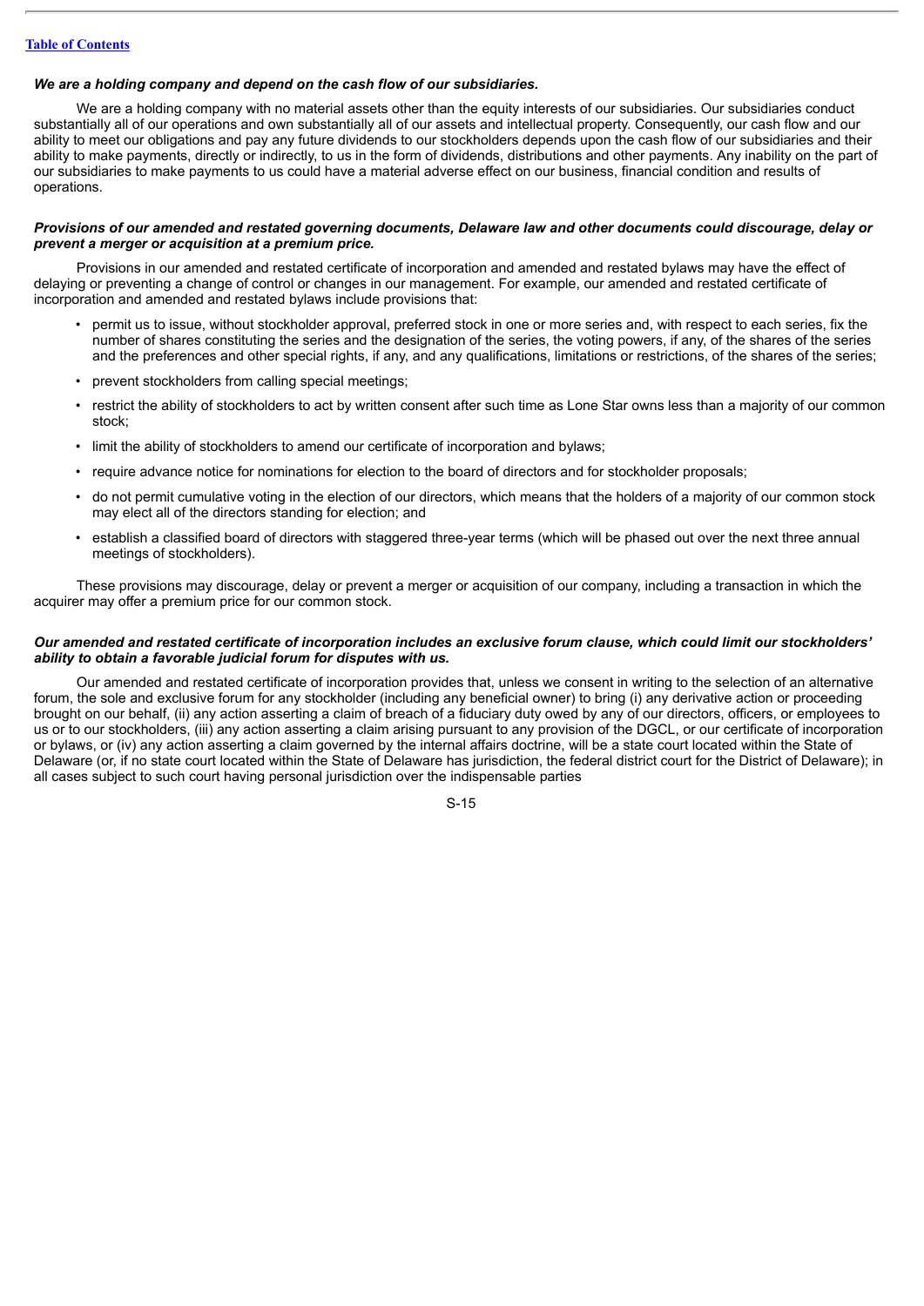***We are a holding company and depend on the cash flow of our subsidiaries.***

We are a holding company with no material assets other than the equity interests of our subsidiaries. Our subsidiaries conduct substantially all of our operations and own substantially all of our assets and intellectual property. Consequently, our cash flow and our ability to meet our obligations and pay any future dividends to our stockholders depends upon the cash flow of our subsidiaries and their ability to make payments, directly or indirectly, to us in the form of dividends, distributions and other payments. Any inability on the part of our subsidiaries to make payments to us could have a material adverse effect on our business, financial condition and results of operations.

***Provisions of our amended and restated governing documents, Delaware law and other documents could discourage, delay or prevent a merger or acquisition at a premium price.***

Provisions in our amended and restated certificate of incorporation and amended and restated bylaws may have the effect of delaying or preventing a change of control or changes in our management. For example, our amended and restated certificate of incorporation and amended and restated bylaws include provisions that:

- permit us to issue, without stockholder approval, preferred stock in one or more series and, with respect to each series, fix the number of shares constituting the series and the designation of the series, the voting powers, if any, of the shares of the series and the preferences and other special rights, if any, and any qualifications, limitations or restrictions, of the shares of the series;
- prevent stockholders from calling special meetings;
- restrict the ability of stockholders to act by written consent after such time as Lone Star owns less than a majority of our common stock;
- limit the ability of stockholders to amend our certificate of incorporation and bylaws;
- require advance notice for nominations for election to the board of directors and for stockholder proposals;
- do not permit cumulative voting in the election of our directors, which means that the holders of a majority of our common stock may elect all of the directors standing for election; and
- establish a classified board of directors with staggered three-year terms (which will be phased out over the next three annual meetings of stockholders).

These provisions may discourage, delay or prevent a merger or acquisition of our company, including a transaction in which the acquirer may offer a premium price for our common stock.

***Our amended and restated certificate of incorporation includes an exclusive forum clause, which could limit our stockholders' ability to obtain a favorable judicial forum for disputes with us.***

Our amended and restated certificate of incorporation provides that, unless we consent in writing to the selection of an alternative forum, the sole and exclusive forum for any stockholder (including any beneficial owner) to bring (i) any derivative action or proceeding brought on our behalf, (ii) any action asserting a claim of breach of a fiduciary duty owed by any of our directors, officers, or employees to us or to our stockholders, (iii) any action asserting a claim arising pursuant to any provision of the DGCL, or our certificate of incorporation or bylaws, or (iv) any action asserting a claim governed by the internal affairs doctrine, will be a state court located within the State of Delaware (or, if no state court located within the State of Delaware has jurisdiction, the federal district court for the District of Delaware); in all cases subject to such court having personal jurisdiction over the indispensable parties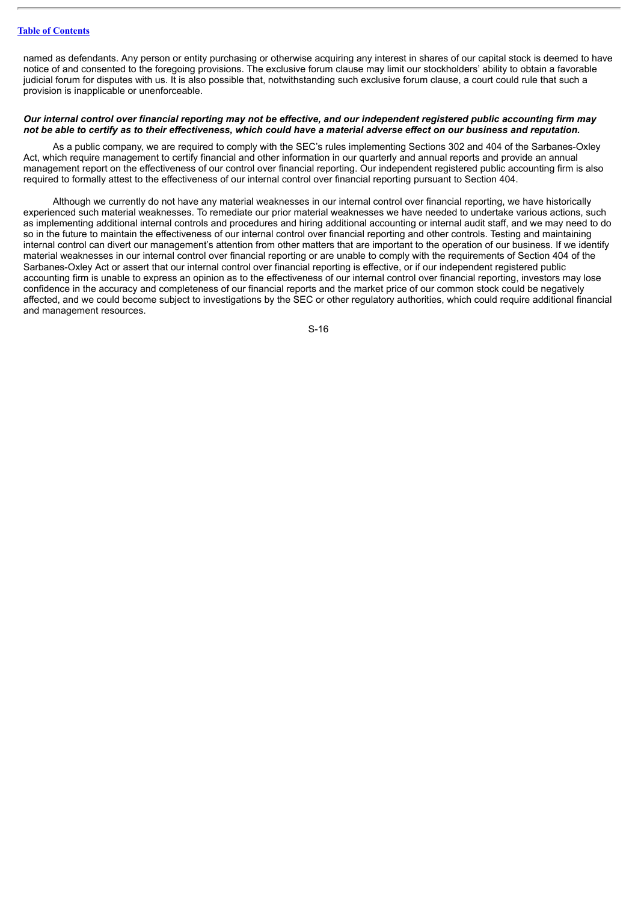named as defendants. Any person or entity purchasing or otherwise acquiring any interest in shares of our capital stock is deemed to have notice of and consented to the foregoing provisions. The exclusive forum clause may limit our stockholders' ability to obtain a favorable judicial forum for disputes with us. It is also possible that, notwithstanding such exclusive forum clause, a court could rule that such a provision is inapplicable or unenforceable.

***Our internal control over financial reporting may not be effective, and our independent registered public accounting firm may not be able to certify as to their effectiveness, which could have a material adverse effect on our business and reputation.***

As a public company, we are required to comply with the SEC's rules implementing Sections 302 and 404 of the Sarbanes-Oxley Act, which require management to certify financial and other information in our quarterly and annual reports and provide an annual management report on the effectiveness of our control over financial reporting. Our independent registered public accounting firm is also required to formally attest to the effectiveness of our internal control over financial reporting pursuant to Section 404.

Although we currently do not have any material weaknesses in our internal control over financial reporting, we have historically experienced such material weaknesses. To remediate our prior material weaknesses we have needed to undertake various actions, such as implementing additional internal controls and procedures and hiring additional accounting or internal audit staff, and we may need to do so in the future to maintain the effectiveness of our internal control over financial reporting and other controls. Testing and maintaining internal control can divert our management's attention from other matters that are important to the operation of our business. If we identify material weaknesses in our internal control over financial reporting or are unable to comply with the requirements of Section 404 of the Sarbanes-Oxley Act or assert that our internal control over financial reporting is effective, or if our independent registered public accounting firm is unable to express an opinion as to the effectiveness of our internal control over financial reporting, investors may lose confidence in the accuracy and completeness of our financial reports and the market price of our common stock could be negatively affected, and we could become subject to investigations by the SEC or other regulatory authorities, which could require additional financial and management resources.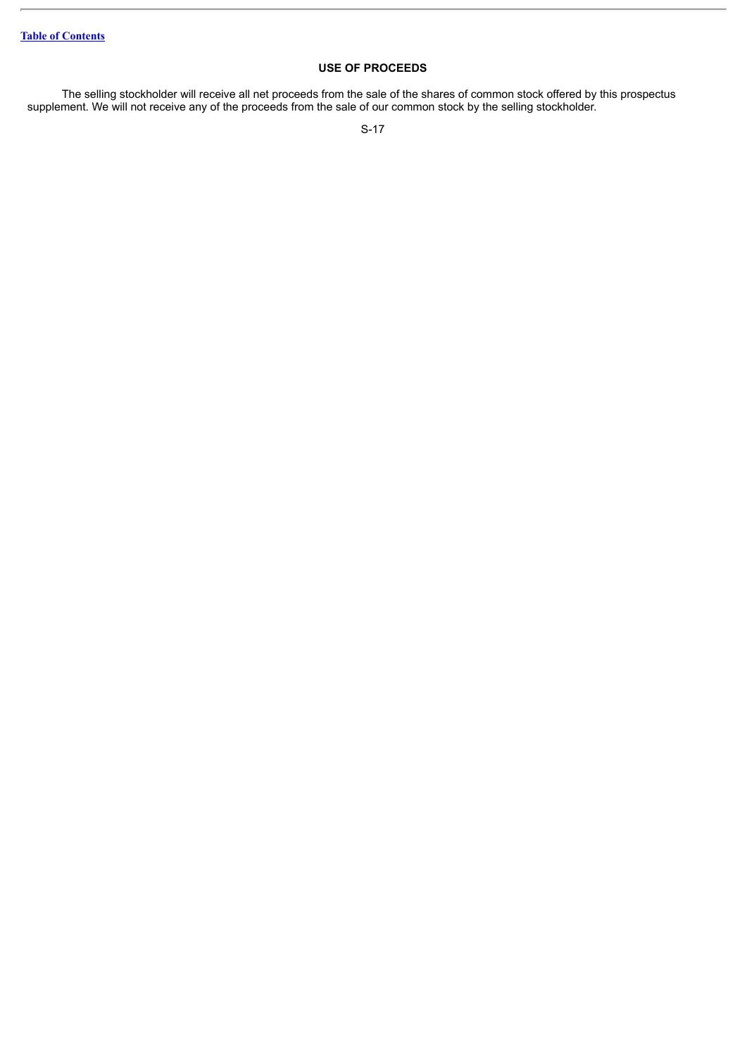## USE OF PROCEEDS

The selling stockholder will receive all net proceeds from the sale of the shares of common stock offered by this prospectus supplement. We will not receive any of the proceeds from the sale of our common stock by the selling stockholder.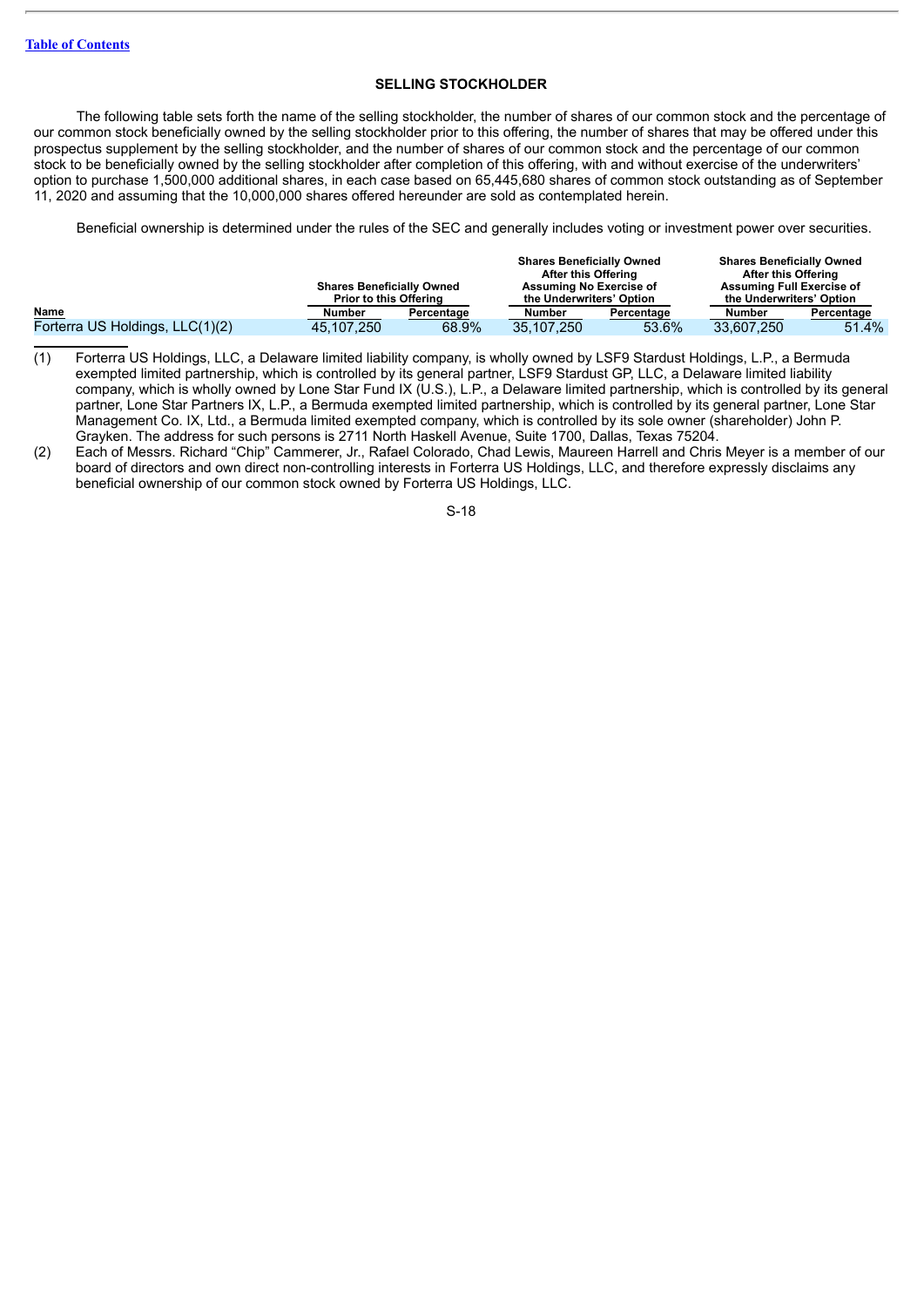## SELLING STOCKHOLDER

The following table sets forth the name of the selling stockholder, the number of shares of our common stock and the percentage of our common stock beneficially owned by the selling stockholder prior to this offering, the number of shares that may be offered under this prospectus supplement by the selling stockholder, and the number of shares of our common stock and the percentage of our common stock to be beneficially owned by the selling stockholder after completion of this offering, with and without exercise of the underwriters' option to purchase 1,500,000 additional shares, in each case based on 65,445,680 shares of common stock outstanding as of September 11, 2020 and assuming that the 10,000,000 shares offered hereunder are sold as contemplated herein.

Beneficial ownership is determined under the rules of the SEC and generally includes voting or investment power over securities.

| Name | Shares Beneficially Owned Prior to this Offering | | Shares Beneficially Owned After this Offering Assuming No Exercise of the Underwriters' Option | | Shares Beneficially Owned After this Offering Assuming Full Exercise of the Underwriters' Option | |
|---|---|---|---|---|---|---|
| | Number | Percentage | Number | Percentage | Number | Percentage |
| Forterra US Holdings, LLC(1)(2) | 45,107,250 | 68.9% | 35,107,250 | 53.6% | 33,607,250 | 51.4% |

(1) Forterra US Holdings, LLC, a Delaware limited liability company, is wholly owned by LSF9 Stardust Holdings, L.P., a Bermuda exempted limited partnership, which is controlled by its general partner, LSF9 Stardust GP, LLC, a Delaware limited liability company, which is wholly owned by Lone Star Fund IX (U.S.), L.P., a Delaware limited partnership, which is controlled by its general partner, Lone Star Partners IX, L.P., a Bermuda exempted limited partnership, which is controlled by its general partner, Lone Star Management Co. IX, Ltd., a Bermuda limited exempted company, which is controlled by its sole owner (shareholder) John P. Grayken. The address for such persons is 2711 North Haskell Avenue, Suite 1700, Dallas, Texas 75204.

(2) Each of Messrs. Richard "Chip" Cammerer, Jr., Rafael Colorado, Chad Lewis, Maureen Harrell and Chris Meyer is a member of our board of directors and own direct non-controlling interests in Forterra US Holdings, LLC, and therefore expressly disclaims any beneficial ownership of our common stock owned by Forterra US Holdings, LLC.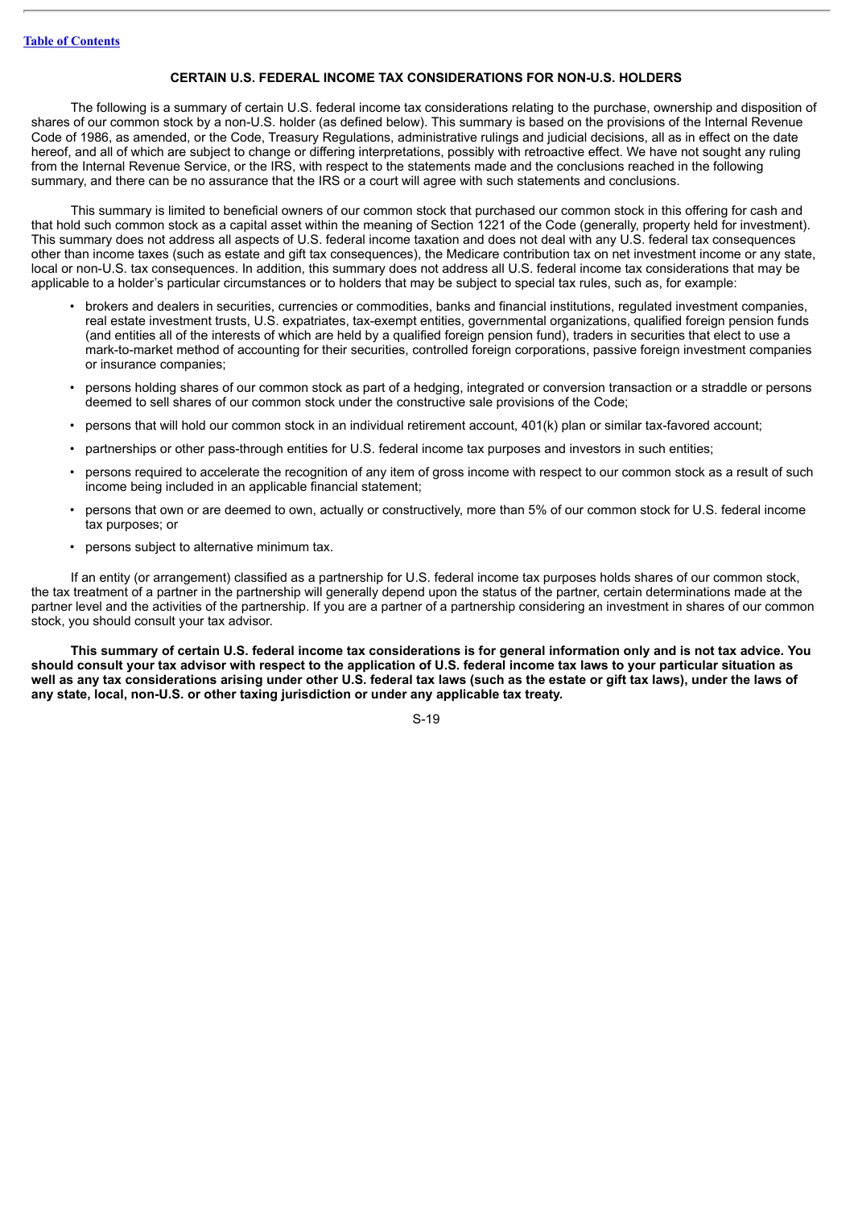## CERTAIN U.S. FEDERAL INCOME TAX CONSIDERATIONS FOR NON-U.S. HOLDERS

The following is a summary of certain U.S. federal income tax considerations relating to the purchase, ownership and disposition of shares of our common stock by a non-U.S. holder (as defined below). This summary is based on the provisions of the Internal Revenue Code of 1986, as amended, or the Code, Treasury Regulations, administrative rulings and judicial decisions, all as in effect on the date hereof, and all of which are subject to change or differing interpretations, possibly with retroactive effect. We have not sought any ruling from the Internal Revenue Service, or the IRS, with respect to the statements made and the conclusions reached in the following summary, and there can be no assurance that the IRS or a court will agree with such statements and conclusions.

This summary is limited to beneficial owners of our common stock that purchased our common stock in this offering for cash and that hold such common stock as a capital asset within the meaning of Section 1221 of the Code (generally, property held for investment). This summary does not address all aspects of U.S. federal income taxation and does not deal with any U.S. federal tax consequences other than income taxes (such as estate and gift tax consequences), the Medicare contribution tax on net investment income or any state, local or non-U.S. tax consequences. In addition, this summary does not address all U.S. federal income tax considerations that may be applicable to a holder's particular circumstances or to holders that may be subject to special tax rules, such as, for example:

- brokers and dealers in securities, currencies or commodities, banks and financial institutions, regulated investment companies, real estate investment trusts, U.S. expatriates, tax-exempt entities, governmental organizations, qualified foreign pension funds (and entities all of the interests of which are held by a qualified foreign pension fund), traders in securities that elect to use a mark-to-market method of accounting for their securities, controlled foreign corporations, passive foreign investment companies or insurance companies;
- persons holding shares of our common stock as part of a hedging, integrated or conversion transaction or a straddle or persons deemed to sell shares of our common stock under the constructive sale provisions of the Code;
- persons that will hold our common stock in an individual retirement account, 401(k) plan or similar tax-favored account;
- partnerships or other pass-through entities for U.S. federal income tax purposes and investors in such entities;
- persons required to accelerate the recognition of any item of gross income with respect to our common stock as a result of such income being included in an applicable financial statement;
- persons that own or are deemed to own, actually or constructively, more than 5% of our common stock for U.S. federal income tax purposes; or
- persons subject to alternative minimum tax.

If an entity (or arrangement) classified as a partnership for U.S. federal income tax purposes holds shares of our common stock, the tax treatment of a partner in the partnership will generally depend upon the status of the partner, certain determinations made at the partner level and the activities of the partnership. If you are a partner of a partnership considering an investment in shares of our common stock, you should consult your tax advisor.

**This summary of certain U.S. federal income tax considerations is for general information only and is not tax advice. You should consult your tax advisor with respect to the application of U.S. federal income tax laws to your particular situation as well as any tax considerations arising under other U.S. federal tax laws (such as the estate or gift tax laws), under the laws of any state, local, non-U.S. or other taxing jurisdiction or under any applicable tax treaty.**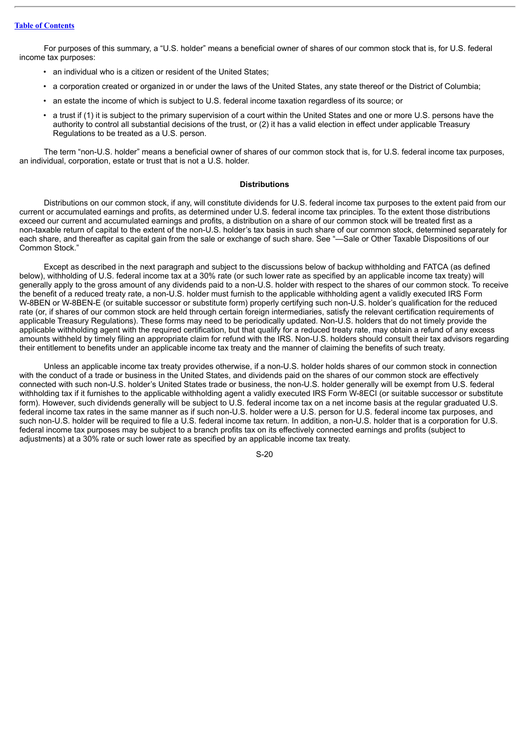For purposes of this summary, a "U.S. holder" means a beneficial owner of shares of our common stock that is, for U.S. federal income tax purposes:

- an individual who is a citizen or resident of the United States;
- a corporation created or organized in or under the laws of the United States, any state thereof or the District of Columbia;
- an estate the income of which is subject to U.S. federal income taxation regardless of its source; or
- a trust if (1) it is subject to the primary supervision of a court within the United States and one or more U.S. persons have the authority to control all substantial decisions of the trust, or (2) it has a valid election in effect under applicable Treasury Regulations to be treated as a U.S. person.

The term "non-U.S. holder" means a beneficial owner of shares of our common stock that is, for U.S. federal income tax purposes, an individual, corporation, estate or trust that is not a U.S. holder.

**Distributions**

Distributions on our common stock, if any, will constitute dividends for U.S. federal income tax purposes to the extent paid from our current or accumulated earnings and profits, as determined under U.S. federal income tax principles. To the extent those distributions exceed our current and accumulated earnings and profits, a distribution on a share of our common stock will be treated first as a non-taxable return of capital to the extent of the non-U.S. holder's tax basis in such share of our common stock, determined separately for each share, and thereafter as capital gain from the sale or exchange of such share. See "—Sale or Other Taxable Dispositions of our Common Stock."

Except as described in the next paragraph and subject to the discussions below of backup withholding and FATCA (as defined below), withholding of U.S. federal income tax at a 30% rate (or such lower rate as specified by an applicable income tax treaty) will generally apply to the gross amount of any dividends paid to a non-U.S. holder with respect to the shares of our common stock. To receive the benefit of a reduced treaty rate, a non-U.S. holder must furnish to the applicable withholding agent a validly executed IRS Form W-8BEN or W-8BEN-E (or suitable successor or substitute form) properly certifying such non-U.S. holder's qualification for the reduced rate (or, if shares of our common stock are held through certain foreign intermediaries, satisfy the relevant certification requirements of applicable Treasury Regulations). These forms may need to be periodically updated. Non-U.S. holders that do not timely provide the applicable withholding agent with the required certification, but that qualify for a reduced treaty rate, may obtain a refund of any excess amounts withheld by timely filing an appropriate claim for refund with the IRS. Non-U.S. holders should consult their tax advisors regarding their entitlement to benefits under an applicable income tax treaty and the manner of claiming the benefits of such treaty.

Unless an applicable income tax treaty provides otherwise, if a non-U.S. holder holds shares of our common stock in connection with the conduct of a trade or business in the United States, and dividends paid on the shares of our common stock are effectively connected with such non-U.S. holder's United States trade or business, the non-U.S. holder generally will be exempt from U.S. federal withholding tax if it furnishes to the applicable withholding agent a validly executed IRS Form W-8ECI (or suitable successor or substitute form). However, such dividends generally will be subject to U.S. federal income tax on a net income basis at the regular graduated U.S. federal income tax rates in the same manner as if such non-U.S. holder were a U.S. person for U.S. federal income tax purposes, and such non-U.S. holder will be required to file a U.S. federal income tax return. In addition, a non-U.S. holder that is a corporation for U.S. federal income tax purposes may be subject to a branch profits tax on its effectively connected earnings and profits (subject to adjustments) at a 30% rate or such lower rate as specified by an applicable income tax treaty.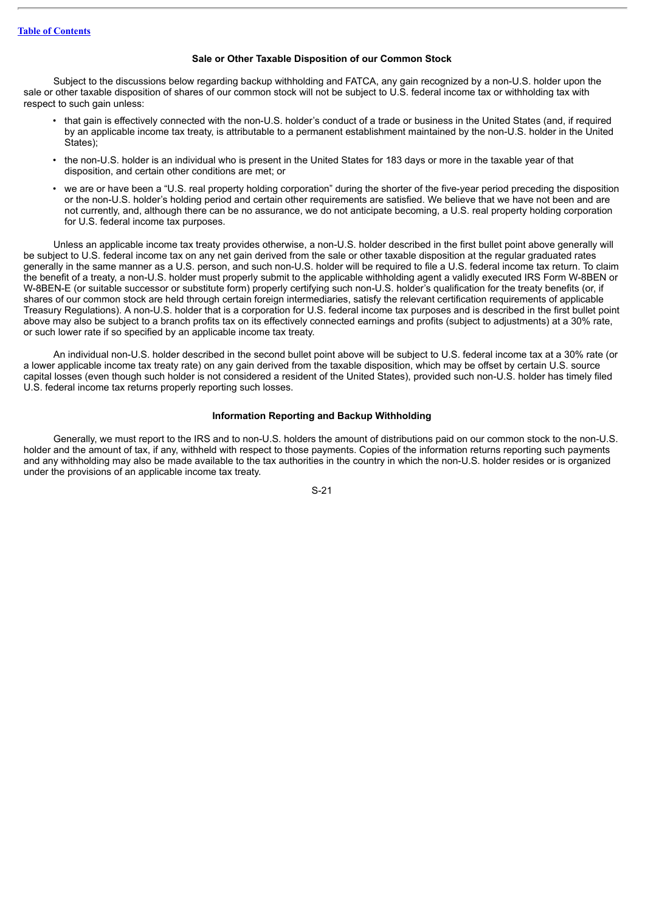[Table of Contents](#)

### Sale or Other Taxable Disposition of our Common Stock

Subject to the discussions below regarding backup withholding and FATCA, any gain recognized by a non-U.S. holder upon the sale or other taxable disposition of shares of our common stock will not be subject to U.S. federal income tax or withholding tax with respect to such gain unless:

- that gain is effectively connected with the non-U.S. holder's conduct of a trade or business in the United States (and, if required by an applicable income tax treaty, is attributable to a permanent establishment maintained by the non-U.S. holder in the United States);
- the non-U.S. holder is an individual who is present in the United States for 183 days or more in the taxable year of that disposition, and certain other conditions are met; or
- we are or have been a "U.S. real property holding corporation" during the shorter of the five-year period preceding the disposition or the non-U.S. holder's holding period and certain other requirements are satisfied. We believe that we have not been and are not currently, and, although there can be no assurance, we do not anticipate becoming, a U.S. real property holding corporation for U.S. federal income tax purposes.

Unless an applicable income tax treaty provides otherwise, a non-U.S. holder described in the first bullet point above generally will be subject to U.S. federal income tax on any net gain derived from the sale or other taxable disposition at the regular graduated rates generally in the same manner as a U.S. person, and such non-U.S. holder will be required to file a U.S. federal income tax return. To claim the benefit of a treaty, a non-U.S. holder must properly submit to the applicable withholding agent a validly executed IRS Form W-8BEN or W-8BEN-E (or suitable successor or substitute form) properly certifying such non-U.S. holder's qualification for the treaty benefits (or, if shares of our common stock are held through certain foreign intermediaries, satisfy the relevant certification requirements of applicable Treasury Regulations). A non-U.S. holder that is a corporation for U.S. federal income tax purposes and is described in the first bullet point above may also be subject to a branch profits tax on its effectively connected earnings and profits (subject to adjustments) at a 30% rate, or such lower rate if so specified by an applicable income tax treaty.

An individual non-U.S. holder described in the second bullet point above will be subject to U.S. federal income tax at a 30% rate (or a lower applicable income tax treaty rate) on any gain derived from the taxable disposition, which may be offset by certain U.S. source capital losses (even though such holder is not considered a resident of the United States), provided such non-U.S. holder has timely filed U.S. federal income tax returns properly reporting such losses.

### Information Reporting and Backup Withholding

Generally, we must report to the IRS and to non-U.S. holders the amount of distributions paid on our common stock to the non-U.S. holder and the amount of tax, if any, withheld with respect to those payments. Copies of the information returns reporting such payments and any withholding may also be made available to the tax authorities in the country in which the non-U.S. holder resides or is organized under the provisions of an applicable income tax treaty.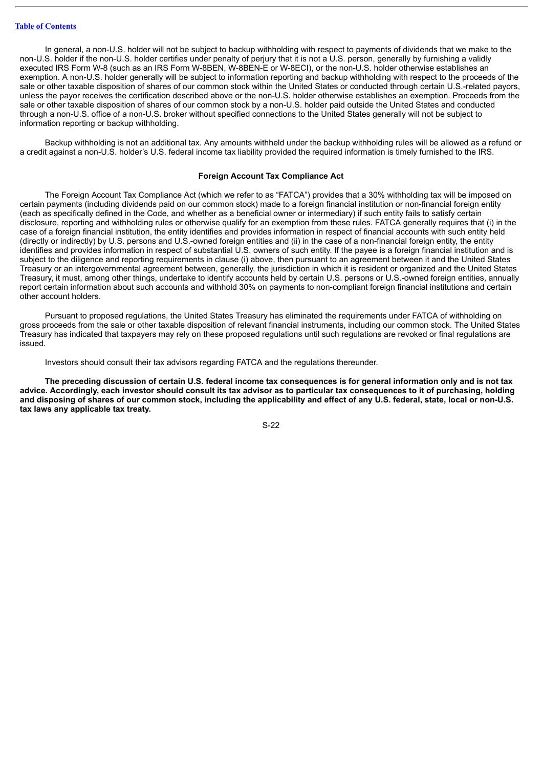In general, a non-U.S. holder will not be subject to backup withholding with respect to payments of dividends that we make to the non-U.S. holder if the non-U.S. holder certifies under penalty of perjury that it is not a U.S. person, generally by furnishing a validly executed IRS Form W-8 (such as an IRS Form W-8BEN, W-8BEN-E or W-8ECI), or the non-U.S. holder otherwise establishes an exemption. A non-U.S. holder generally will be subject to information reporting and backup withholding with respect to the proceeds of the sale or other taxable disposition of shares of our common stock within the United States or conducted through certain U.S.-related payors, unless the payor receives the certification described above or the non-U.S. holder otherwise establishes an exemption. Proceeds from the sale or other taxable disposition of shares of our common stock by a non-U.S. holder paid outside the United States and conducted through a non-U.S. office of a non-U.S. broker without specified connections to the United States generally will not be subject to information reporting or backup withholding.

Backup withholding is not an additional tax. Any amounts withheld under the backup withholding rules will be allowed as a refund or a credit against a non-U.S. holder's U.S. federal income tax liability provided the required information is timely furnished to the IRS.

### Foreign Account Tax Compliance Act

The Foreign Account Tax Compliance Act (which we refer to as "FATCA") provides that a 30% withholding tax will be imposed on certain payments (including dividends paid on our common stock) made to a foreign financial institution or non-financial foreign entity (each as specifically defined in the Code, and whether as a beneficial owner or intermediary) if such entity fails to satisfy certain disclosure, reporting and withholding rules or otherwise qualify for an exemption from these rules. FATCA generally requires that (i) in the case of a foreign financial institution, the entity identifies and provides information in respect of financial accounts with such entity held (directly or indirectly) by U.S. persons and U.S.-owned foreign entities and (ii) in the case of a non-financial foreign entity, the entity identifies and provides information in respect of substantial U.S. owners of such entity. If the payee is a foreign financial institution and is subject to the diligence and reporting requirements in clause (i) above, then pursuant to an agreement between it and the United States Treasury or an intergovernmental agreement between, generally, the jurisdiction in which it is resident or organized and the United States Treasury, it must, among other things, undertake to identify accounts held by certain U.S. persons or U.S.-owned foreign entities, annually report certain information about such accounts and withhold 30% on payments to non-compliant foreign financial institutions and certain other account holders.

Pursuant to proposed regulations, the United States Treasury has eliminated the requirements under FATCA of withholding on gross proceeds from the sale or other taxable disposition of relevant financial instruments, including our common stock. The United States Treasury has indicated that taxpayers may rely on these proposed regulations until such regulations are revoked or final regulations are issued.

Investors should consult their tax advisors regarding FATCA and the regulations thereunder.

**The preceding discussion of certain U.S. federal income tax consequences is for general information only and is not tax advice. Accordingly, each investor should consult its tax advisor as to particular tax consequences to it of purchasing, holding and disposing of shares of our common stock, including the applicability and effect of any U.S. federal, state, local or non-U.S. tax laws any applicable tax treaty.**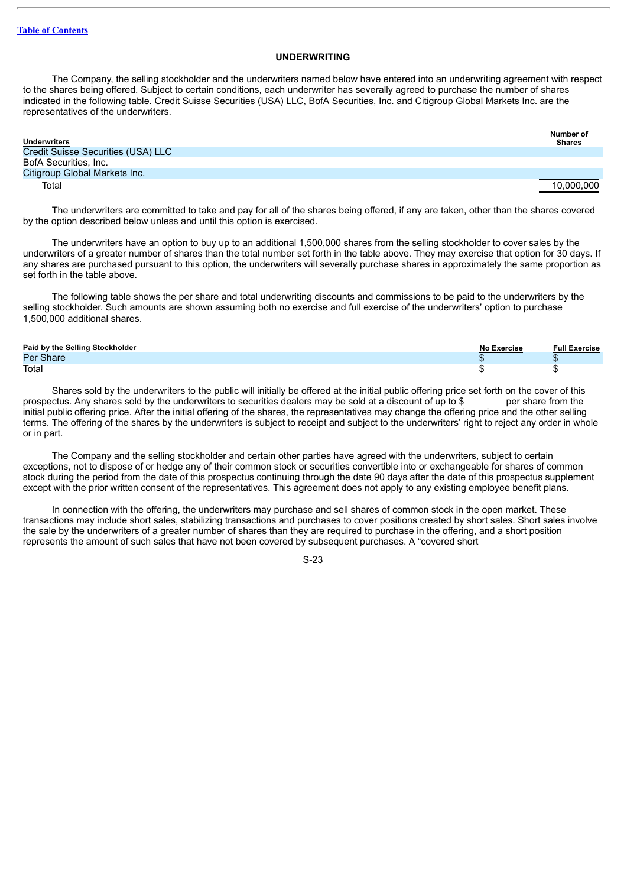## UNDERWRITING

The Company, the selling stockholder and the underwriters named below have entered into an underwriting agreement with respect to the shares being offered. Subject to certain conditions, each underwriter has severally agreed to purchase the number of shares indicated in the following table. Credit Suisse Securities (USA) LLC, BofA Securities, Inc. and Citigroup Global Markets Inc. are the representatives of the underwriters.

| Underwriters | Number of Shares |
|---|---|
| Credit Suisse Securities (USA) LLC | |
| BofA Securities, Inc. | |
| Citigroup Global Markets Inc. | |
| Total | 10,000,000 |

The underwriters are committed to take and pay for all of the shares being offered, if any are taken, other than the shares covered by the option described below unless and until this option is exercised.

The underwriters have an option to buy up to an additional 1,500,000 shares from the selling stockholder to cover sales by the underwriters of a greater number of shares than the total number set forth in the table above. They may exercise that option for 30 days. If any shares are purchased pursuant to this option, the underwriters will severally purchase shares in approximately the same proportion as set forth in the table above.

The following table shows the per share and total underwriting discounts and commissions to be paid to the underwriters by the selling stockholder. Such amounts are shown assuming both no exercise and full exercise of the underwriters' option to purchase 1,500,000 additional shares.

| Paid by the Selling Stockholder | No Exercise | Full Exercise |
|---|---|---|
| Per Share | $ | $ |
| Total | $ | $ |

Shares sold by the underwriters to the public will initially be offered at the initial public offering price set forth on the cover of this prospectus. Any shares sold by the underwriters to securities dealers may be sold at a discount of up to $ per share from the initial public offering price. After the initial offering of the shares, the representatives may change the offering price and the other selling terms. The offering of the shares by the underwriters is subject to receipt and subject to the underwriters' right to reject any order in whole or in part.

The Company and the selling stockholder and certain other parties have agreed with the underwriters, subject to certain exceptions, not to dispose of or hedge any of their common stock or securities convertible into or exchangeable for shares of common stock during the period from the date of this prospectus continuing through the date 90 days after the date of this prospectus supplement except with the prior written consent of the representatives. This agreement does not apply to any existing employee benefit plans.

In connection with the offering, the underwriters may purchase and sell shares of common stock in the open market. These transactions may include short sales, stabilizing transactions and purchases to cover positions created by short sales. Short sales involve the sale by the underwriters of a greater number of shares than they are required to purchase in the offering, and a short position represents the amount of such sales that have not been covered by subsequent purchases. A "covered short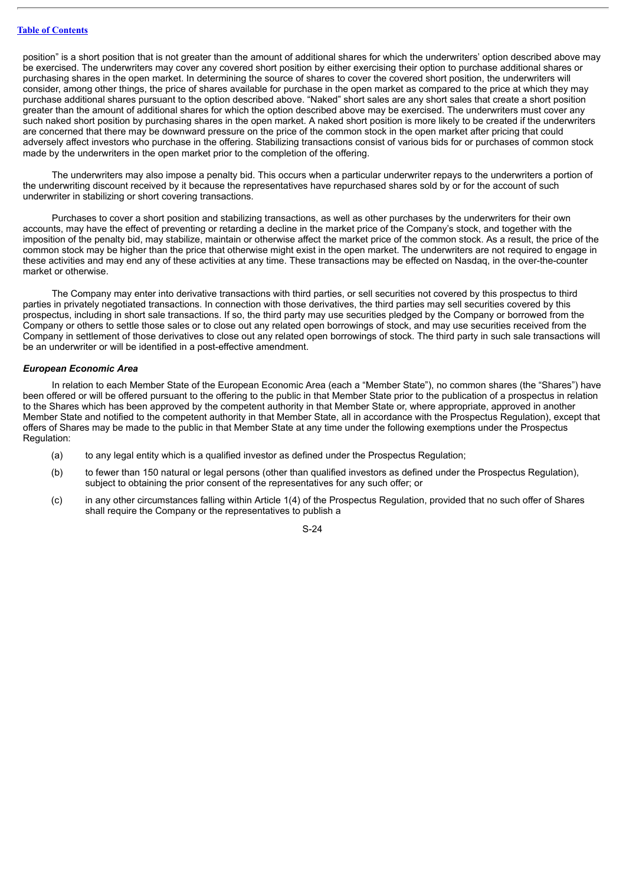position" is a short position that is not greater than the amount of additional shares for which the underwriters' option described above may be exercised. The underwriters may cover any covered short position by either exercising their option to purchase additional shares or purchasing shares in the open market. In determining the source of shares to cover the covered short position, the underwriters will consider, among other things, the price of shares available for purchase in the open market as compared to the price at which they may purchase additional shares pursuant to the option described above. "Naked" short sales are any short sales that create a short position greater than the amount of additional shares for which the option described above may be exercised. The underwriters must cover any such naked short position by purchasing shares in the open market. A naked short position is more likely to be created if the underwriters are concerned that there may be downward pressure on the price of the common stock in the open market after pricing that could adversely affect investors who purchase in the offering. Stabilizing transactions consist of various bids for or purchases of common stock made by the underwriters in the open market prior to the completion of the offering.

The underwriters may also impose a penalty bid. This occurs when a particular underwriter repays to the underwriters a portion of the underwriting discount received by it because the representatives have repurchased shares sold by or for the account of such underwriter in stabilizing or short covering transactions.

Purchases to cover a short position and stabilizing transactions, as well as other purchases by the underwriters for their own accounts, may have the effect of preventing or retarding a decline in the market price of the Company's stock, and together with the imposition of the penalty bid, may stabilize, maintain or otherwise affect the market price of the common stock. As a result, the price of the common stock may be higher than the price that otherwise might exist in the open market. The underwriters are not required to engage in these activities and may end any of these activities at any time. These transactions may be effected on Nasdaq, in the over-the-counter market or otherwise.

The Company may enter into derivative transactions with third parties, or sell securities not covered by this prospectus to third parties in privately negotiated transactions. In connection with those derivatives, the third parties may sell securities covered by this prospectus, including in short sale transactions. If so, the third party may use securities pledged by the Company or borrowed from the Company or others to settle those sales or to close out any related open borrowings of stock, and may use securities received from the Company in settlement of those derivatives to close out any related open borrowings of stock. The third party in such sale transactions will be an underwriter or will be identified in a post-effective amendment.

***European Economic Area***

In relation to each Member State of the European Economic Area (each a "Member State"), no common shares (the "Shares") have been offered or will be offered pursuant to the offering to the public in that Member State prior to the publication of a prospectus in relation to the Shares which has been approved by the competent authority in that Member State or, where appropriate, approved in another Member State and notified to the competent authority in that Member State, all in accordance with the Prospectus Regulation), except that offers of Shares may be made to the public in that Member State at any time under the following exemptions under the Prospectus Regulation:

(a) to any legal entity which is a qualified investor as defined under the Prospectus Regulation;

(b) to fewer than 150 natural or legal persons (other than qualified investors as defined under the Prospectus Regulation), subject to obtaining the prior consent of the representatives for any such offer; or

(c) in any other circumstances falling within Article 1(4) of the Prospectus Regulation, provided that no such offer of Shares shall require the Company or the representatives to publish a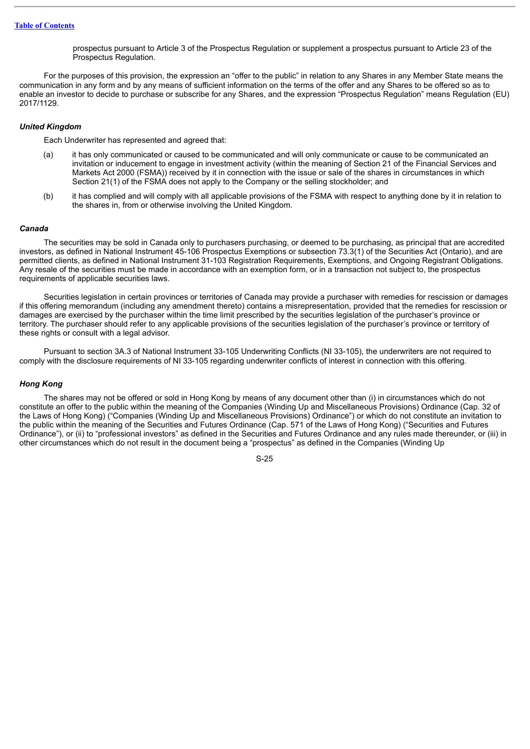prospectus pursuant to Article 3 of the Prospectus Regulation or supplement a prospectus pursuant to Article 23 of the Prospectus Regulation.

For the purposes of this provision, the expression an "offer to the public" in relation to any Shares in any Member State means the communication in any form and by any means of sufficient information on the terms of the offer and any Shares to be offered so as to enable an investor to decide to purchase or subscribe for any Shares, and the expression "Prospectus Regulation" means Regulation (EU) 2017/1129.

### *United Kingdom*

Each Underwriter has represented and agreed that:

(a) it has only communicated or caused to be communicated and will only communicate or cause to be communicated an invitation or inducement to engage in investment activity (within the meaning of Section 21 of the Financial Services and Markets Act 2000 (FSMA)) received by it in connection with the issue or sale of the shares in circumstances in which Section 21(1) of the FSMA does not apply to the Company or the selling stockholder; and

(b) it has complied and will comply with all applicable provisions of the FSMA with respect to anything done by it in relation to the shares in, from or otherwise involving the United Kingdom.

### *Canada*

The securities may be sold in Canada only to purchasers purchasing, or deemed to be purchasing, as principal that are accredited investors, as defined in National Instrument 45-106 Prospectus Exemptions or subsection 73.3(1) of the Securities Act (Ontario), and are permitted clients, as defined in National Instrument 31-103 Registration Requirements, Exemptions, and Ongoing Registrant Obligations. Any resale of the securities must be made in accordance with an exemption form, or in a transaction not subject to, the prospectus requirements of applicable securities laws.

Securities legislation in certain provinces or territories of Canada may provide a purchaser with remedies for rescission or damages if this offering memorandum (including any amendment thereto) contains a misrepresentation, provided that the remedies for rescission or damages are exercised by the purchaser within the time limit prescribed by the securities legislation of the purchaser's province or territory. The purchaser should refer to any applicable provisions of the securities legislation of the purchaser's province or territory of these rights or consult with a legal advisor.

Pursuant to section 3A.3 of National Instrument 33-105 Underwriting Conflicts (NI 33-105), the underwriters are not required to comply with the disclosure requirements of NI 33-105 regarding underwriter conflicts of interest in connection with this offering.

### *Hong Kong*

The shares may not be offered or sold in Hong Kong by means of any document other than (i) in circumstances which do not constitute an offer to the public within the meaning of the Companies (Winding Up and Miscellaneous Provisions) Ordinance (Cap. 32 of the Laws of Hong Kong) ("Companies (Winding Up and Miscellaneous Provisions) Ordinance") or which do not constitute an invitation to the public within the meaning of the Securities and Futures Ordinance (Cap. 571 of the Laws of Hong Kong) ("Securities and Futures Ordinance"), or (ii) to "professional investors" as defined in the Securities and Futures Ordinance and any rules made thereunder, or (iii) in other circumstances which do not result in the document being a "prospectus" as defined in the Companies (Winding Up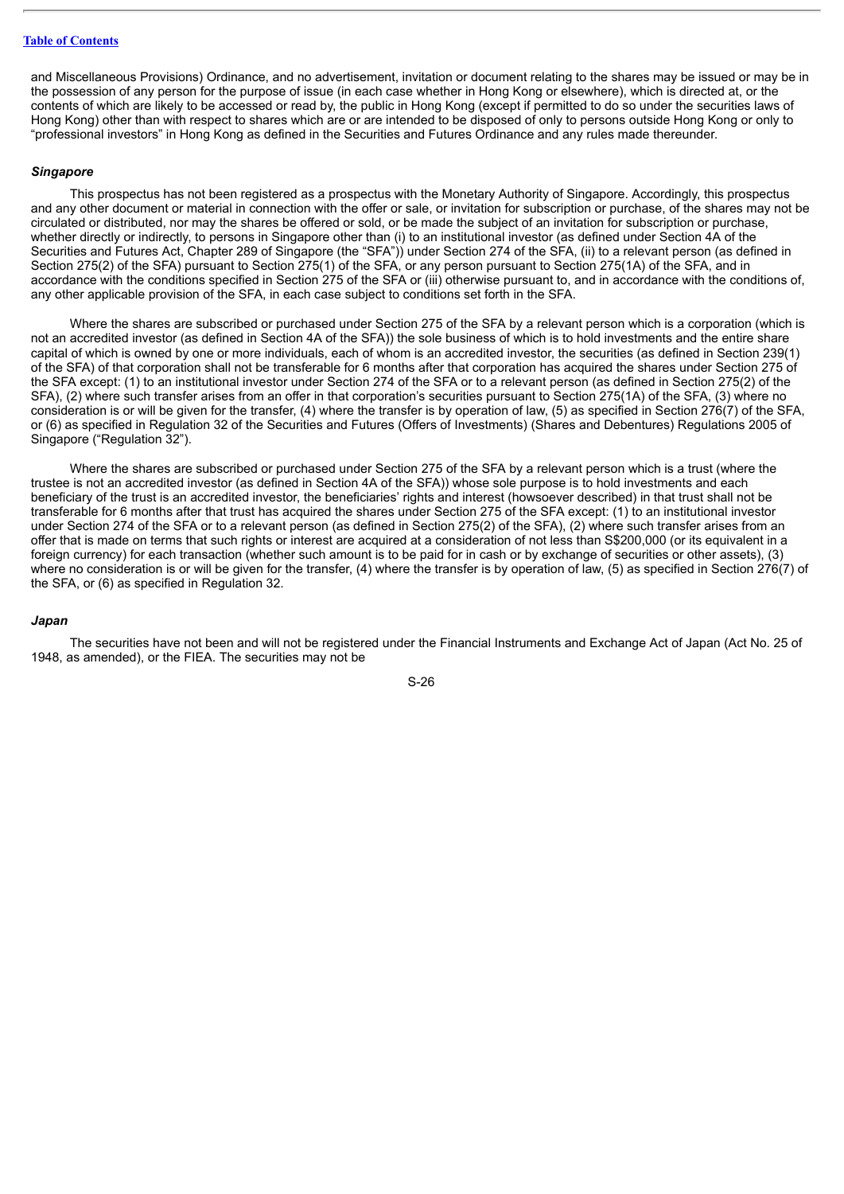and Miscellaneous Provisions) Ordinance, and no advertisement, invitation or document relating to the shares may be issued or may be in the possession of any person for the purpose of issue (in each case whether in Hong Kong or elsewhere), which is directed at, or the contents of which are likely to be accessed or read by, the public in Hong Kong (except if permitted to do so under the securities laws of Hong Kong) other than with respect to shares which are or are intended to be disposed of only to persons outside Hong Kong or only to "professional investors" in Hong Kong as defined in the Securities and Futures Ordinance and any rules made thereunder.

***Singapore***

This prospectus has not been registered as a prospectus with the Monetary Authority of Singapore. Accordingly, this prospectus and any other document or material in connection with the offer or sale, or invitation for subscription or purchase, of the shares may not be circulated or distributed, nor may the shares be offered or sold, or be made the subject of an invitation for subscription or purchase, whether directly or indirectly, to persons in Singapore other than (i) to an institutional investor (as defined under Section 4A of the Securities and Futures Act, Chapter 289 of Singapore (the "SFA")) under Section 274 of the SFA, (ii) to a relevant person (as defined in Section 275(2) of the SFA) pursuant to Section 275(1) of the SFA, or any person pursuant to Section 275(1A) of the SFA, and in accordance with the conditions specified in Section 275 of the SFA or (iii) otherwise pursuant to, and in accordance with the conditions of, any other applicable provision of the SFA, in each case subject to conditions set forth in the SFA.

Where the shares are subscribed or purchased under Section 275 of the SFA by a relevant person which is a corporation (which is not an accredited investor (as defined in Section 4A of the SFA)) the sole business of which is to hold investments and the entire share capital of which is owned by one or more individuals, each of whom is an accredited investor, the securities (as defined in Section 239(1) of the SFA) of that corporation shall not be transferable for 6 months after that corporation has acquired the shares under Section 275 of the SFA except: (1) to an institutional investor under Section 274 of the SFA or to a relevant person (as defined in Section 275(2) of the SFA), (2) where such transfer arises from an offer in that corporation's securities pursuant to Section 275(1A) of the SFA, (3) where no consideration is or will be given for the transfer, (4) where the transfer is by operation of law, (5) as specified in Section 276(7) of the SFA, or (6) as specified in Regulation 32 of the Securities and Futures (Offers of Investments) (Shares and Debentures) Regulations 2005 of Singapore ("Regulation 32").

Where the shares are subscribed or purchased under Section 275 of the SFA by a relevant person which is a trust (where the trustee is not an accredited investor (as defined in Section 4A of the SFA)) whose sole purpose is to hold investments and each beneficiary of the trust is an accredited investor, the beneficiaries' rights and interest (howsoever described) in that trust shall not be transferable for 6 months after that trust has acquired the shares under Section 275 of the SFA except: (1) to an institutional investor under Section 274 of the SFA or to a relevant person (as defined in Section 275(2) of the SFA), (2) where such transfer arises from an offer that is made on terms that such rights or interest are acquired at a consideration of not less than S$200,000 (or its equivalent in a foreign currency) for each transaction (whether such amount is to be paid for in cash or by exchange of securities or other assets), (3) where no consideration is or will be given for the transfer, (4) where the transfer is by operation of law, (5) as specified in Section 276(7) of the SFA, or (6) as specified in Regulation 32.

***Japan***

The securities have not been and will not be registered under the Financial Instruments and Exchange Act of Japan (Act No. 25 of 1948, as amended), or the FIEA. The securities may not be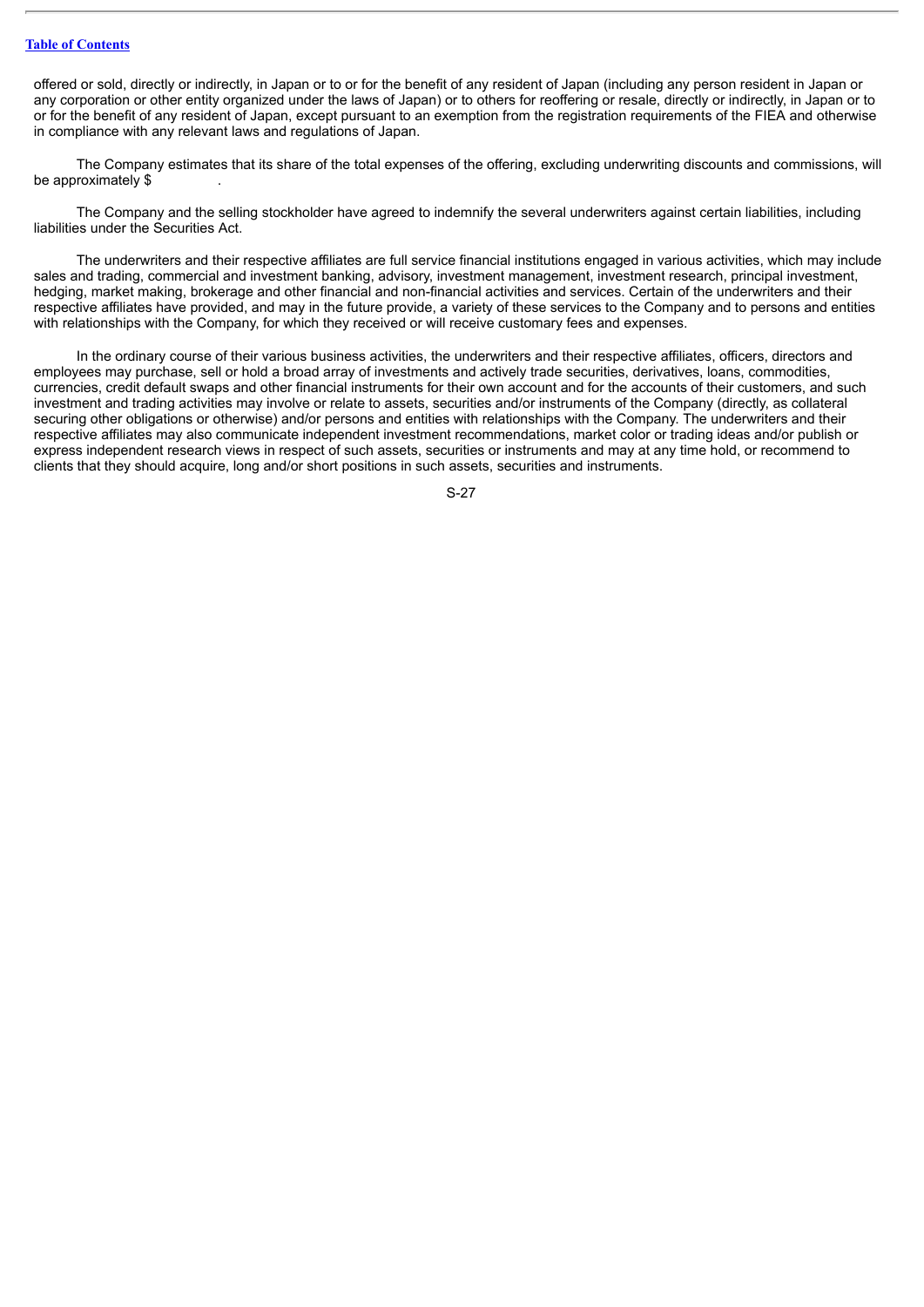offered or sold, directly or indirectly, in Japan or to or for the benefit of any resident of Japan (including any person resident in Japan or any corporation or other entity organized under the laws of Japan) or to others for reoffering or resale, directly or indirectly, in Japan or to or for the benefit of any resident of Japan, except pursuant to an exemption from the registration requirements of the FIEA and otherwise in compliance with any relevant laws and regulations of Japan.

The Company estimates that its share of the total expenses of the offering, excluding underwriting discounts and commissions, will be approximately $ .

The Company and the selling stockholder have agreed to indemnify the several underwriters against certain liabilities, including liabilities under the Securities Act.

The underwriters and their respective affiliates are full service financial institutions engaged in various activities, which may include sales and trading, commercial and investment banking, advisory, investment management, investment research, principal investment, hedging, market making, brokerage and other financial and non-financial activities and services. Certain of the underwriters and their respective affiliates have provided, and may in the future provide, a variety of these services to the Company and to persons and entities with relationships with the Company, for which they received or will receive customary fees and expenses.

In the ordinary course of their various business activities, the underwriters and their respective affiliates, officers, directors and employees may purchase, sell or hold a broad array of investments and actively trade securities, derivatives, loans, commodities, currencies, credit default swaps and other financial instruments for their own account and for the accounts of their customers, and such investment and trading activities may involve or relate to assets, securities and/or instruments of the Company (directly, as collateral securing other obligations or otherwise) and/or persons and entities with relationships with the Company. The underwriters and their respective affiliates may also communicate independent investment recommendations, market color or trading ideas and/or publish or express independent research views in respect of such assets, securities or instruments and may at any time hold, or recommend to clients that they should acquire, long and/or short positions in such assets, securities and instruments.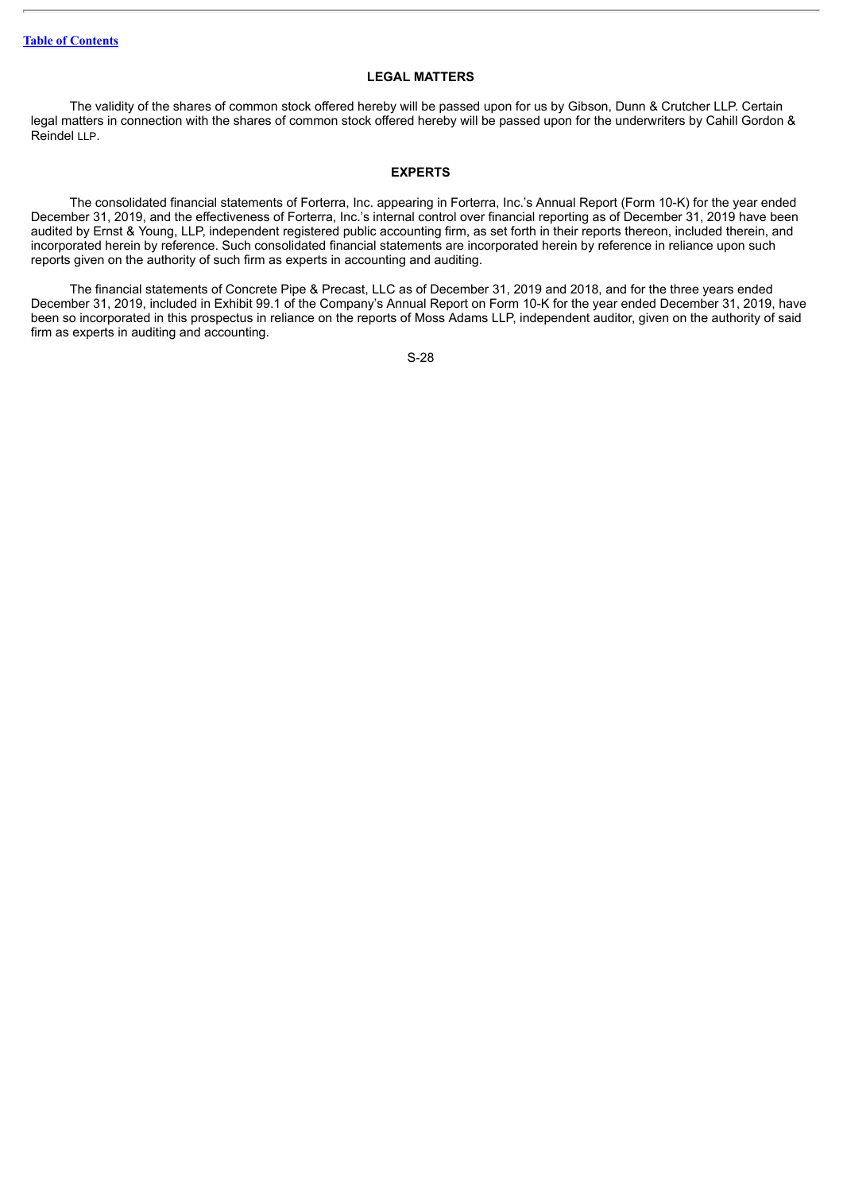## LEGAL MATTERS

The validity of the shares of common stock offered hereby will be passed upon for us by Gibson, Dunn & Crutcher LLP. Certain legal matters in connection with the shares of common stock offered hereby will be passed upon for the underwriters by Cahill Gordon & Reindel LLP.

## EXPERTS

The consolidated financial statements of Forterra, Inc. appearing in Forterra, Inc.'s Annual Report (Form 10-K) for the year ended December 31, 2019, and the effectiveness of Forterra, Inc.'s internal control over financial reporting as of December 31, 2019 have been audited by Ernst & Young, LLP, independent registered public accounting firm, as set forth in their reports thereon, included therein, and incorporated herein by reference. Such consolidated financial statements are incorporated herein by reference in reliance upon such reports given on the authority of such firm as experts in accounting and auditing.

The financial statements of Concrete Pipe & Precast, LLC as of December 31, 2019 and 2018, and for the three years ended December 31, 2019, included in Exhibit 99.1 of the Company's Annual Report on Form 10-K for the year ended December 31, 2019, have been so incorporated in this prospectus in reliance on the reports of Moss Adams LLP, independent auditor, given on the authority of said firm as experts in auditing and accounting.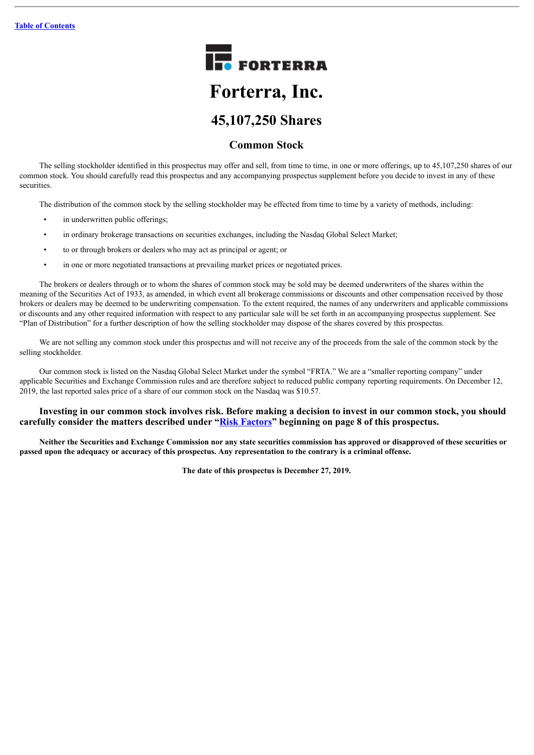[Table of Contents](#)

FORTERRA

# Forterra, Inc.

## 45,107,250 Shares

### Common Stock

The selling stockholder identified in this prospectus may offer and sell, from time to time, in one or more offerings, up to 45,107,250 shares of our common stock. You should carefully read this prospectus and any accompanying prospectus supplement before you decide to invest in any of these securities.

The distribution of the common stock by the selling stockholder may be effected from time to time by a variety of methods, including:

- in underwritten public offerings;
- in ordinary brokerage transactions on securities exchanges, including the Nasdaq Global Select Market;
- to or through brokers or dealers who may act as principal or agent; or
- in one or more negotiated transactions at prevailing market prices or negotiated prices.

The brokers or dealers through or to whom the shares of common stock may be sold may be deemed underwriters of the shares within the meaning of the Securities Act of 1933, as amended, in which event all brokerage commissions or discounts and other compensation received by those brokers or dealers may be deemed to be underwriting compensation. To the extent required, the names of any underwriters and applicable commissions or discounts and any other required information with respect to any particular sale will be set forth in an accompanying prospectus supplement. See "Plan of Distribution" for a further description of how the selling stockholder may dispose of the shares covered by this prospectus.

We are not selling any common stock under this prospectus and will not receive any of the proceeds from the sale of the common stock by the selling stockholder.

Our common stock is listed on the Nasdaq Global Select Market under the symbol "FRTA." We are a "smaller reporting company" under applicable Securities and Exchange Commission rules and are therefore subject to reduced public company reporting requirements. On December 12, 2019, the last reported sales price of a share of our common stock on the Nasdaq was $10.57.

**Investing in our common stock involves risk. Before making a decision to invest in our common stock, you should carefully consider the matters described under "[Risk Factors](#)" beginning on page 8 of this prospectus.**

**Neither the Securities and Exchange Commission nor any state securities commission has approved or disapproved of these securities or passed upon the adequacy or accuracy of this prospectus. Any representation to the contrary is a criminal offense.**

**The date of this prospectus is December 27, 2019.**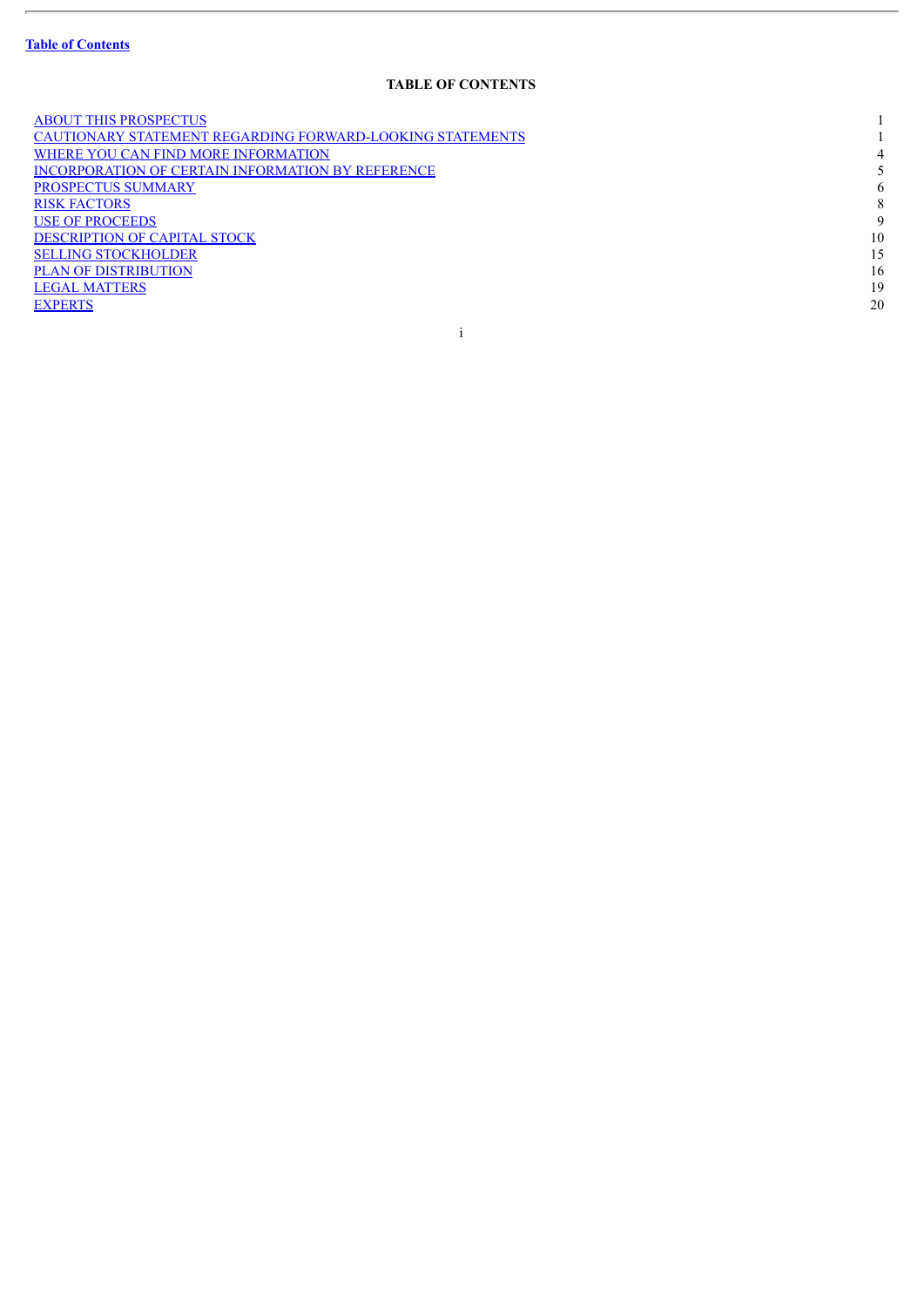**Table of Contents**

## TABLE OF CONTENTS

| | |
|---|---|
| ABOUT THIS PROSPECTUS | 1 |
| CAUTIONARY STATEMENT REGARDING FORWARD-LOOKING STATEMENTS | 1 |
| WHERE YOU CAN FIND MORE INFORMATION | 4 |
| INCORPORATION OF CERTAIN INFORMATION BY REFERENCE | 5 |
| PROSPECTUS SUMMARY | 6 |
| RISK FACTORS | 8 |
| USE OF PROCEEDS | 9 |
| DESCRIPTION OF CAPITAL STOCK | 10 |
| SELLING STOCKHOLDER | 15 |
| PLAN OF DISTRIBUTION | 16 |
| LEGAL MATTERS | 19 |
| EXPERTS | 20 |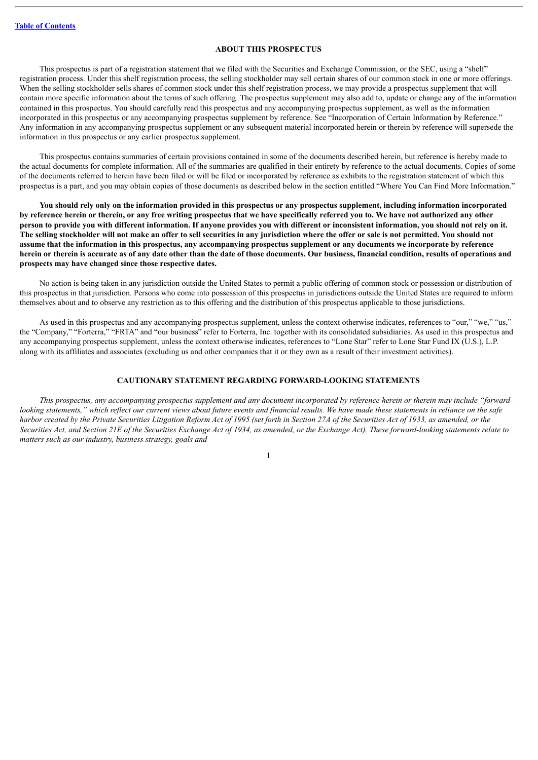## ABOUT THIS PROSPECTUS

This prospectus is part of a registration statement that we filed with the Securities and Exchange Commission, or the SEC, using a "shelf" registration process. Under this shelf registration process, the selling stockholder may sell certain shares of our common stock in one or more offerings. When the selling stockholder sells shares of common stock under this shelf registration process, we may provide a prospectus supplement that will contain more specific information about the terms of such offering. The prospectus supplement may also add to, update or change any of the information contained in this prospectus. You should carefully read this prospectus and any accompanying prospectus supplement, as well as the information incorporated in this prospectus or any accompanying prospectus supplement by reference. See "Incorporation of Certain Information by Reference." Any information in any accompanying prospectus supplement or any subsequent material incorporated herein or therein by reference will supersede the information in this prospectus or any earlier prospectus supplement.

This prospectus contains summaries of certain provisions contained in some of the documents described herein, but reference is hereby made to the actual documents for complete information. All of the summaries are qualified in their entirety by reference to the actual documents. Copies of some of the documents referred to herein have been filed or will be filed or incorporated by reference as exhibits to the registration statement of which this prospectus is a part, and you may obtain copies of those documents as described below in the section entitled "Where You Can Find More Information."

**You should rely only on the information provided in this prospectus or any prospectus supplement, including information incorporated by reference herein or therein, or any free writing prospectus that we have specifically referred you to. We have not authorized any other person to provide you with different information. If anyone provides you with different or inconsistent information, you should not rely on it. The selling stockholder will not make an offer to sell securities in any jurisdiction where the offer or sale is not permitted. You should not assume that the information in this prospectus, any accompanying prospectus supplement or any documents we incorporate by reference herein or therein is accurate as of any date other than the date of those documents. Our business, financial condition, results of operations and prospects may have changed since those respective dates.**

No action is being taken in any jurisdiction outside the United States to permit a public offering of common stock or possession or distribution of this prospectus in that jurisdiction. Persons who come into possession of this prospectus in jurisdictions outside the United States are required to inform themselves about and to observe any restriction as to this offering and the distribution of this prospectus applicable to those jurisdictions.

As used in this prospectus and any accompanying prospectus supplement, unless the context otherwise indicates, references to "our," "we," "us," the "Company," "Forterra," "FRTA" and "our business" refer to Forterra, Inc. together with its consolidated subsidiaries. As used in this prospectus and any accompanying prospectus supplement, unless the context otherwise indicates, references to "Lone Star" refer to Lone Star Fund IX (U.S.), L.P. along with its affiliates and associates (excluding us and other companies that it or they own as a result of their investment activities).

## CAUTIONARY STATEMENT REGARDING FORWARD-LOOKING STATEMENTS

*This prospectus, any accompanying prospectus supplement and any document incorporated by reference herein or therein may include "forward-looking statements," which reflect our current views about future events and financial results. We have made these statements in reliance on the safe harbor created by the Private Securities Litigation Reform Act of 1995 (set forth in Section 27A of the Securities Act of 1933, as amended, or the Securities Act, and Section 21E of the Securities Exchange Act of 1934, as amended, or the Exchange Act). These forward-looking statements relate to matters such as our industry, business strategy, goals and*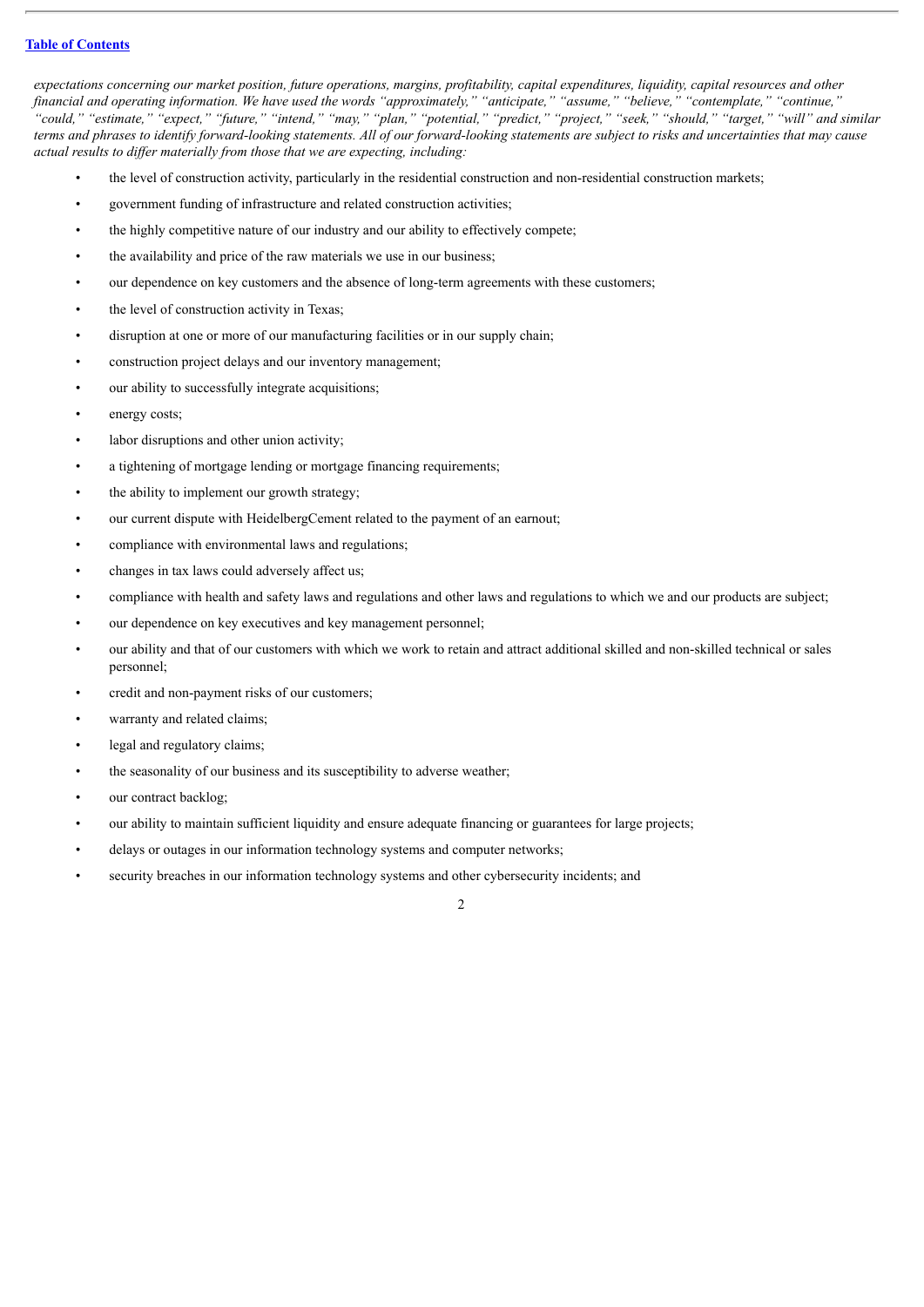*expectations concerning our market position, future operations, margins, profitability, capital expenditures, liquidity, capital resources and other financial and operating information. We have used the words "approximately," "anticipate," "assume," "believe," "contemplate," "continue," "could," "estimate," "expect," "future," "intend," "may," "plan," "potential," "predict," "project," "seek," "should," "target," "will" and similar terms and phrases to identify forward-looking statements. All of our forward-looking statements are subject to risks and uncertainties that may cause actual results to differ materially from those that we are expecting, including:*

- the level of construction activity, particularly in the residential construction and non-residential construction markets;
- government funding of infrastructure and related construction activities;
- the highly competitive nature of our industry and our ability to effectively compete;
- the availability and price of the raw materials we use in our business;
- our dependence on key customers and the absence of long-term agreements with these customers;
- the level of construction activity in Texas;
- disruption at one or more of our manufacturing facilities or in our supply chain;
- construction project delays and our inventory management;
- our ability to successfully integrate acquisitions;
- energy costs;
- labor disruptions and other union activity;
- a tightening of mortgage lending or mortgage financing requirements;
- the ability to implement our growth strategy;
- our current dispute with HeidelbergCement related to the payment of an earnout;
- compliance with environmental laws and regulations;
- changes in tax laws could adversely affect us;
- compliance with health and safety laws and regulations and other laws and regulations to which we and our products are subject;
- our dependence on key executives and key management personnel;
- our ability and that of our customers with which we work to retain and attract additional skilled and non-skilled technical or sales personnel;
- credit and non-payment risks of our customers;
- warranty and related claims;
- legal and regulatory claims;
- the seasonality of our business and its susceptibility to adverse weather;
- our contract backlog;
- our ability to maintain sufficient liquidity and ensure adequate financing or guarantees for large projects;
- delays or outages in our information technology systems and computer networks;
- security breaches in our information technology systems and other cybersecurity incidents; and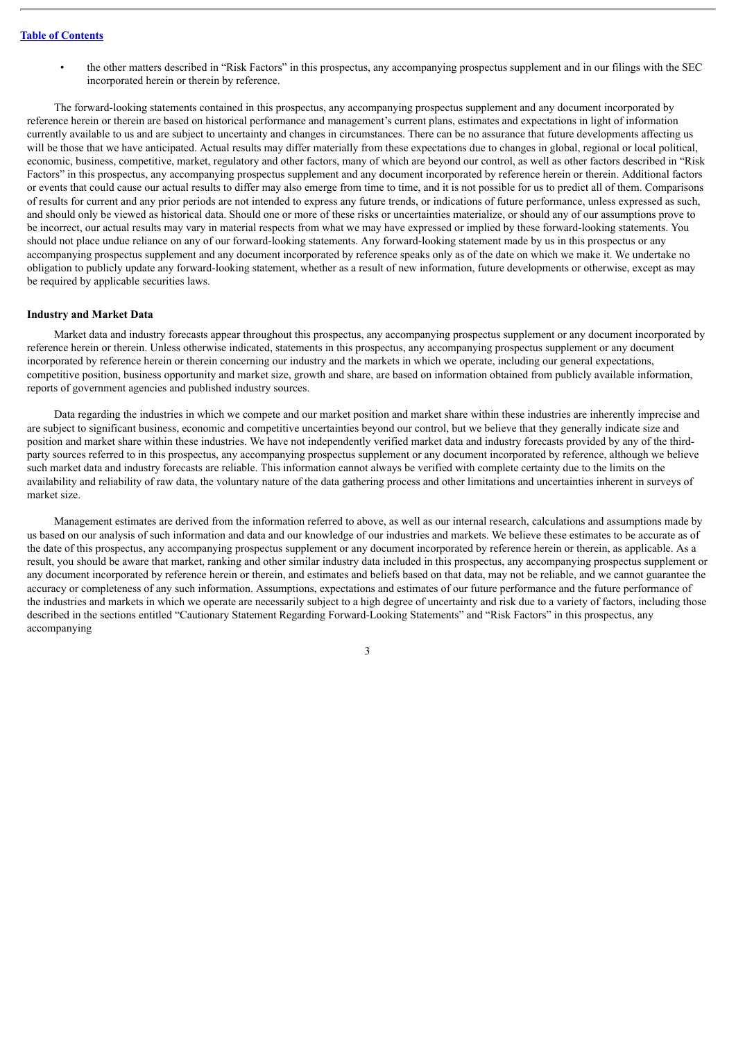- the other matters described in “Risk Factors” in this prospectus, any accompanying prospectus supplement and in our filings with the SEC incorporated herein or therein by reference.

The forward-looking statements contained in this prospectus, any accompanying prospectus supplement and any document incorporated by reference herein or therein are based on historical performance and management’s current plans, estimates and expectations in light of information currently available to us and are subject to uncertainty and changes in circumstances. There can be no assurance that future developments affecting us will be those that we have anticipated. Actual results may differ materially from these expectations due to changes in global, regional or local political, economic, business, competitive, market, regulatory and other factors, many of which are beyond our control, as well as other factors described in “Risk Factors” in this prospectus, any accompanying prospectus supplement and any document incorporated by reference herein or therein. Additional factors or events that could cause our actual results to differ may also emerge from time to time, and it is not possible for us to predict all of them. Comparisons of results for current and any prior periods are not intended to express any future trends, or indications of future performance, unless expressed as such, and should only be viewed as historical data. Should one or more of these risks or uncertainties materialize, or should any of our assumptions prove to be incorrect, our actual results may vary in material respects from what we may have expressed or implied by these forward-looking statements. You should not place undue reliance on any of our forward-looking statements. Any forward-looking statement made by us in this prospectus or any accompanying prospectus supplement and any document incorporated by reference speaks only as of the date on which we make it. We undertake no obligation to publicly update any forward-looking statement, whether as a result of new information, future developments or otherwise, except as may be required by applicable securities laws.

**Industry and Market Data**

Market data and industry forecasts appear throughout this prospectus, any accompanying prospectus supplement or any document incorporated by reference herein or therein. Unless otherwise indicated, statements in this prospectus, any accompanying prospectus supplement or any document incorporated by reference herein or therein concerning our industry and the markets in which we operate, including our general expectations, competitive position, business opportunity and market size, growth and share, are based on information obtained from publicly available information, reports of government agencies and published industry sources.

Data regarding the industries in which we compete and our market position and market share within these industries are inherently imprecise and are subject to significant business, economic and competitive uncertainties beyond our control, but we believe that they generally indicate size and position and market share within these industries. We have not independently verified market data and industry forecasts provided by any of the third-party sources referred to in this prospectus, any accompanying prospectus supplement or any document incorporated by reference, although we believe such market data and industry forecasts are reliable. This information cannot always be verified with complete certainty due to the limits on the availability and reliability of raw data, the voluntary nature of the data gathering process and other limitations and uncertainties inherent in surveys of market size.

Management estimates are derived from the information referred to above, as well as our internal research, calculations and assumptions made by us based on our analysis of such information and data and our knowledge of our industries and markets. We believe these estimates to be accurate as of the date of this prospectus, any accompanying prospectus supplement or any document incorporated by reference herein or therein, as applicable. As a result, you should be aware that market, ranking and other similar industry data included in this prospectus, any accompanying prospectus supplement or any document incorporated by reference herein or therein, and estimates and beliefs based on that data, may not be reliable, and we cannot guarantee the accuracy or completeness of any such information. Assumptions, expectations and estimates of our future performance and the future performance of the industries and markets in which we operate are necessarily subject to a high degree of uncertainty and risk due to a variety of factors, including those described in the sections entitled “Cautionary Statement Regarding Forward-Looking Statements” and “Risk Factors” in this prospectus, any accompanying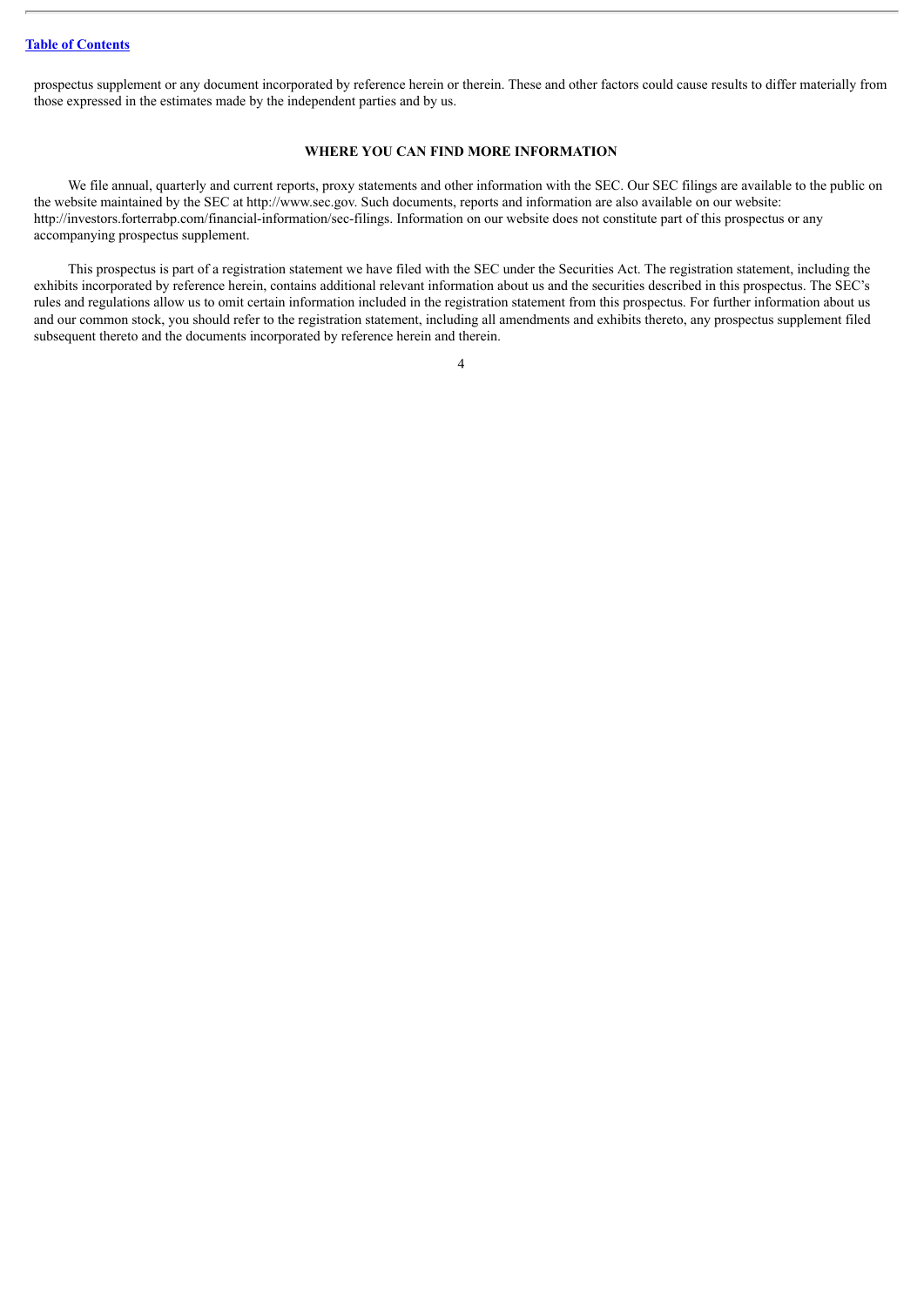prospectus supplement or any document incorporated by reference herein or therein. These and other factors could cause results to differ materially from those expressed in the estimates made by the independent parties and by us.

## WHERE YOU CAN FIND MORE INFORMATION

We file annual, quarterly and current reports, proxy statements and other information with the SEC. Our SEC filings are available to the public on the website maintained by the SEC at http://www.sec.gov. Such documents, reports and information are also available on our website: http://investors.forterrabp.com/financial-information/sec-filings. Information on our website does not constitute part of this prospectus or any accompanying prospectus supplement.

This prospectus is part of a registration statement we have filed with the SEC under the Securities Act. The registration statement, including the exhibits incorporated by reference herein, contains additional relevant information about us and the securities described in this prospectus. The SEC's rules and regulations allow us to omit certain information included in the registration statement from this prospectus. For further information about us and our common stock, you should refer to the registration statement, including all amendments and exhibits thereto, any prospectus supplement filed subsequent thereto and the documents incorporated by reference herein and therein.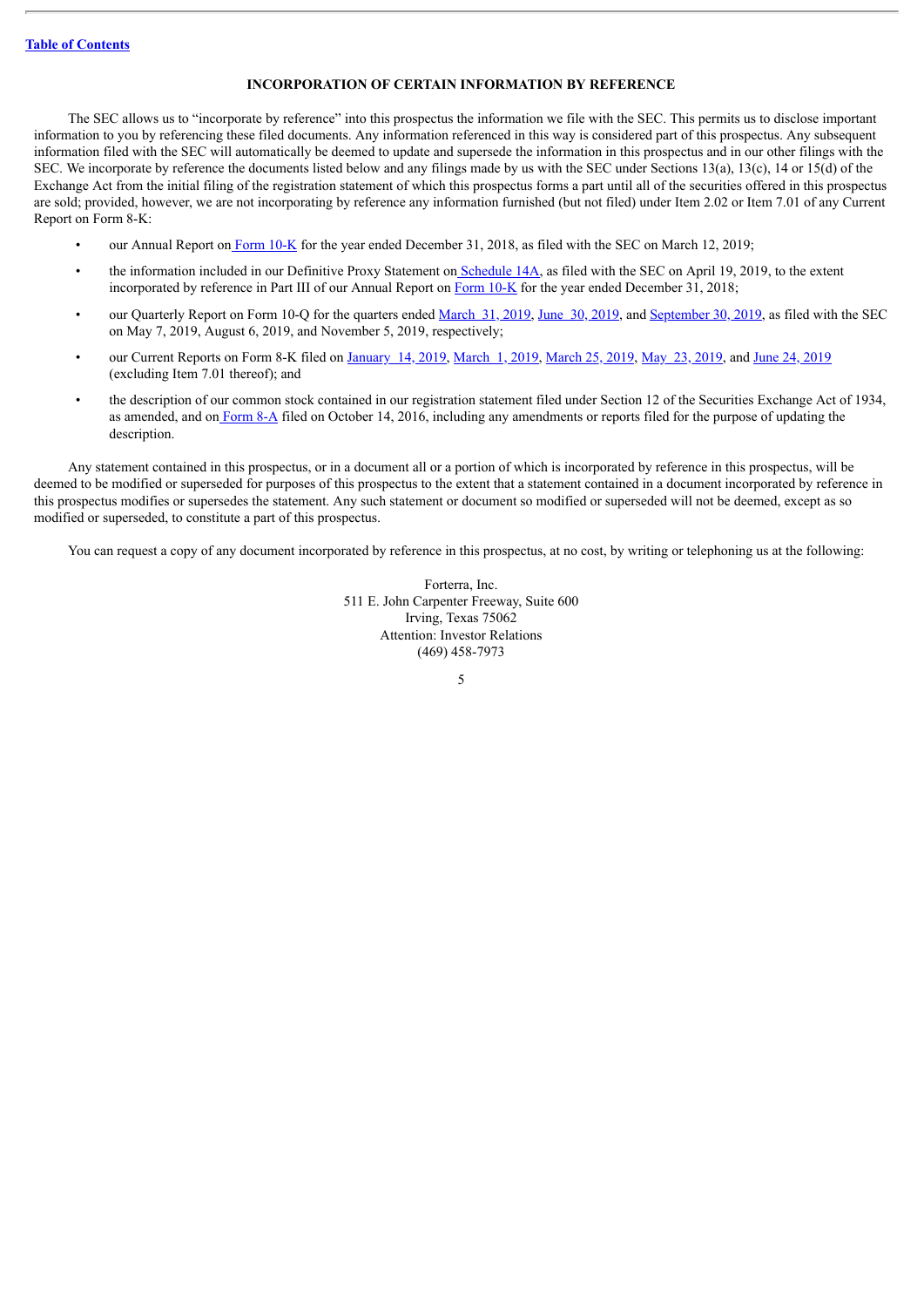## INCORPORATION OF CERTAIN INFORMATION BY REFERENCE

The SEC allows us to "incorporate by reference" into this prospectus the information we file with the SEC. This permits us to disclose important information to you by referencing these filed documents. Any information referenced in this way is considered part of this prospectus. Any subsequent information filed with the SEC will automatically be deemed to update and supersede the information in this prospectus and in our other filings with the SEC. We incorporate by reference the documents listed below and any filings made by us with the SEC under Sections 13(a), 13(c), 14 or 15(d) of the Exchange Act from the initial filing of the registration statement of which this prospectus forms a part until all of the securities offered in this prospectus are sold; provided, however, we are not incorporating by reference any information furnished (but not filed) under Item 2.02 or Item 7.01 of any Current Report on Form 8-K:

- our Annual Report on Form 10-K for the year ended December 31, 2018, as filed with the SEC on March 12, 2019;
- the information included in our Definitive Proxy Statement on Schedule 14A, as filed with the SEC on April 19, 2019, to the extent incorporated by reference in Part III of our Annual Report on Form 10-K for the year ended December 31, 2018;
- our Quarterly Report on Form 10-Q for the quarters ended March 31, 2019, June 30, 2019, and September 30, 2019, as filed with the SEC on May 7, 2019, August 6, 2019, and November 5, 2019, respectively;
- our Current Reports on Form 8-K filed on January 14, 2019, March 1, 2019, March 25, 2019, May 23, 2019, and June 24, 2019 (excluding Item 7.01 thereof); and
- the description of our common stock contained in our registration statement filed under Section 12 of the Securities Exchange Act of 1934, as amended, and on Form 8-A filed on October 14, 2016, including any amendments or reports filed for the purpose of updating the description.

Any statement contained in this prospectus, or in a document all or a portion of which is incorporated by reference in this prospectus, will be deemed to be modified or superseded for purposes of this prospectus to the extent that a statement contained in a document incorporated by reference in this prospectus modifies or supersedes the statement. Any such statement or document so modified or superseded will not be deemed, except as so modified or superseded, to constitute a part of this prospectus.

You can request a copy of any document incorporated by reference in this prospectus, at no cost, by writing or telephoning us at the following:

Forterra, Inc.
511 E. John Carpenter Freeway, Suite 600
Irving, Texas 75062
Attention: Investor Relations
(469) 458-7973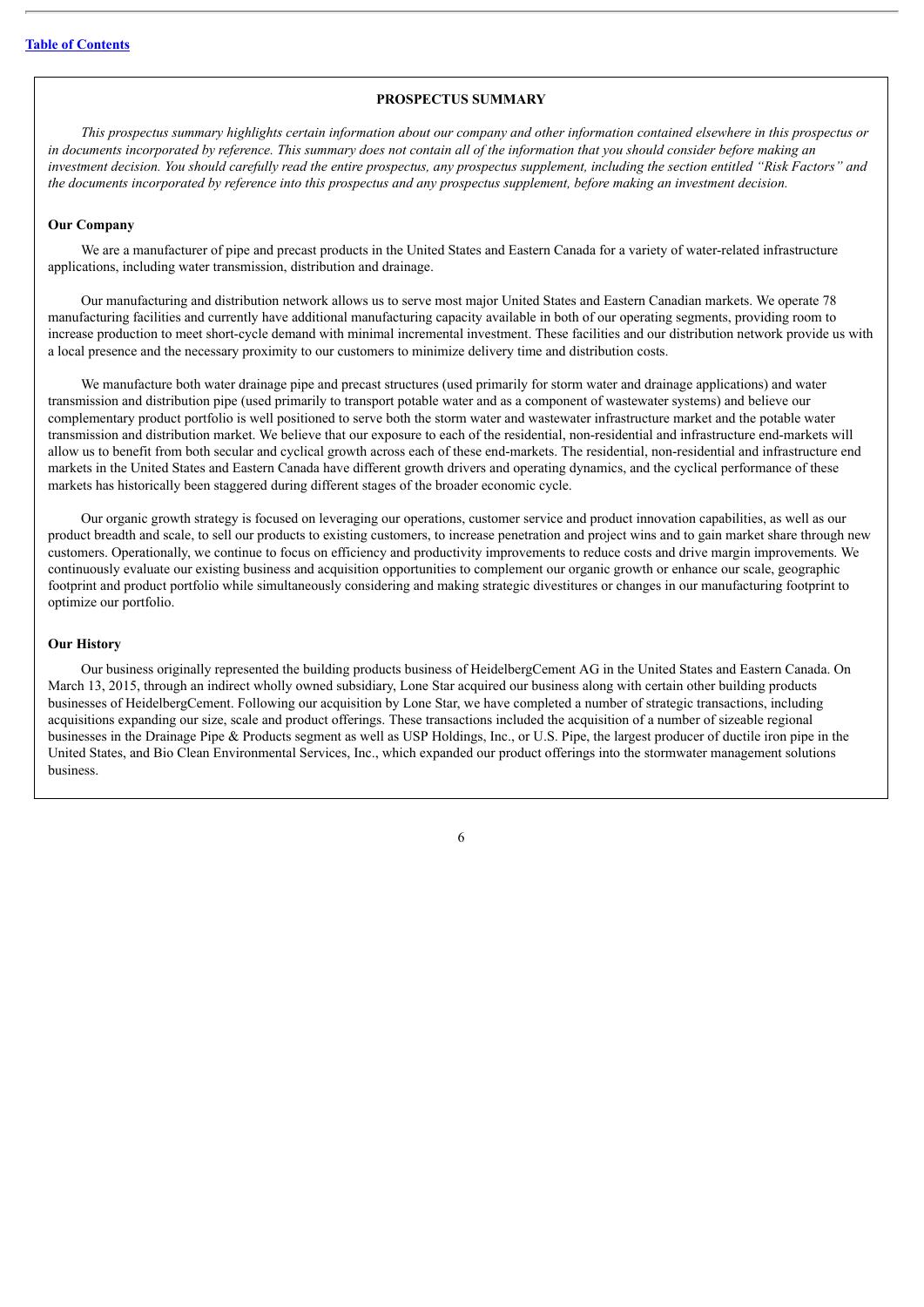## PROSPECTUS SUMMARY

*This prospectus summary highlights certain information about our company and other information contained elsewhere in this prospectus or in documents incorporated by reference. This summary does not contain all of the information that you should consider before making an investment decision. You should carefully read the entire prospectus, any prospectus supplement, including the section entitled "Risk Factors" and the documents incorporated by reference into this prospectus and any prospectus supplement, before making an investment decision.*

### Our Company

We are a manufacturer of pipe and precast products in the United States and Eastern Canada for a variety of water-related infrastructure applications, including water transmission, distribution and drainage.

Our manufacturing and distribution network allows us to serve most major United States and Eastern Canadian markets. We operate 78 manufacturing facilities and currently have additional manufacturing capacity available in both of our operating segments, providing room to increase production to meet short-cycle demand with minimal incremental investment. These facilities and our distribution network provide us with a local presence and the necessary proximity to our customers to minimize delivery time and distribution costs.

We manufacture both water drainage pipe and precast structures (used primarily for storm water and drainage applications) and water transmission and distribution pipe (used primarily to transport potable water and as a component of wastewater systems) and believe our complementary product portfolio is well positioned to serve both the storm water and wastewater infrastructure market and the potable water transmission and distribution market. We believe that our exposure to each of the residential, non-residential and infrastructure end-markets will allow us to benefit from both secular and cyclical growth across each of these end-markets. The residential, non-residential and infrastructure end markets in the United States and Eastern Canada have different growth drivers and operating dynamics, and the cyclical performance of these markets has historically been staggered during different stages of the broader economic cycle.

Our organic growth strategy is focused on leveraging our operations, customer service and product innovation capabilities, as well as our product breadth and scale, to sell our products to existing customers, to increase penetration and project wins and to gain market share through new customers. Operationally, we continue to focus on efficiency and productivity improvements to reduce costs and drive margin improvements. We continuously evaluate our existing business and acquisition opportunities to complement our organic growth or enhance our scale, geographic footprint and product portfolio while simultaneously considering and making strategic divestitures or changes in our manufacturing footprint to optimize our portfolio.

### Our History

Our business originally represented the building products business of HeidelbergCement AG in the United States and Eastern Canada. On March 13, 2015, through an indirect wholly owned subsidiary, Lone Star acquired our business along with certain other building products businesses of HeidelbergCement. Following our acquisition by Lone Star, we have completed a number of strategic transactions, including acquisitions expanding our size, scale and product offerings. These transactions included the acquisition of a number of sizeable regional businesses in the Drainage Pipe & Products segment as well as USP Holdings, Inc., or U.S. Pipe, the largest producer of ductile iron pipe in the United States, and Bio Clean Environmental Services, Inc., which expanded our product offerings into the stormwater management solutions business.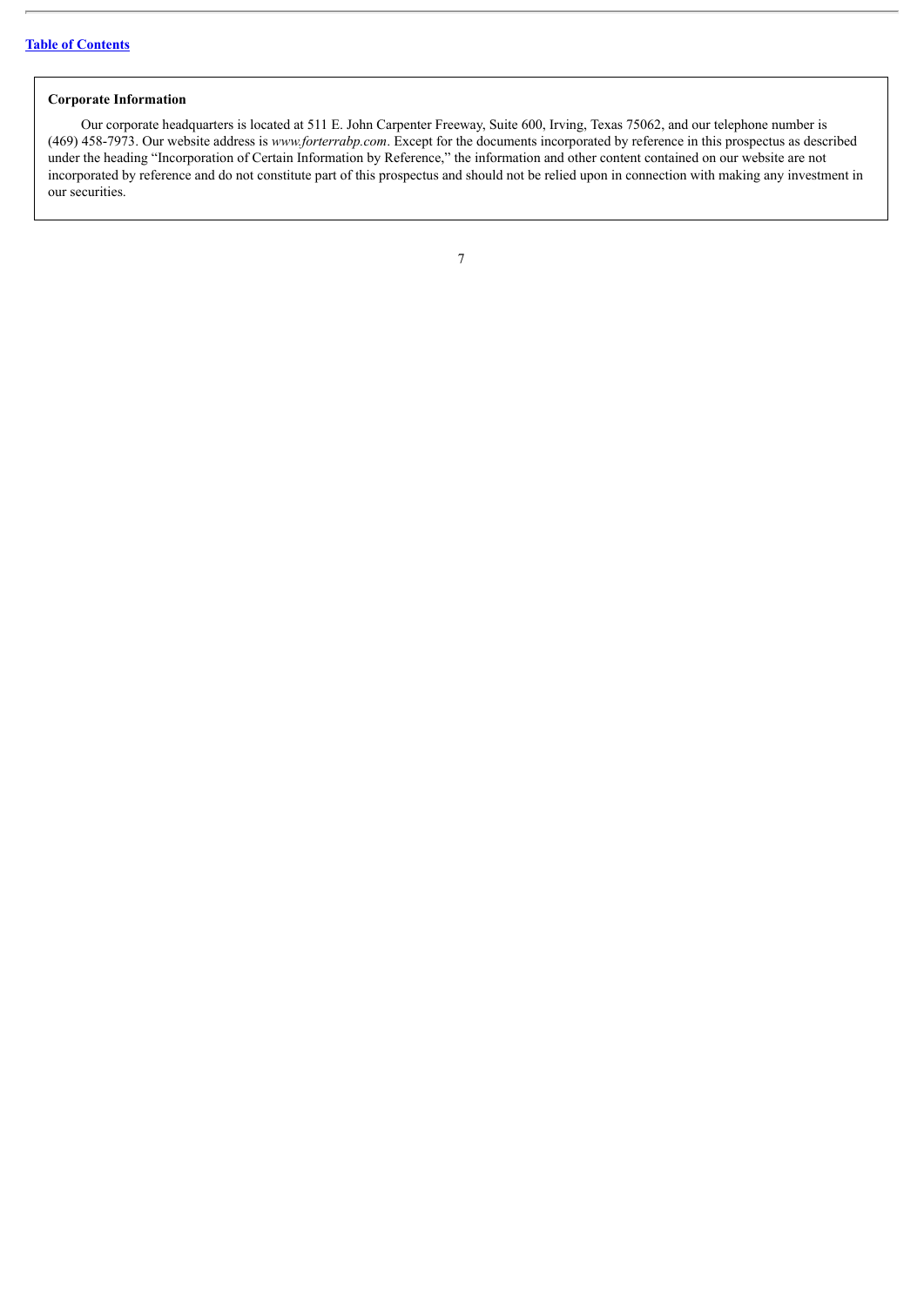**Corporate Information**

Our corporate headquarters is located at 511 E. John Carpenter Freeway, Suite 600, Irving, Texas 75062, and our telephone number is (469) 458-7973. Our website address is *www.forterrabp.com*. Except for the documents incorporated by reference in this prospectus as described under the heading "Incorporation of Certain Information by Reference," the information and other content contained on our website are not incorporated by reference and do not constitute part of this prospectus and should not be relied upon in connection with making any investment in our securities.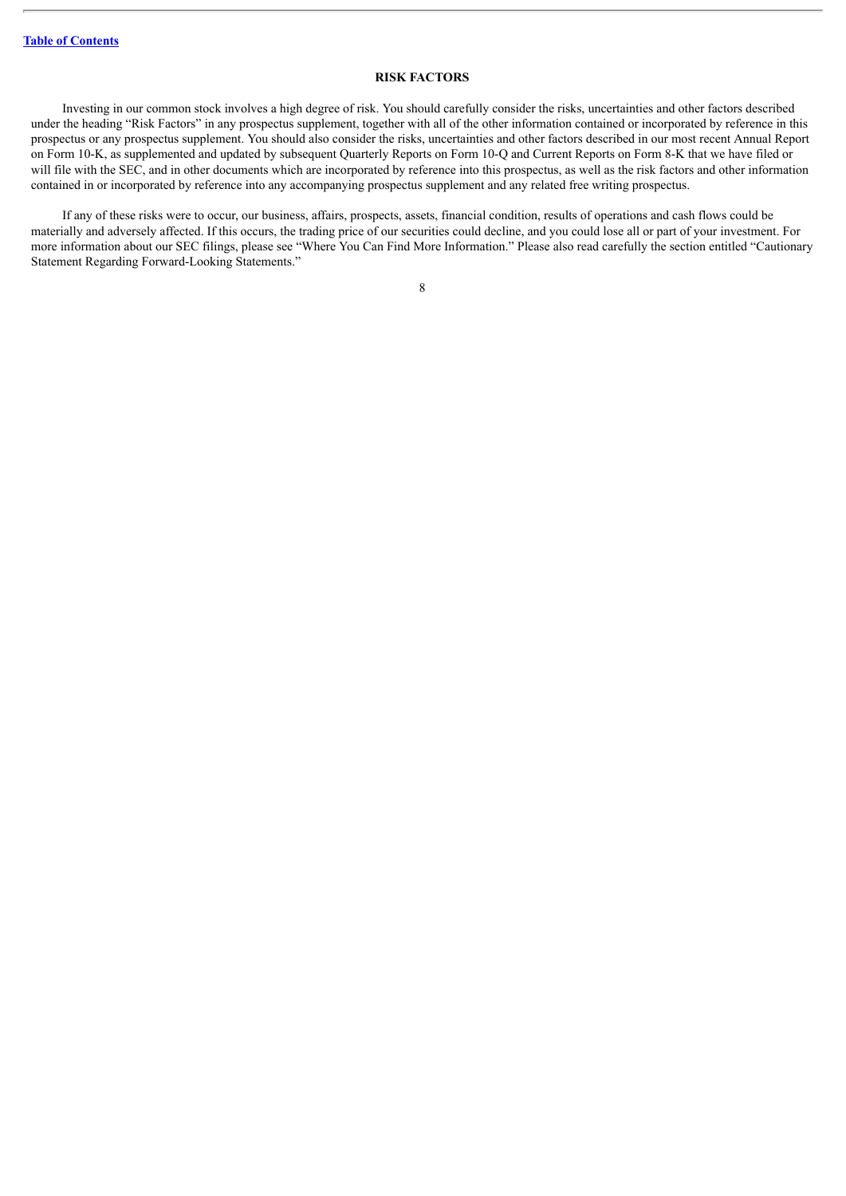## RISK FACTORS

Investing in our common stock involves a high degree of risk. You should carefully consider the risks, uncertainties and other factors described under the heading "Risk Factors" in any prospectus supplement, together with all of the other information contained or incorporated by reference in this prospectus or any prospectus supplement. You should also consider the risks, uncertainties and other factors described in our most recent Annual Report on Form 10-K, as supplemented and updated by subsequent Quarterly Reports on Form 10-Q and Current Reports on Form 8-K that we have filed or will file with the SEC, and in other documents which are incorporated by reference into this prospectus, as well as the risk factors and other information contained in or incorporated by reference into any accompanying prospectus supplement and any related free writing prospectus.

If any of these risks were to occur, our business, affairs, prospects, assets, financial condition, results of operations and cash flows could be materially and adversely affected. If this occurs, the trading price of our securities could decline, and you could lose all or part of your investment. For more information about our SEC filings, please see "Where You Can Find More Information." Please also read carefully the section entitled "Cautionary Statement Regarding Forward-Looking Statements."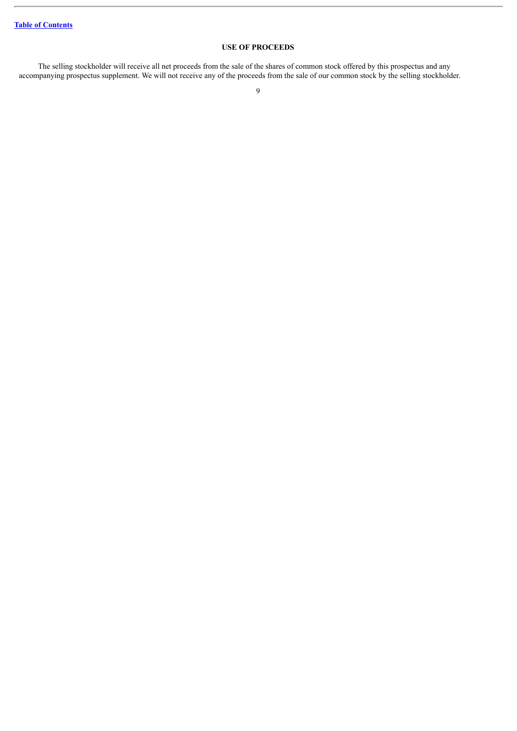## USE OF PROCEEDS

The selling stockholder will receive all net proceeds from the sale of the shares of common stock offered by this prospectus and any accompanying prospectus supplement. We will not receive any of the proceeds from the sale of our common stock by the selling stockholder.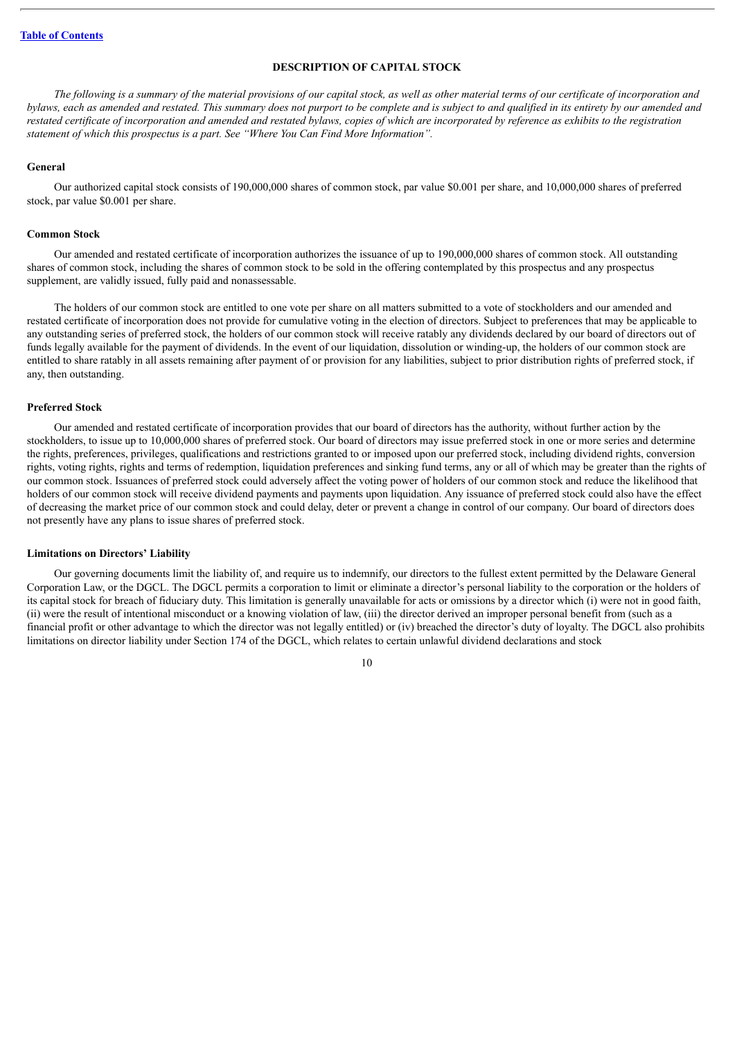## DESCRIPTION OF CAPITAL STOCK

*The following is a summary of the material provisions of our capital stock, as well as other material terms of our certificate of incorporation and bylaws, each as amended and restated. This summary does not purport to be complete and is subject to and qualified in its entirety by our amended and restated certificate of incorporation and amended and restated bylaws, copies of which are incorporated by reference as exhibits to the registration statement of which this prospectus is a part. See "Where You Can Find More Information".*

### General

Our authorized capital stock consists of 190,000,000 shares of common stock, par value $0.001 per share, and 10,000,000 shares of preferred stock, par value $0.001 per share.

### Common Stock

Our amended and restated certificate of incorporation authorizes the issuance of up to 190,000,000 shares of common stock. All outstanding shares of common stock, including the shares of common stock to be sold in the offering contemplated by this prospectus and any prospectus supplement, are validly issued, fully paid and nonassessable.

The holders of our common stock are entitled to one vote per share on all matters submitted to a vote of stockholders and our amended and restated certificate of incorporation does not provide for cumulative voting in the election of directors. Subject to preferences that may be applicable to any outstanding series of preferred stock, the holders of our common stock will receive ratably any dividends declared by our board of directors out of funds legally available for the payment of dividends. In the event of our liquidation, dissolution or winding-up, the holders of our common stock are entitled to share ratably in all assets remaining after payment of or provision for any liabilities, subject to prior distribution rights of preferred stock, if any, then outstanding.

### Preferred Stock

Our amended and restated certificate of incorporation provides that our board of directors has the authority, without further action by the stockholders, to issue up to 10,000,000 shares of preferred stock. Our board of directors may issue preferred stock in one or more series and determine the rights, preferences, privileges, qualifications and restrictions granted to or imposed upon our preferred stock, including dividend rights, conversion rights, voting rights, rights and terms of redemption, liquidation preferences and sinking fund terms, any or all of which may be greater than the rights of our common stock. Issuances of preferred stock could adversely affect the voting power of holders of our common stock and reduce the likelihood that holders of our common stock will receive dividend payments and payments upon liquidation. Any issuance of preferred stock could also have the effect of decreasing the market price of our common stock and could delay, deter or prevent a change in control of our company. Our board of directors does not presently have any plans to issue shares of preferred stock.

### Limitations on Directors' Liability

Our governing documents limit the liability of, and require us to indemnify, our directors to the fullest extent permitted by the Delaware General Corporation Law, or the DGCL. The DGCL permits a corporation to limit or eliminate a director's personal liability to the corporation or the holders of its capital stock for breach of fiduciary duty. This limitation is generally unavailable for acts or omissions by a director which (i) were not in good faith, (ii) were the result of intentional misconduct or a knowing violation of law, (iii) the director derived an improper personal benefit from (such as a financial profit or other advantage to which the director was not legally entitled) or (iv) breached the director's duty of loyalty. The DGCL also prohibits limitations on director liability under Section 174 of the DGCL, which relates to certain unlawful dividend declarations and stock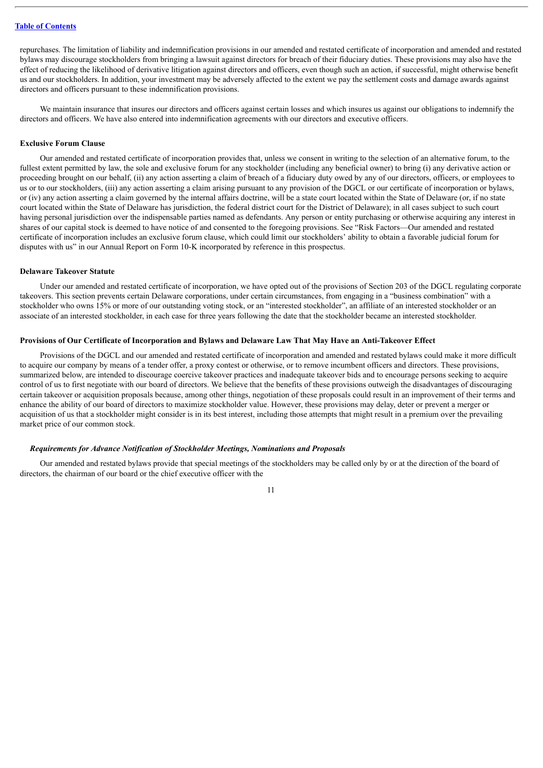repurchases. The limitation of liability and indemnification provisions in our amended and restated certificate of incorporation and amended and restated bylaws may discourage stockholders from bringing a lawsuit against directors for breach of their fiduciary duties. These provisions may also have the effect of reducing the likelihood of derivative litigation against directors and officers, even though such an action, if successful, might otherwise benefit us and our stockholders. In addition, your investment may be adversely affected to the extent we pay the settlement costs and damage awards against directors and officers pursuant to these indemnification provisions.

We maintain insurance that insures our directors and officers against certain losses and which insures us against our obligations to indemnify the directors and officers. We have also entered into indemnification agreements with our directors and executive officers.

**Exclusive Forum Clause**

Our amended and restated certificate of incorporation provides that, unless we consent in writing to the selection of an alternative forum, to the fullest extent permitted by law, the sole and exclusive forum for any stockholder (including any beneficial owner) to bring (i) any derivative action or proceeding brought on our behalf, (ii) any action asserting a claim of breach of a fiduciary duty owed by any of our directors, officers, or employees to us or to our stockholders, (iii) any action asserting a claim arising pursuant to any provision of the DGCL or our certificate of incorporation or bylaws, or (iv) any action asserting a claim governed by the internal affairs doctrine, will be a state court located within the State of Delaware (or, if no state court located within the State of Delaware has jurisdiction, the federal district court for the District of Delaware); in all cases subject to such court having personal jurisdiction over the indispensable parties named as defendants. Any person or entity purchasing or otherwise acquiring any interest in shares of our capital stock is deemed to have notice of and consented to the foregoing provisions. See "Risk Factors—Our amended and restated certificate of incorporation includes an exclusive forum clause, which could limit our stockholders' ability to obtain a favorable judicial forum for disputes with us" in our Annual Report on Form 10-K incorporated by reference in this prospectus.

**Delaware Takeover Statute**

Under our amended and restated certificate of incorporation, we have opted out of the provisions of Section 203 of the DGCL regulating corporate takeovers. This section prevents certain Delaware corporations, under certain circumstances, from engaging in a "business combination" with a stockholder who owns 15% or more of our outstanding voting stock, or an "interested stockholder", an affiliate of an interested stockholder or an associate of an interested stockholder, in each case for three years following the date that the stockholder became an interested stockholder.

**Provisions of Our Certificate of Incorporation and Bylaws and Delaware Law That May Have an Anti-Takeover Effect**

Provisions of the DGCL and our amended and restated certificate of incorporation and amended and restated bylaws could make it more difficult to acquire our company by means of a tender offer, a proxy contest or otherwise, or to remove incumbent officers and directors. These provisions, summarized below, are intended to discourage coercive takeover practices and inadequate takeover bids and to encourage persons seeking to acquire control of us to first negotiate with our board of directors. We believe that the benefits of these provisions outweigh the disadvantages of discouraging certain takeover or acquisition proposals because, among other things, negotiation of these proposals could result in an improvement of their terms and enhance the ability of our board of directors to maximize stockholder value. However, these provisions may delay, deter or prevent a merger or acquisition of us that a stockholder might consider is in its best interest, including those attempts that might result in a premium over the prevailing market price of our common stock.

***Requirements for Advance Notification of Stockholder Meetings, Nominations and Proposals***

Our amended and restated bylaws provide that special meetings of the stockholders may be called only by or at the direction of the board of directors, the chairman of our board or the chief executive officer with the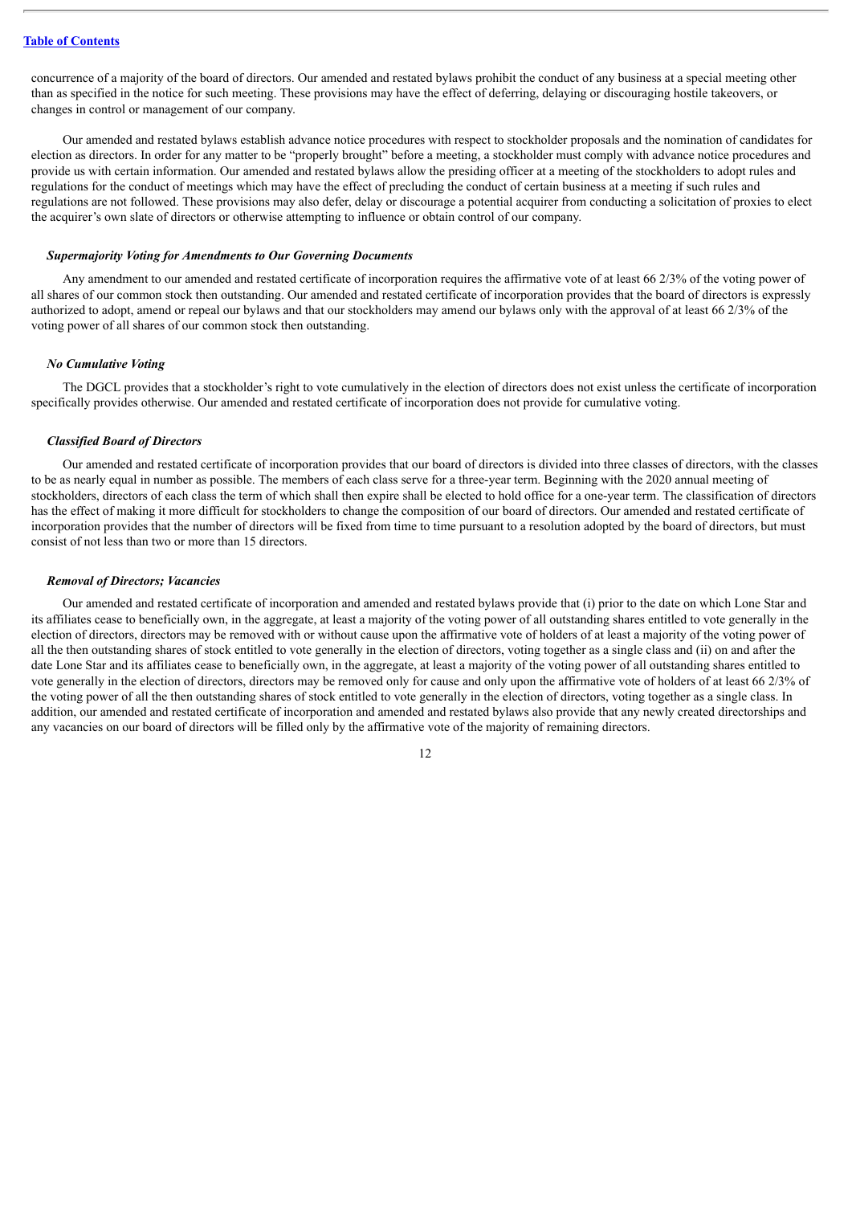concurrence of a majority of the board of directors. Our amended and restated bylaws prohibit the conduct of any business at a special meeting other than as specified in the notice for such meeting. These provisions may have the effect of deferring, delaying or discouraging hostile takeovers, or changes in control or management of our company.

Our amended and restated bylaws establish advance notice procedures with respect to stockholder proposals and the nomination of candidates for election as directors. In order for any matter to be "properly brought" before a meeting, a stockholder must comply with advance notice procedures and provide us with certain information. Our amended and restated bylaws allow the presiding officer at a meeting of the stockholders to adopt rules and regulations for the conduct of meetings which may have the effect of precluding the conduct of certain business at a meeting if such rules and regulations are not followed. These provisions may also defer, delay or discourage a potential acquirer from conducting a solicitation of proxies to elect the acquirer's own slate of directors or otherwise attempting to influence or obtain control of our company.

***Supermajority Voting for Amendments to Our Governing Documents***

Any amendment to our amended and restated certificate of incorporation requires the affirmative vote of at least 66 2/3% of the voting power of all shares of our common stock then outstanding. Our amended and restated certificate of incorporation provides that the board of directors is expressly authorized to adopt, amend or repeal our bylaws and that our stockholders may amend our bylaws only with the approval of at least 66 2/3% of the voting power of all shares of our common stock then outstanding.

***No Cumulative Voting***

The DGCL provides that a stockholder's right to vote cumulatively in the election of directors does not exist unless the certificate of incorporation specifically provides otherwise. Our amended and restated certificate of incorporation does not provide for cumulative voting.

***Classified Board of Directors***

Our amended and restated certificate of incorporation provides that our board of directors is divided into three classes of directors, with the classes to be as nearly equal in number as possible. The members of each class serve for a three-year term. Beginning with the 2020 annual meeting of stockholders, directors of each class the term of which shall then expire shall be elected to hold office for a one-year term. The classification of directors has the effect of making it more difficult for stockholders to change the composition of our board of directors. Our amended and restated certificate of incorporation provides that the number of directors will be fixed from time to time pursuant to a resolution adopted by the board of directors, but must consist of not less than two or more than 15 directors.

***Removal of Directors; Vacancies***

Our amended and restated certificate of incorporation and amended and restated bylaws provide that (i) prior to the date on which Lone Star and its affiliates cease to beneficially own, in the aggregate, at least a majority of the voting power of all outstanding shares entitled to vote generally in the election of directors, directors may be removed with or without cause upon the affirmative vote of holders of at least a majority of the voting power of all the then outstanding shares of stock entitled to vote generally in the election of directors, voting together as a single class and (ii) on and after the date Lone Star and its affiliates cease to beneficially own, in the aggregate, at least a majority of the voting power of all outstanding shares entitled to vote generally in the election of directors, directors may be removed only for cause and only upon the affirmative vote of holders of at least 66 2/3% of the voting power of all the then outstanding shares of stock entitled to vote generally in the election of directors, voting together as a single class. In addition, our amended and restated certificate of incorporation and amended and restated bylaws also provide that any newly created directorships and any vacancies on our board of directors will be filled only by the affirmative vote of the majority of remaining directors.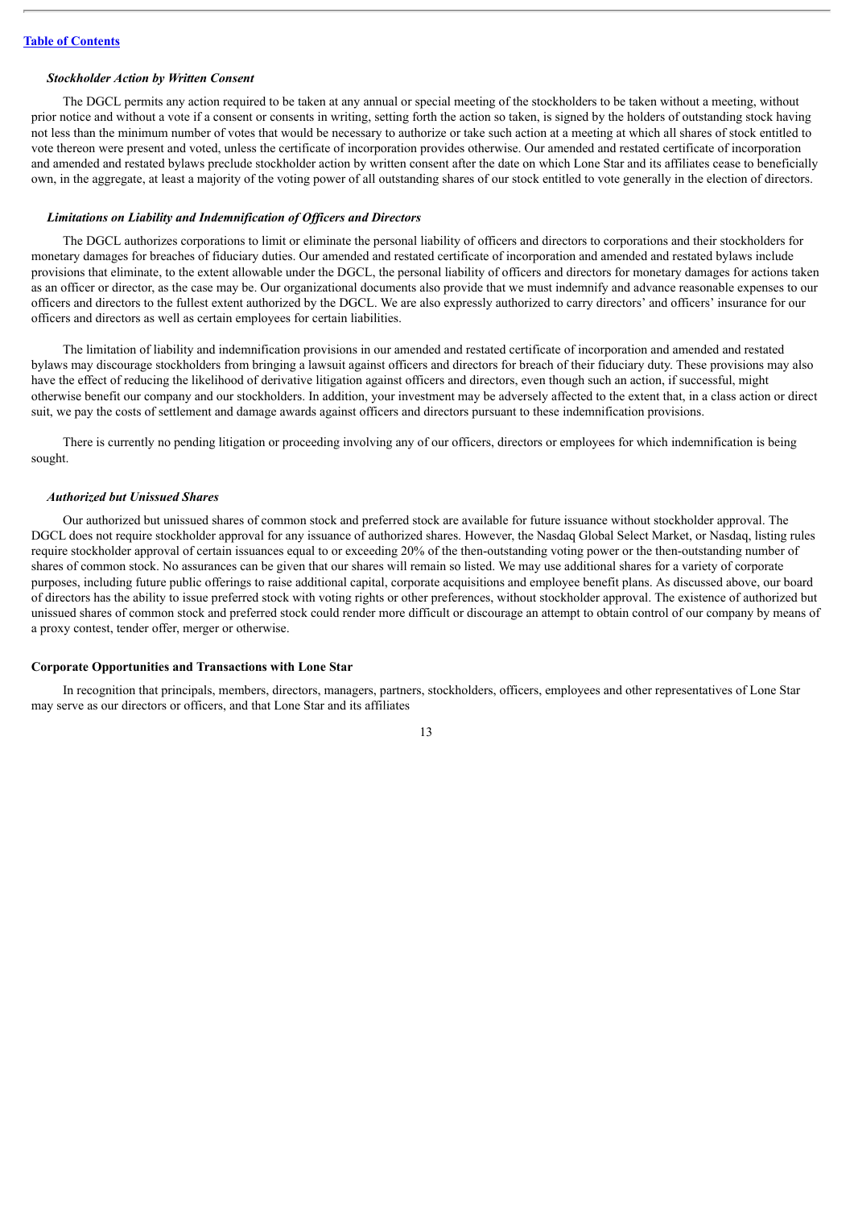*Stockholder Action by Written Consent*

The DGCL permits any action required to be taken at any annual or special meeting of the stockholders to be taken without a meeting, without prior notice and without a vote if a consent or consents in writing, setting forth the action so taken, is signed by the holders of outstanding stock having not less than the minimum number of votes that would be necessary to authorize or take such action at a meeting at which all shares of stock entitled to vote thereon were present and voted, unless the certificate of incorporation provides otherwise. Our amended and restated certificate of incorporation and amended and restated bylaws preclude stockholder action by written consent after the date on which Lone Star and its affiliates cease to beneficially own, in the aggregate, at least a majority of the voting power of all outstanding shares of our stock entitled to vote generally in the election of directors.

*Limitations on Liability and Indemnification of Officers and Directors*

The DGCL authorizes corporations to limit or eliminate the personal liability of officers and directors to corporations and their stockholders for monetary damages for breaches of fiduciary duties. Our amended and restated certificate of incorporation and amended and restated bylaws include provisions that eliminate, to the extent allowable under the DGCL, the personal liability of officers and directors for monetary damages for actions taken as an officer or director, as the case may be. Our organizational documents also provide that we must indemnify and advance reasonable expenses to our officers and directors to the fullest extent authorized by the DGCL. We are also expressly authorized to carry directors' and officers' insurance for our officers and directors as well as certain employees for certain liabilities.

The limitation of liability and indemnification provisions in our amended and restated certificate of incorporation and amended and restated bylaws may discourage stockholders from bringing a lawsuit against officers and directors for breach of their fiduciary duty. These provisions may also have the effect of reducing the likelihood of derivative litigation against officers and directors, even though such an action, if successful, might otherwise benefit our company and our stockholders. In addition, your investment may be adversely affected to the extent that, in a class action or direct suit, we pay the costs of settlement and damage awards against officers and directors pursuant to these indemnification provisions.

There is currently no pending litigation or proceeding involving any of our officers, directors or employees for which indemnification is being sought.

*Authorized but Unissued Shares*

Our authorized but unissued shares of common stock and preferred stock are available for future issuance without stockholder approval. The DGCL does not require stockholder approval for any issuance of authorized shares. However, the Nasdaq Global Select Market, or Nasdaq, listing rules require stockholder approval of certain issuances equal to or exceeding 20% of the then-outstanding voting power or the then-outstanding number of shares of common stock. No assurances can be given that our shares will remain so listed. We may use additional shares for a variety of corporate purposes, including future public offerings to raise additional capital, corporate acquisitions and employee benefit plans. As discussed above, our board of directors has the ability to issue preferred stock with voting rights or other preferences, without stockholder approval. The existence of authorized but unissued shares of common stock and preferred stock could render more difficult or discourage an attempt to obtain control of our company by means of a proxy contest, tender offer, merger or otherwise.

**Corporate Opportunities and Transactions with Lone Star**

In recognition that principals, members, directors, managers, partners, stockholders, officers, employees and other representatives of Lone Star may serve as our directors or officers, and that Lone Star and its affiliates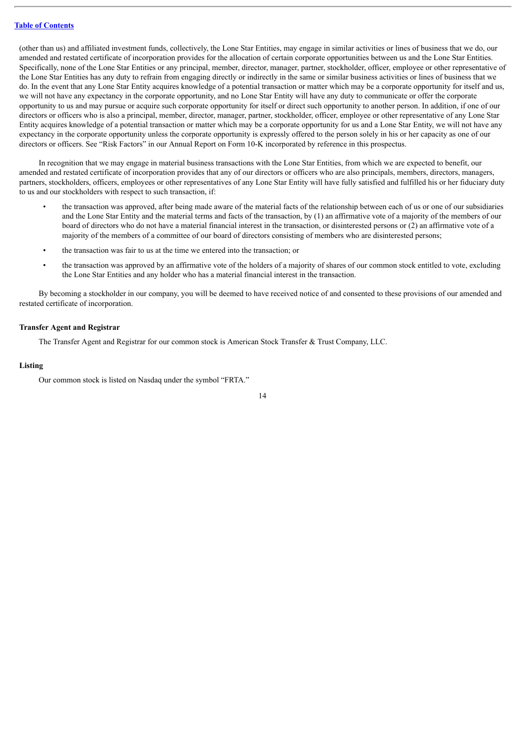(other than us) and affiliated investment funds, collectively, the Lone Star Entities, may engage in similar activities or lines of business that we do, our amended and restated certificate of incorporation provides for the allocation of certain corporate opportunities between us and the Lone Star Entities. Specifically, none of the Lone Star Entities or any principal, member, director, manager, partner, stockholder, officer, employee or other representative of the Lone Star Entities has any duty to refrain from engaging directly or indirectly in the same or similar business activities or lines of business that we do. In the event that any Lone Star Entity acquires knowledge of a potential transaction or matter which may be a corporate opportunity for itself and us, we will not have any expectancy in the corporate opportunity, and no Lone Star Entity will have any duty to communicate or offer the corporate opportunity to us and may pursue or acquire such corporate opportunity for itself or direct such opportunity to another person. In addition, if one of our directors or officers who is also a principal, member, director, manager, partner, stockholder, officer, employee or other representative of any Lone Star Entity acquires knowledge of a potential transaction or matter which may be a corporate opportunity for us and a Lone Star Entity, we will not have any expectancy in the corporate opportunity unless the corporate opportunity is expressly offered to the person solely in his or her capacity as one of our directors or officers. See "Risk Factors" in our Annual Report on Form 10-K incorporated by reference in this prospectus.

In recognition that we may engage in material business transactions with the Lone Star Entities, from which we are expected to benefit, our amended and restated certificate of incorporation provides that any of our directors or officers who are also principals, members, directors, managers, partners, stockholders, officers, employees or other representatives of any Lone Star Entity will have fully satisfied and fulfilled his or her fiduciary duty to us and our stockholders with respect to such transaction, if:

- the transaction was approved, after being made aware of the material facts of the relationship between each of us or one of our subsidiaries and the Lone Star Entity and the material terms and facts of the transaction, by (1) an affirmative vote of a majority of the members of our board of directors who do not have a material financial interest in the transaction, or disinterested persons or (2) an affirmative vote of a majority of the members of a committee of our board of directors consisting of members who are disinterested persons;
- the transaction was fair to us at the time we entered into the transaction; or
- the transaction was approved by an affirmative vote of the holders of a majority of shares of our common stock entitled to vote, excluding the Lone Star Entities and any holder who has a material financial interest in the transaction.

By becoming a stockholder in our company, you will be deemed to have received notice of and consented to these provisions of our amended and restated certificate of incorporation.

### Transfer Agent and Registrar

The Transfer Agent and Registrar for our common stock is American Stock Transfer & Trust Company, LLC.

### Listing

Our common stock is listed on Nasdaq under the symbol "FRTA."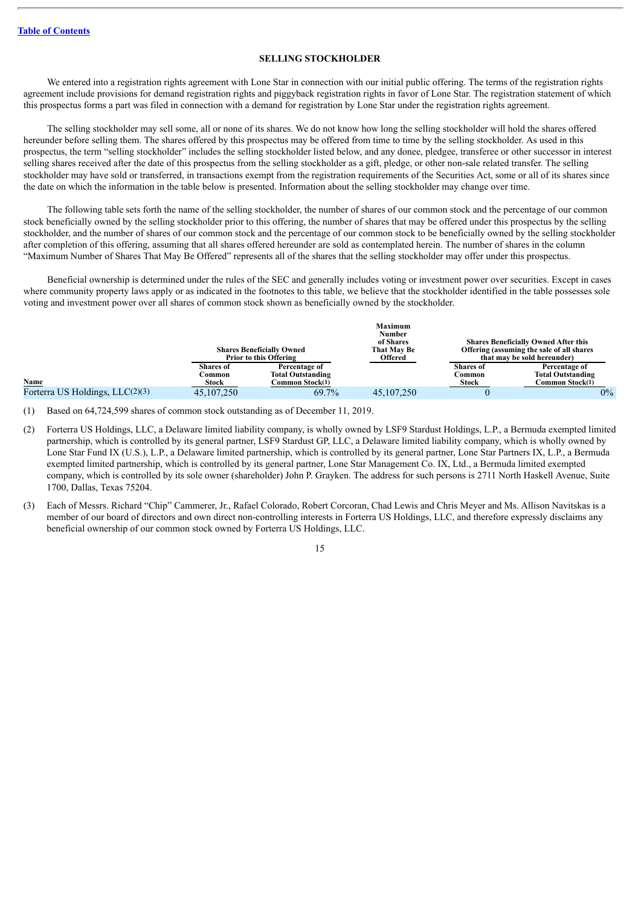[Table of Contents](#)

## SELLING STOCKHOLDER

We entered into a registration rights agreement with Lone Star in connection with our initial public offering. The terms of the registration rights agreement include provisions for demand registration rights and piggyback registration rights in favor of Lone Star. The registration statement of which this prospectus forms a part was filed in connection with a demand for registration by Lone Star under the registration rights agreement.

The selling stockholder may sell some, all or none of its shares. We do not know how long the selling stockholder will hold the shares offered hereunder before selling them. The shares offered by this prospectus may be offered from time to time by the selling stockholder. As used in this prospectus, the term "selling stockholder" includes the selling stockholder listed below, and any donee, pledgee, transferee or other successor in interest selling shares received after the date of this prospectus from the selling stockholder as a gift, pledge, or other non-sale related transfer. The selling stockholder may have sold or transferred, in transactions exempt from the registration requirements of the Securities Act, some or all of its shares since the date on which the information in the table below is presented. Information about the selling stockholder may change over time.

The following table sets forth the name of the selling stockholder, the number of shares of our common stock and the percentage of our common stock beneficially owned by the selling stockholder prior to this offering, the number of shares that may be offered under this prospectus by the selling stockholder, and the number of shares of our common stock and the percentage of our common stock to be beneficially owned by the selling stockholder after completion of this offering, assuming that all shares offered hereunder are sold as contemplated herein. The number of shares in the column "Maximum Number of Shares That May Be Offered" represents all of the shares that the selling stockholder may offer under this prospectus.

Beneficial ownership is determined under the rules of the SEC and generally includes voting or investment power over securities. Except in cases where community property laws apply or as indicated in the footnotes to this table, we believe that the stockholder identified in the table possesses sole voting and investment power over all shares of common stock shown as beneficially owned by the stockholder.

| | Shares Beneficially Owned Prior to this Offering | | Maximum Number of Shares That May Be Offered | Shares Beneficially Owned After this Offering (assuming the sale of all shares that may be sold hereunder) | |
|---|---|---|---|---|---|
| Name | Shares of Common Stock | Percentage of Total Outstanding Common Stock(1) | | Shares of Common Stock | Percentage of Total Outstanding Common Stock(1) |
| Forterra US Holdings, LLC(2)(3) | 45,107,250 | 69.7% | 45,107,250 | 0 | 0% |

(1) Based on 64,724,599 shares of common stock outstanding as of December 11, 2019.

(2) Forterra US Holdings, LLC, a Delaware limited liability company, is wholly owned by LSF9 Stardust Holdings, L.P., a Bermuda exempted limited partnership, which is controlled by its general partner, LSF9 Stardust GP, LLC, a Delaware limited liability company, which is wholly owned by Lone Star Fund IX (U.S.), L.P., a Delaware limited partnership, which is controlled by its general partner, Lone Star Partners IX, L.P., a Bermuda exempted limited partnership, which is controlled by its general partner, Lone Star Management Co. IX, Ltd., a Bermuda limited exempted company, which is controlled by its sole owner (shareholder) John P. Grayken. The address for such persons is 2711 North Haskell Avenue, Suite 1700, Dallas, Texas 75204.

(3) Each of Messrs. Richard "Chip" Cammerer, Jr., Rafael Colorado, Robert Corcoran, Chad Lewis and Chris Meyer and Ms. Allison Navitskas is a member of our board of directors and own direct non-controlling interests in Forterra US Holdings, LLC, and therefore expressly disclaims any beneficial ownership of our common stock owned by Forterra US Holdings, LLC.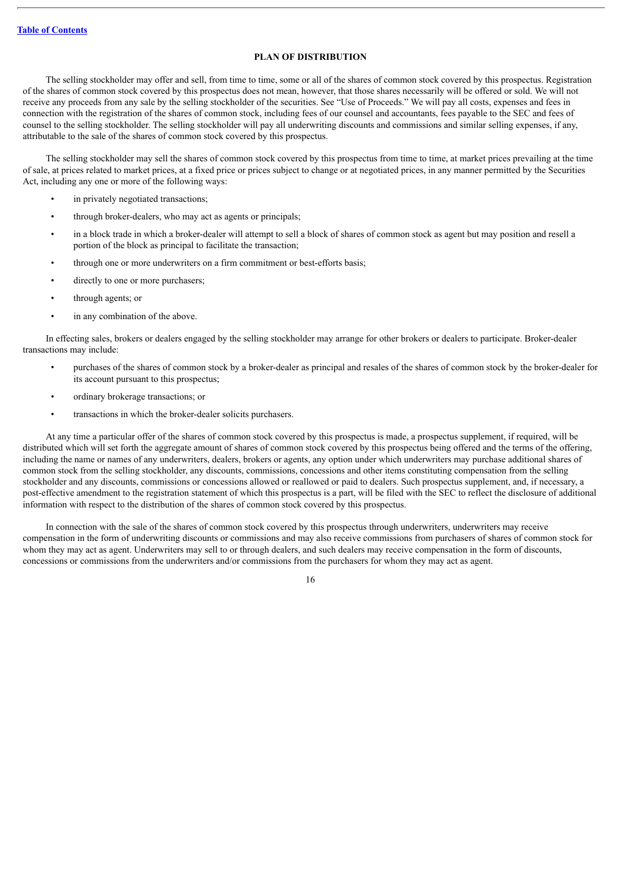## PLAN OF DISTRIBUTION

The selling stockholder may offer and sell, from time to time, some or all of the shares of common stock covered by this prospectus. Registration of the shares of common stock covered by this prospectus does not mean, however, that those shares necessarily will be offered or sold. We will not receive any proceeds from any sale by the selling stockholder of the securities. See "Use of Proceeds." We will pay all costs, expenses and fees in connection with the registration of the shares of common stock, including fees of our counsel and accountants, fees payable to the SEC and fees of counsel to the selling stockholder. The selling stockholder will pay all underwriting discounts and commissions and similar selling expenses, if any, attributable to the sale of the shares of common stock covered by this prospectus.

The selling stockholder may sell the shares of common stock covered by this prospectus from time to time, at market prices prevailing at the time of sale, at prices related to market prices, at a fixed price or prices subject to change or at negotiated prices, in any manner permitted by the Securities Act, including any one or more of the following ways:

- in privately negotiated transactions;
- through broker-dealers, who may act as agents or principals;
- in a block trade in which a broker-dealer will attempt to sell a block of shares of common stock as agent but may position and resell a portion of the block as principal to facilitate the transaction;
- through one or more underwriters on a firm commitment or best-efforts basis;
- directly to one or more purchasers;
- through agents; or
- in any combination of the above.

In effecting sales, brokers or dealers engaged by the selling stockholder may arrange for other brokers or dealers to participate. Broker-dealer transactions may include:

- purchases of the shares of common stock by a broker-dealer as principal and resales of the shares of common stock by the broker-dealer for its account pursuant to this prospectus;
- ordinary brokerage transactions; or
- transactions in which the broker-dealer solicits purchasers.

At any time a particular offer of the shares of common stock covered by this prospectus is made, a prospectus supplement, if required, will be distributed which will set forth the aggregate amount of shares of common stock covered by this prospectus being offered and the terms of the offering, including the name or names of any underwriters, dealers, brokers or agents, any option under which underwriters may purchase additional shares of common stock from the selling stockholder, any discounts, commissions, concessions and other items constituting compensation from the selling stockholder and any discounts, commissions or concessions allowed or reallowed or paid to dealers. Such prospectus supplement, and, if necessary, a post-effective amendment to the registration statement of which this prospectus is a part, will be filed with the SEC to reflect the disclosure of additional information with respect to the distribution of the shares of common stock covered by this prospectus.

In connection with the sale of the shares of common stock covered by this prospectus through underwriters, underwriters may receive compensation in the form of underwriting discounts or commissions and may also receive commissions from purchasers of shares of common stock for whom they may act as agent. Underwriters may sell to or through dealers, and such dealers may receive compensation in the form of discounts, concessions or commissions from the underwriters and/or commissions from the purchasers for whom they may act as agent.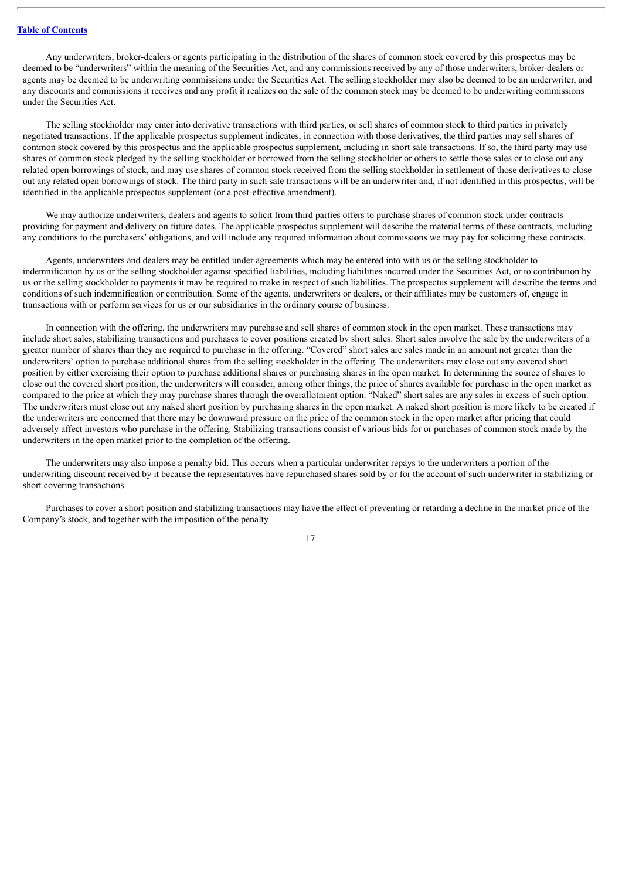Any underwriters, broker-dealers or agents participating in the distribution of the shares of common stock covered by this prospectus may be deemed to be "underwriters" within the meaning of the Securities Act, and any commissions received by any of those underwriters, broker-dealers or agents may be deemed to be underwriting commissions under the Securities Act. The selling stockholder may also be deemed to be an underwriter, and any discounts and commissions it receives and any profit it realizes on the sale of the common stock may be deemed to be underwriting commissions under the Securities Act.

The selling stockholder may enter into derivative transactions with third parties, or sell shares of common stock to third parties in privately negotiated transactions. If the applicable prospectus supplement indicates, in connection with those derivatives, the third parties may sell shares of common stock covered by this prospectus and the applicable prospectus supplement, including in short sale transactions. If so, the third party may use shares of common stock pledged by the selling stockholder or borrowed from the selling stockholder or others to settle those sales or to close out any related open borrowings of stock, and may use shares of common stock received from the selling stockholder in settlement of those derivatives to close out any related open borrowings of stock. The third party in such sale transactions will be an underwriter and, if not identified in this prospectus, will be identified in the applicable prospectus supplement (or a post-effective amendment).

We may authorize underwriters, dealers and agents to solicit from third parties offers to purchase shares of common stock under contracts providing for payment and delivery on future dates. The applicable prospectus supplement will describe the material terms of these contracts, including any conditions to the purchasers' obligations, and will include any required information about commissions we may pay for soliciting these contracts.

Agents, underwriters and dealers may be entitled under agreements which may be entered into with us or the selling stockholder to indemnification by us or the selling stockholder against specified liabilities, including liabilities incurred under the Securities Act, or to contribution by us or the selling stockholder to payments it may be required to make in respect of such liabilities. The prospectus supplement will describe the terms and conditions of such indemnification or contribution. Some of the agents, underwriters or dealers, or their affiliates may be customers of, engage in transactions with or perform services for us or our subsidiaries in the ordinary course of business.

In connection with the offering, the underwriters may purchase and sell shares of common stock in the open market. These transactions may include short sales, stabilizing transactions and purchases to cover positions created by short sales. Short sales involve the sale by the underwriters of a greater number of shares than they are required to purchase in the offering. "Covered" short sales are sales made in an amount not greater than the underwriters' option to purchase additional shares from the selling stockholder in the offering. The underwriters may close out any covered short position by either exercising their option to purchase additional shares or purchasing shares in the open market. In determining the source of shares to close out the covered short position, the underwriters will consider, among other things, the price of shares available for purchase in the open market as compared to the price at which they may purchase shares through the overallotment option. "Naked" short sales are any sales in excess of such option. The underwriters must close out any naked short position by purchasing shares in the open market. A naked short position is more likely to be created if the underwriters are concerned that there may be downward pressure on the price of the common stock in the open market after pricing that could adversely affect investors who purchase in the offering. Stabilizing transactions consist of various bids for or purchases of common stock made by the underwriters in the open market prior to the completion of the offering.

The underwriters may also impose a penalty bid. This occurs when a particular underwriter repays to the underwriters a portion of the underwriting discount received by it because the representatives have repurchased shares sold by or for the account of such underwriter in stabilizing or short covering transactions.

Purchases to cover a short position and stabilizing transactions may have the effect of preventing or retarding a decline in the market price of the Company's stock, and together with the imposition of the penalty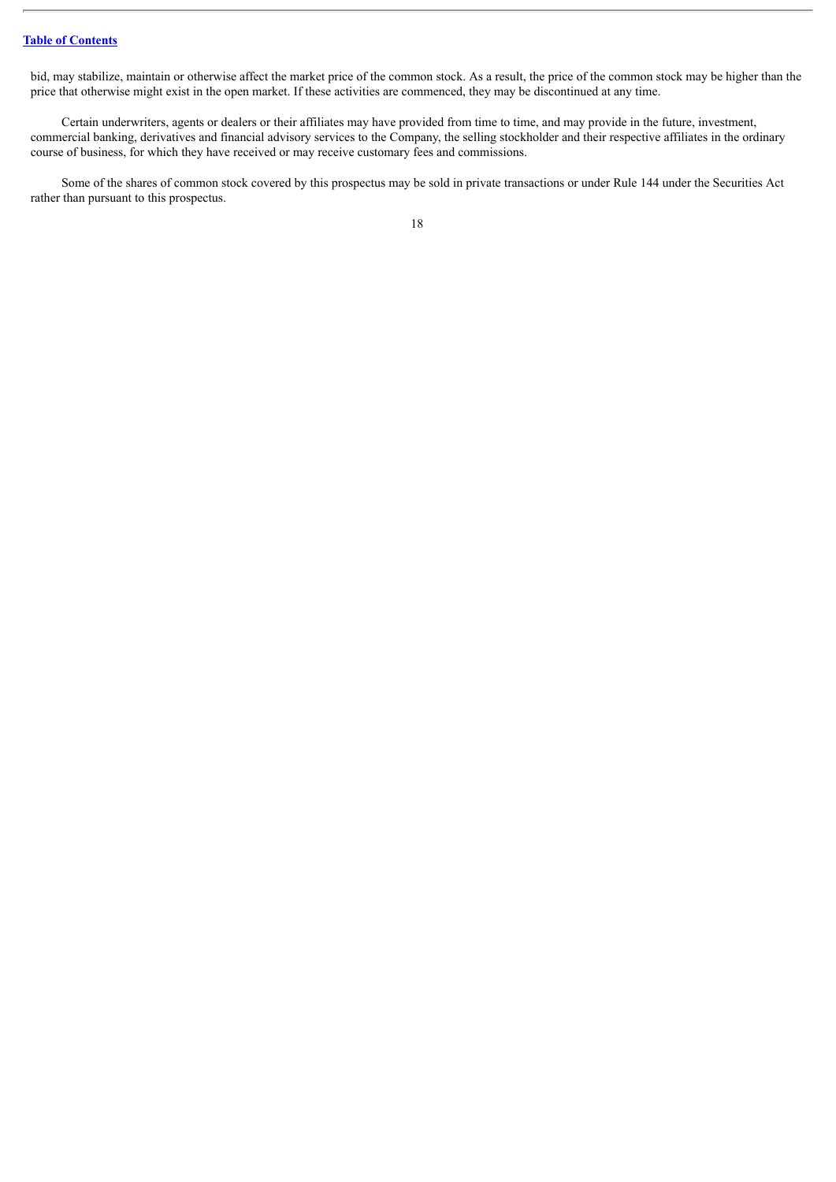bid, may stabilize, maintain or otherwise affect the market price of the common stock. As a result, the price of the common stock may be higher than the price that otherwise might exist in the open market. If these activities are commenced, they may be discontinued at any time.

Certain underwriters, agents or dealers or their affiliates may have provided from time to time, and may provide in the future, investment, commercial banking, derivatives and financial advisory services to the Company, the selling stockholder and their respective affiliates in the ordinary course of business, for which they have received or may receive customary fees and commissions.

Some of the shares of common stock covered by this prospectus may be sold in private transactions or under Rule 144 under the Securities Act rather than pursuant to this prospectus.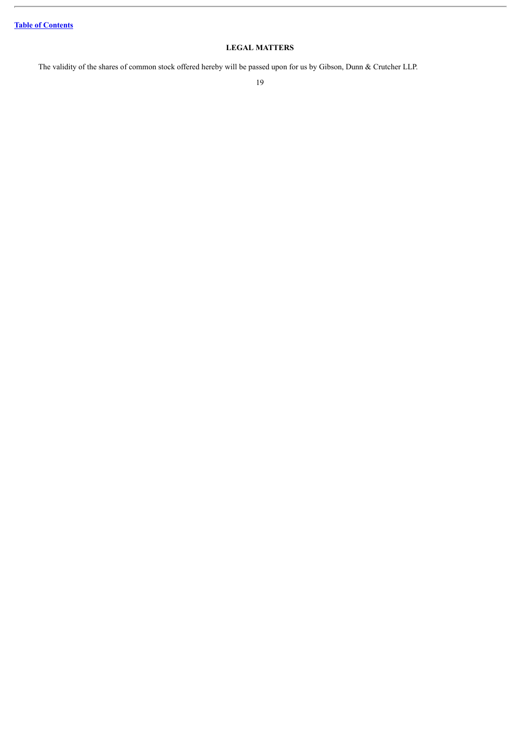## LEGAL MATTERS

The validity of the shares of common stock offered hereby will be passed upon for us by Gibson, Dunn & Crutcher LLP.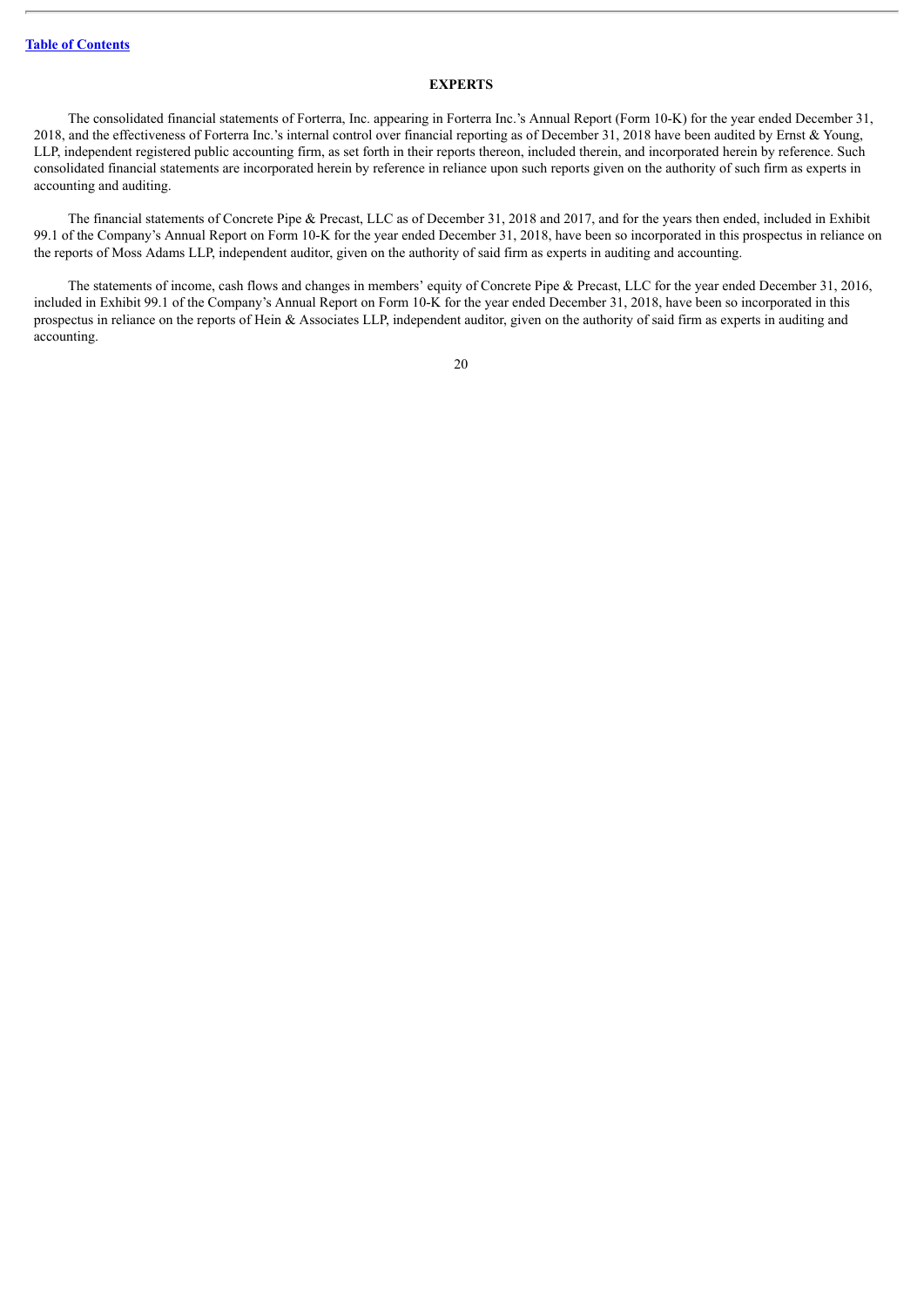## EXPERTS

The consolidated financial statements of Forterra, Inc. appearing in Forterra Inc.'s Annual Report (Form 10-K) for the year ended December 31, 2018, and the effectiveness of Forterra Inc.'s internal control over financial reporting as of December 31, 2018 have been audited by Ernst & Young, LLP, independent registered public accounting firm, as set forth in their reports thereon, included therein, and incorporated herein by reference. Such consolidated financial statements are incorporated herein by reference in reliance upon such reports given on the authority of such firm as experts in accounting and auditing.

The financial statements of Concrete Pipe & Precast, LLC as of December 31, 2018 and 2017, and for the years then ended, included in Exhibit 99.1 of the Company's Annual Report on Form 10-K for the year ended December 31, 2018, have been so incorporated in this prospectus in reliance on the reports of Moss Adams LLP, independent auditor, given on the authority of said firm as experts in auditing and accounting.

The statements of income, cash flows and changes in members' equity of Concrete Pipe & Precast, LLC for the year ended December 31, 2016, included in Exhibit 99.1 of the Company's Annual Report on Form 10-K for the year ended December 31, 2018, have been so incorporated in this prospectus in reliance on the reports of Hein & Associates LLP, independent auditor, given on the authority of said firm as experts in auditing and accounting.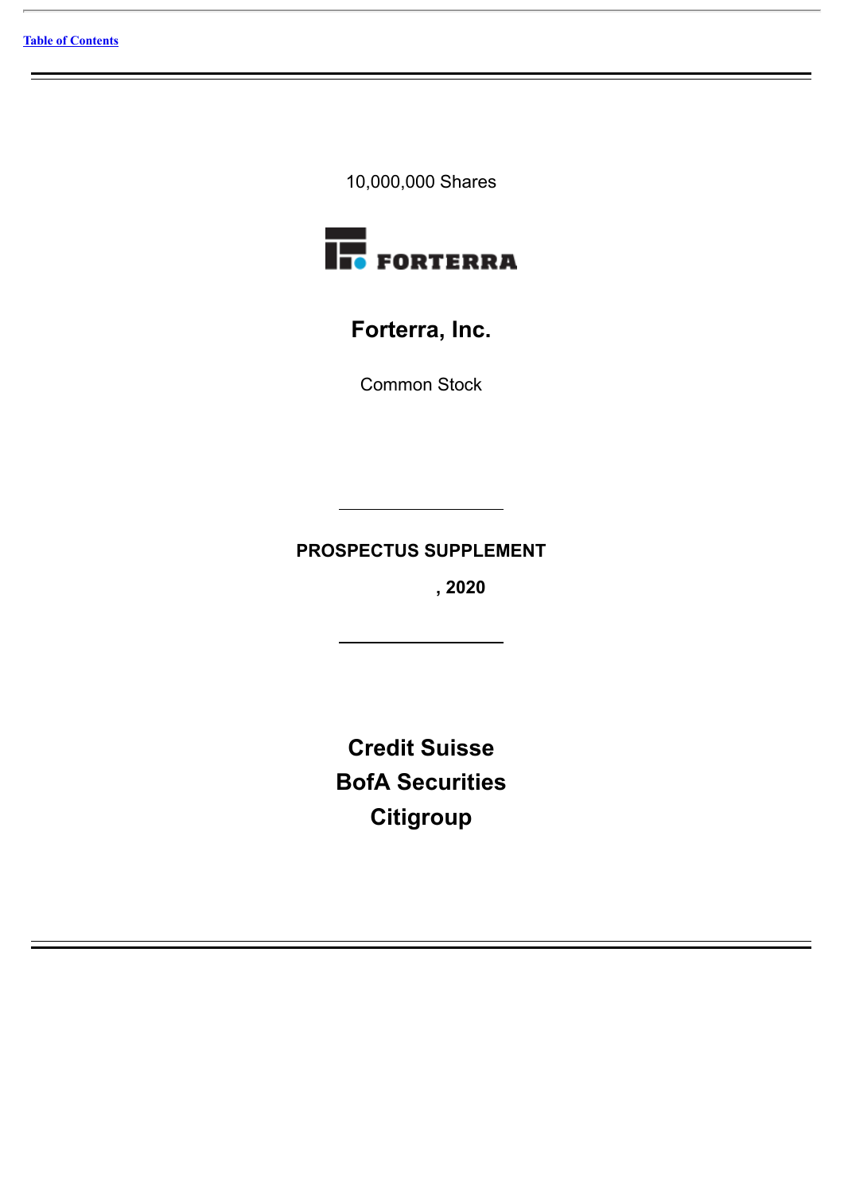[Table of Contents](#)

10,000,000 Shares

FORTERRA

# Forterra, Inc.

Common Stock

**PROSPECTUS SUPPLEMENT**

**, 2020**

**Credit Suisse**
**BofA Securities**
**Citigroup**